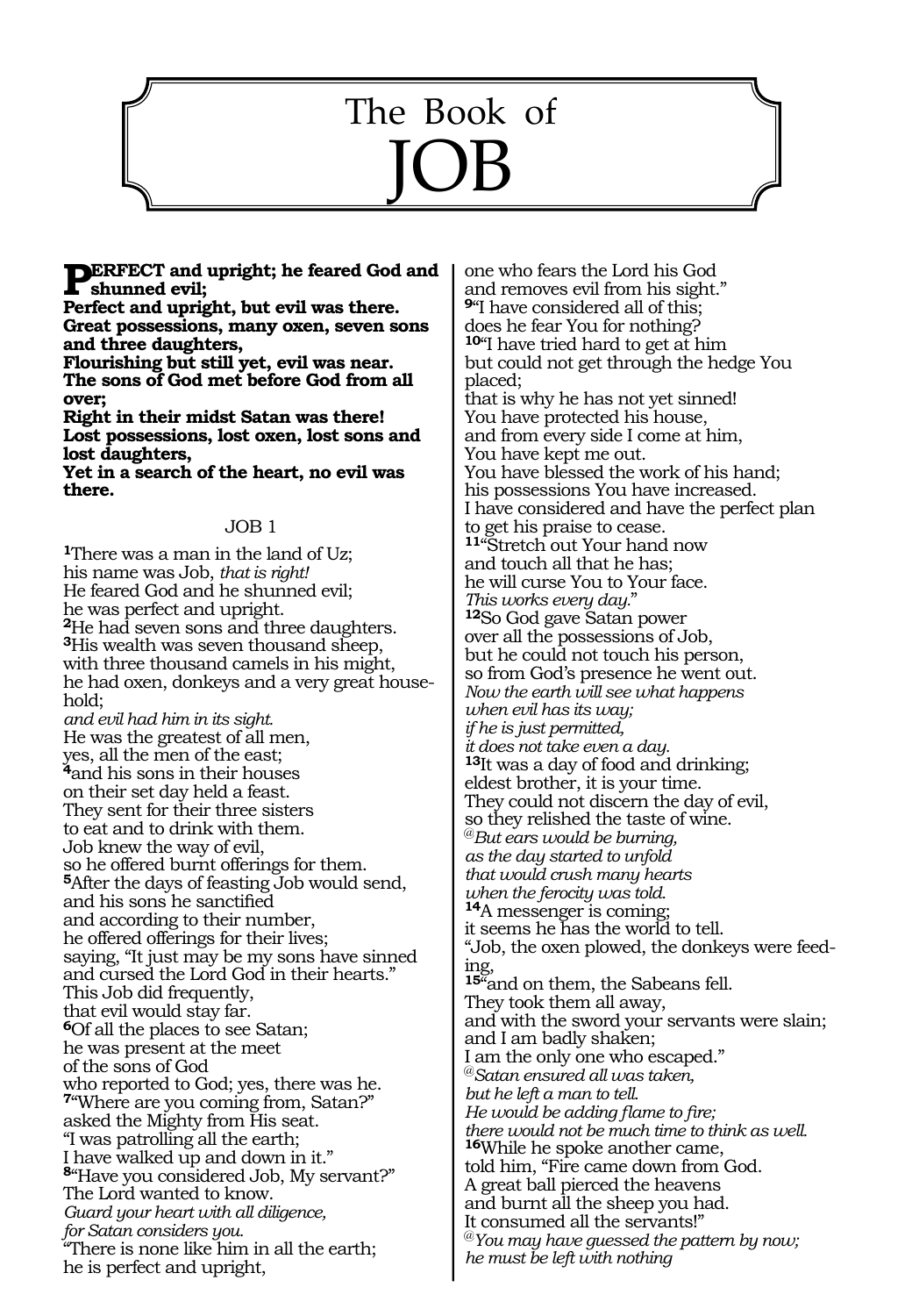# The Book of JOB

**PERFECT and upright; he feared God and shunned evil;**
**Perfect and upright, but evil was there.**
**Great possessions, many oxen, seven sons and three daughters,**
**Flourishing but still yet, evil was near.**
**The sons of God met before God from all over;**
**Right in their midst Satan was there!**
**Lost possessions, lost oxen, lost sons and lost daughters,**
**Yet in a search of the heart, no evil was there.**

## JOB 1

[1]There was a man in the land of Uz;
his name was Job, *that is right!*
He feared God and he shunned evil;
he was perfect and upright.
[2]He had seven sons and three daughters.
[3]His wealth was seven thousand sheep,
with three thousand camels in his might,
he had oxen, donkeys and a very great household;
*and evil had him in its sight.*
He was the greatest of all men,
yes, all the men of the east;
[4]and his sons in their houses
on their set day held a feast.
They sent for their three sisters
to eat and to drink with them.
Job knew the way of evil,
so he offered burnt offerings for them.
[5]After the days of feasting Job would send,
and his sons he sanctified
and according to their number,
he offered offerings for their lives;
saying, "It just may be my sons have sinned
and cursed the Lord God in their hearts."
This Job did frequently,
that evil would stay far.
[6]Of all the places to see Satan;
he was present at the meet
of the sons of God
who reported to God; yes, there was he.
[7]"Where are you coming from, Satan?"
asked the Mighty from His seat.
"I was patrolling all the earth;
I have walked up and down in it."
[8]"Have you considered Job, My servant?"
The Lord wanted to know.
*Guard your heart with all diligence,*
*for Satan considers you.*
"There is none like him in all the earth;
he is perfect and upright,
one who fears the Lord his God
and removes evil from his sight."
[9]"I have considered all of this;
does he fear You for nothing?
[10]"I have tried hard to get at him
but could not get through the hedge You placed;
that is why he has not yet sinned!
You have protected his house,
and from every side I come at him,
You have kept me out.
You have blessed the work of his hand;
his possessions You have increased.
I have considered and have the perfect plan
to get his praise to cease.
[11]"Stretch out Your hand now
and touch all that he has;
he will curse You to Your face.
*This works every day.*"
[12]So God gave Satan power
over all the possessions of Job,
but he could not touch his person,
so from God's presence he went out.
*Now the earth will see what happens*
*when evil has its way;*
*if he is just permitted,*
*it does not take even a day.*
[13]It was a day of food and drinking;
eldest brother, it is your time.
They could not discern the day of evil,
so they relished the taste of wine.
@*But ears would be burning,*
*as the day started to unfold*
*that would crush many hearts*
*when the ferocity was told.*
[14]A messenger is coming;
it seems he has the world to tell.
"Job, the oxen plowed, the donkeys were feeding,
[15]"and on them, the Sabeans fell.
They took them all away,
and with the sword your servants were slain;
and I am badly shaken;
I am the only one who escaped."
@*Satan ensured all was taken,*
*but he left a man to tell.*
*He would be adding flame to fire;*
*there would not be much time to think as well.*
[16]While he spoke another came,
told him, "Fire came down from God.
A great ball pierced the heavens
and burnt all the sheep you had.
It consumed all the servants!"
@*You may have guessed the pattern by now;*
*he must be left with nothing*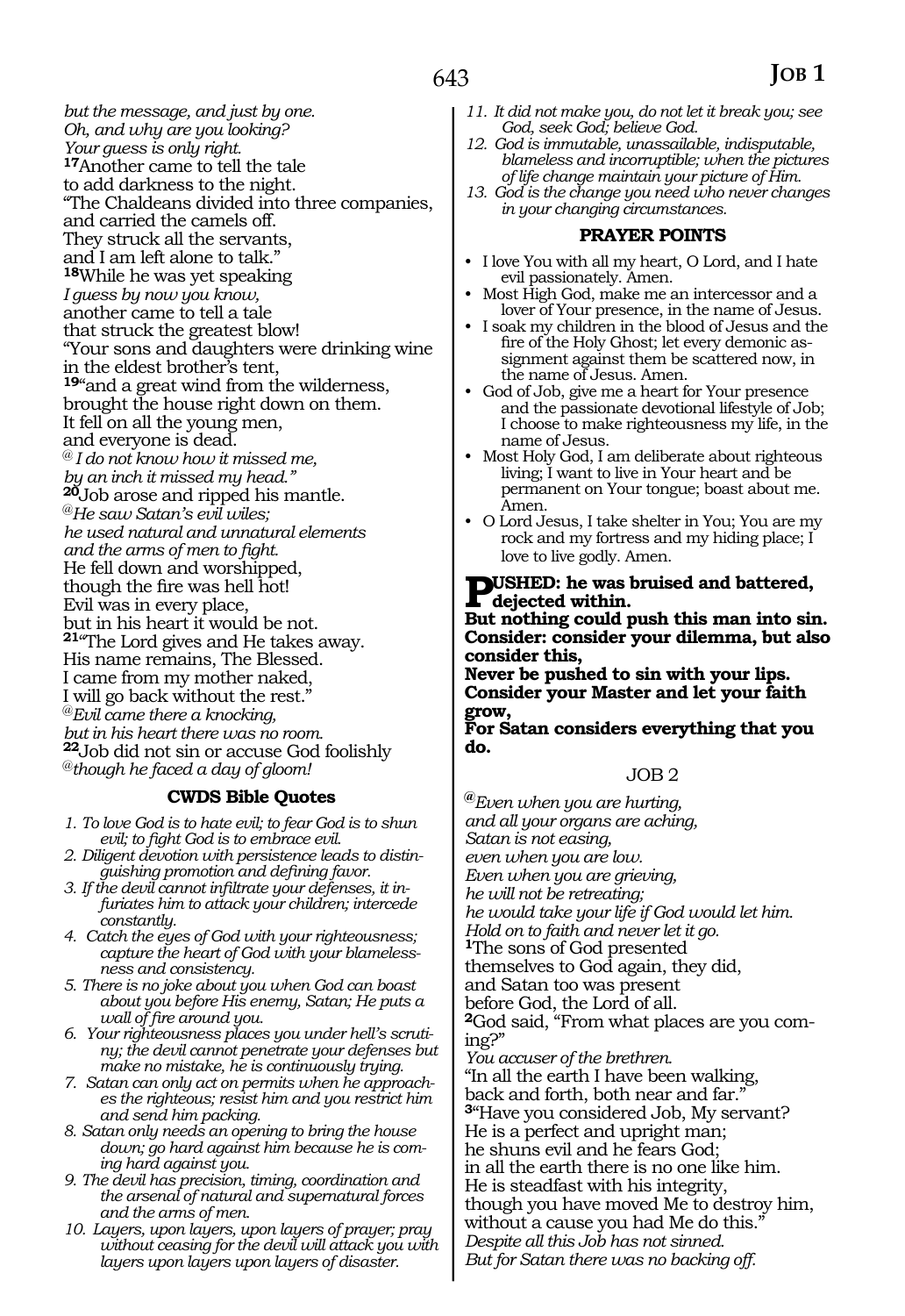*but the message, and just by one.*
*Oh, and why are you looking?*
*Your guess is only right.*
**17**Another came to tell the tale
to add darkness to the night.
"The Chaldeans divided into three companies,
and carried the camels off.
They struck all the servants,
and I am left alone to talk."
**18**While he was yet speaking
*I guess by now you know,*
another came to tell a tale
that struck the greatest blow!
"Your sons and daughters were drinking wine
in the eldest brother's tent,
**19**"and a great wind from the wilderness,
brought the house right down on them.
It fell on all the young men,
and everyone is dead.
@*I do not know how it missed me,*
*by an inch it missed my head."*
**20**Job arose and ripped his mantle.
@*He saw Satan's evil wiles;*
*he used natural and unnatural elements*
*and the arms of men to fight.*
He fell down and worshipped,
though the fire was hell hot!
Evil was in every place,
but in his heart it would be not.
**21**"The Lord gives and He takes away.
His name remains, The Blessed.
I came from my mother naked,
I will go back without the rest."
@*Evil came there a knocking,*
*but in his heart there was no room.*
**22**Job did not sin or accuse God foolishly
@*though he faced a day of gloom!*

### CWDS Bible Quotes

1. *To love God is to hate evil; to fear God is to shun evil; to fight God is to embrace evil.*
2. *Diligent devotion with persistence leads to distinguishing promotion and defining favor.*
3. *If the devil cannot infiltrate your defenses, it infuriates him to attack your children; intercede constantly.*
4. *Catch the eyes of God with your righteousness; capture the heart of God with your blamelessness and consistency.*
5. *There is no joke about you when God can boast about you before His enemy, Satan; He puts a wall of fire around you.*
6. *Your righteousness places you under hell's scrutiny; the devil cannot penetrate your defenses but make no mistake, he is continuously trying.*
7. *Satan can only act on permits when he approaches the righteous; resist him and you restrict him and send him packing.*
8. *Satan only needs an opening to bring the house down; go hard against him because he is coming hard against you.*
9. *The devil has precision, timing, coordination and the arsenal of natural and supernatural forces and the arms of men.*
10. *Layers, upon layers, upon layers of prayer; pray without ceasing for the devil will attack you with layers upon layers upon layers of disaster.*
11. *It did not make you, do not let it break you; see God, seek God; believe God.*
12. *God is immutable, unassailable, indisputable, blameless and incorruptible; when the pictures of life change maintain your picture of Him.*
13. *God is the change you need who never changes in your changing circumstances.*

### PRAYER POINTS

- I love You with all my heart, O Lord, and I hate evil passionately. Amen.
- Most High God, make me an intercessor and a lover of Your presence, in the name of Jesus.
- I soak my children in the blood of Jesus and the fire of the Holy Ghost; let every demonic assignment against them be scattered now, in the name of Jesus. Amen.
- God of Job, give me a heart for Your presence and the passionate devotional lifestyle of Job; I choose to make righteousness my life, in the name of Jesus.
- Most Holy God, I am deliberate about righteous living; I want to live in Your heart and be permanent on Your tongue; boast about me. Amen.
- O Lord Jesus, I take shelter in You; You are my rock and my fortress and my hiding place; I love to live godly. Amen.

**PUSHED: he was bruised and battered, dejected within.**
**But nothing could push this man into sin.**
**Consider: consider your dilemma, but also consider this,**
**Never be pushed to sin with your lips.**
**Consider your Master and let your faith grow,**
**For Satan considers everything that you do.**

## JOB 2

@*Even when you are hurting,*
*and all your organs are aching,*
*Satan is not easing,*
*even when you are low.*
*Even when you are grieving,*
*he will not be retreating;*
*he would take your life if God would let him.*
*Hold on to faith and never let it go.*
**1**The sons of God presented
themselves to God again, they did,
and Satan too was present
before God, the Lord of all.
**2**God said, "From what places are you coming?"
*You accuser of the brethren.*
"In all the earth I have been walking,
back and forth, both near and far."
**3**"Have you considered Job, My servant?
He is a perfect and upright man;
he shuns evil and he fears God;
in all the earth there is no one like him.
He is steadfast with his integrity,
though you have moved Me to destroy him,
without a cause you had Me do this."
*Despite all this Job has not sinned.*
*But for Satan there was no backing off.*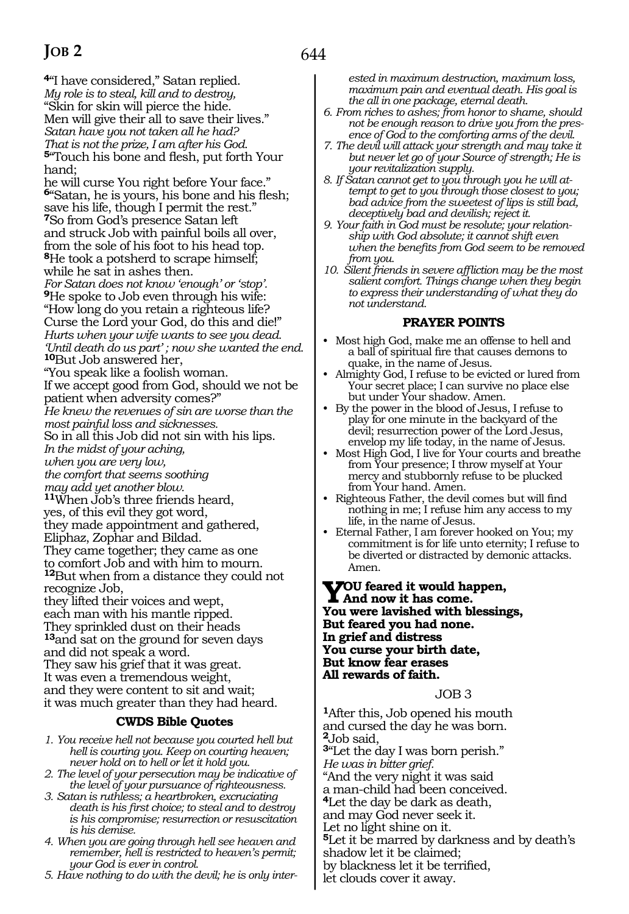[4]"I have considered," Satan replied.
*My role is to steal, kill and to destroy,*
"Skin for skin will pierce the hide.
Men will give their all to save their lives."
*Satan have you not taken all he had?*
*That is not the prize, I am after his God.*
[5]"Touch his bone and flesh, put forth Your hand;
he will curse You right before Your face."
[6]"Satan, he is yours, his bone and his flesh;
save his life, though I permit the rest."
[7]So from God's presence Satan left
and struck Job with painful boils all over,
from the sole of his foot to his head top.
[8]He took a potsherd to scrape himself;
while he sat in ashes then.
*For Satan does not know 'enough' or 'stop'.*
[9]He spoke to Job even through his wife:
"How long do you retain a righteous life?
Curse the Lord your God, do this and die!"
*Hurts when your wife wants to see you dead.*
*'Until death do us part' ; now she wanted the end.*
[10]But Job answered her,
"You speak like a foolish woman.
If we accept good from God, should we not be patient when adversity comes?"
*He knew the revenues of sin are worse than the most painful loss and sicknesses.*
So in all this Job did not sin with his lips.
*In the midst of your aching,*
*when you are very low,*
*the comfort that seems soothing*
*may add yet another blow.*
[11]When Job's three friends heard,
yes, of this evil they got word,
they made appointment and gathered,
Eliphaz, Zophar and Bildad.
They came together; they came as one
to comfort Job and with him to mourn.
[12]But when from a distance they could not recognize Job,
they lifted their voices and wept,
each man with his mantle ripped.
They sprinkled dust on their heads
[13]and sat on the ground for seven days
and did not speak a word.
They saw his grief that it was great.
It was even a tremendous weight,
and they were content to sit and wait;
it was much greater than they had heard.

### CWDS Bible Quotes

1. *You receive hell not because you courted hell but hell is courting you. Keep on courting heaven; never hold on to hell or let it hold you.*
2. *The level of your persecution may be indicative of the level of your pursuance of righteousness.*
3. *Satan is ruthless; a heartbroken, excruciating death is his first choice; to steal and to destroy is his compromise; resurrection or resuscitation is his demise.*
4. *When you are going through hell see heaven and remember, hell is restricted to heaven's permit; your God is ever in control.*
5. *Have nothing to do with the devil; he is only interested in maximum destruction, maximum loss, maximum pain and eventual death. His goal is the all in one package, eternal death.*
6. *From riches to ashes; from honor to shame, should not be enough reason to drive you from the presence of God to the comforting arms of the devil.*
7. *The devil will attack your strength and may take it but never let go of your Source of strength; He is your revitalization supply.*
8. *If Satan cannot get to you through you he will attempt to get to you through those closest to you; bad advice from the sweetest of lips is still bad, deceptively bad and devilish; reject it.*
9. *Your faith in God must be resolute; your relationship with God absolute; it cannot shift even when the benefits from God seem to be removed from you.*
10. *Silent friends in severe affliction may be the most salient comfort. Things change when they begin to express their understanding of what they do not understand.*

### PRAYER POINTS

- Most high God, make me an offense to hell and a ball of spiritual fire that causes demons to quake, in the name of Jesus.
- Almighty God, I refuse to be evicted or lured from Your secret place; I can survive no place else but under Your shadow. Amen.
- By the power in the blood of Jesus, I refuse to play for one minute in the backyard of the devil; resurrection power of the Lord Jesus, envelop my life today, in the name of Jesus.
- Most High God, I live for Your courts and breathe from Your presence; I throw myself at Your mercy and stubbornly refuse to be plucked from Your hand. Amen.
- Righteous Father, the devil comes but will find nothing in me; I refuse him any access to my life, in the name of Jesus.
- Eternal Father, I am forever hooked on You; my commitment is for life unto eternity; I refuse to be diverted or distracted by demonic attacks. Amen.

**YOU feared it would happen,**
**And now it has come.**
**You were lavished with blessings,**
**But feared you had none.**
**In grief and distress**
**You curse your birth date,**
**But know fear erases**
**All rewards of faith.**

## JOB 3

[1]After this, Job opened his mouth
and cursed the day he was born.
[2]Job said,
[3]"Let the day I was born perish."
*He was in bitter grief.*
"And the very night it was said
a man-child had been conceived.
[4]Let the day be dark as death,
and may God never seek it.
Let no light shine on it.
[5]Let it be marred by darkness and by death's shadow let it be claimed;
by blackness let it be terrified,
let clouds cover it away.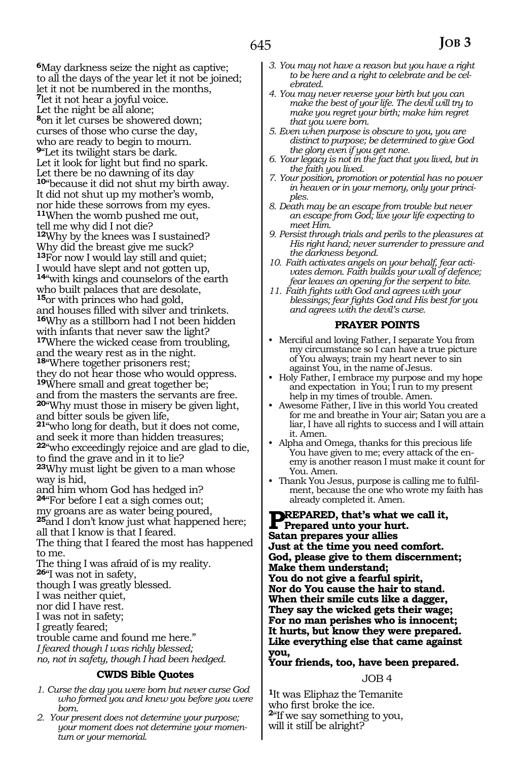[6]May darkness seize the night as captive;
to all the days of the year let it not be joined;
let it not be numbered in the months,
[7]let it not hear a joyful voice.
Let the night be all alone;
[8]on it let curses be showered down;
curses of those who curse the day,
who are ready to begin to mourn.
[9]"Let its twilight stars be dark.
Let it look for light but find no spark.
Let there be no dawning of its day
[10]"because it did not shut my birth away.
It did not shut up my mother's womb,
nor hide these sorrows from my eyes.
[11]When the womb pushed me out,
tell me why did I not die?
[12]Why by the knees was I sustained?
Why did the breast give me suck?
[13]For now I would lay still and quiet;
I would have slept and not gotten up,
[14]"with kings and counselors of the earth
who built palaces that are desolate,
[15]or with princes who had gold,
and houses filled with silver and trinkets.
[16]Why as a stillborn had I not been hidden
with infants that never saw the light?
[17]Where the wicked cease from troubling,
and the weary rest as in the night.
[18]"Where together prisoners rest;
they do not hear those who would oppress.
[19]Where small and great together be;
and from the masters the servants are free.
[20]"Why must those in misery be given light,
and bitter souls be given life,
[21]"who long for death, but it does not come,
and seek it more than hidden treasures;
[22]"who exceedingly rejoice and are glad to die,
to find the grave and in it to lie?
[23]Why must light be given to a man whose way is hid,
and him whom God has hedged in?
[24]"For before I eat a sigh comes out;
my groans are as water being poured,
[25]and I don't know just what happened here;
all that I know is that I feared.
The thing that I feared the most has happened to me.
The thing I was afraid of is my reality.
[26]"I was not in safety,
though I was greatly blessed.
I was neither quiet,
nor did I have rest.
I was not in safety;
I greatly feared;
trouble came and found me here."
*I feared though I was richly blessed;*
*no, not in safety, though I had been hedged.*

### CWDS Bible Quotes

1. *Curse the day you were born but never curse God who formed you and knew you before you were born.*
2. *Your present does not determine your purpose; your moment does not determine your momentum or your memorial.*
3. *You may not have a reason but you have a right to be here and a right to celebrate and be celebrated.*
4. *You may never reverse your birth but you can make the best of your life. The devil will try to make you regret your birth; make him regret that you were born.*
5. *Even when purpose is obscure to you, you are distinct to purpose; be determined to give God the glory even if you get none.*
6. *Your legacy is not in the fact that you lived, but in the faith you lived.*
7. *Your position, promotion or potential has no power in heaven or in your memory, only your principles.*
8. *Death may be an escape from trouble but never an escape from God; live your life expecting to meet Him.*
9. *Persist through trials and perils to the pleasures at His right hand; never surrender to pressure and the darkness beyond.*
10. *Faith activates angels on your behalf, fear activates demon. Faith builds your wall of defence; fear leaves an opening for the serpent to bite.*
11. *Faith fights with God and agrees with your blessings; fear fights God and His best for you and agrees with the devil's curse.*

### PRAYER POINTS

- Merciful and loving Father, I separate You from my circumstance so I can have a true picture of You always; train my heart never to sin against You, in the name of Jesus.
- Holy Father, I embrace my purpose and my hope and expectation in You; I run to my present help in my times of trouble. Amen.
- Awesome Father, I live in this world You created for me and breathe in Your air; Satan you are a liar, I have all rights to success and I will attain it. Amen.
- Alpha and Omega, thanks for this precious life You have given to me; every attack of the enemy is another reason I must make it count for You. Amen.
- Thank You Jesus, purpose is calling me to fulfilment, because the one who wrote my faith has already completed it. Amen.

**PREPARED, that's what we call it,**
**Prepared unto your hurt.**
**Satan prepares your allies**
**Just at the time you need comfort.**
**God, please give to them discernment;**
**Make them understand;**
**You do not give a fearful spirit,**
**Nor do You cause the hair to stand.**
**When their smile cuts like a dagger,**
**They say the wicked gets their wage;**
**For no man perishes who is innocent;**
**It hurts, but know they were prepared.**
**Like everything else that came against you,**
**Your friends, too, have been prepared.**

## JOB 4

[1]It was Eliphaz the Temanite
who first broke the ice.
[2]"If we say something to you,
will it still be alright?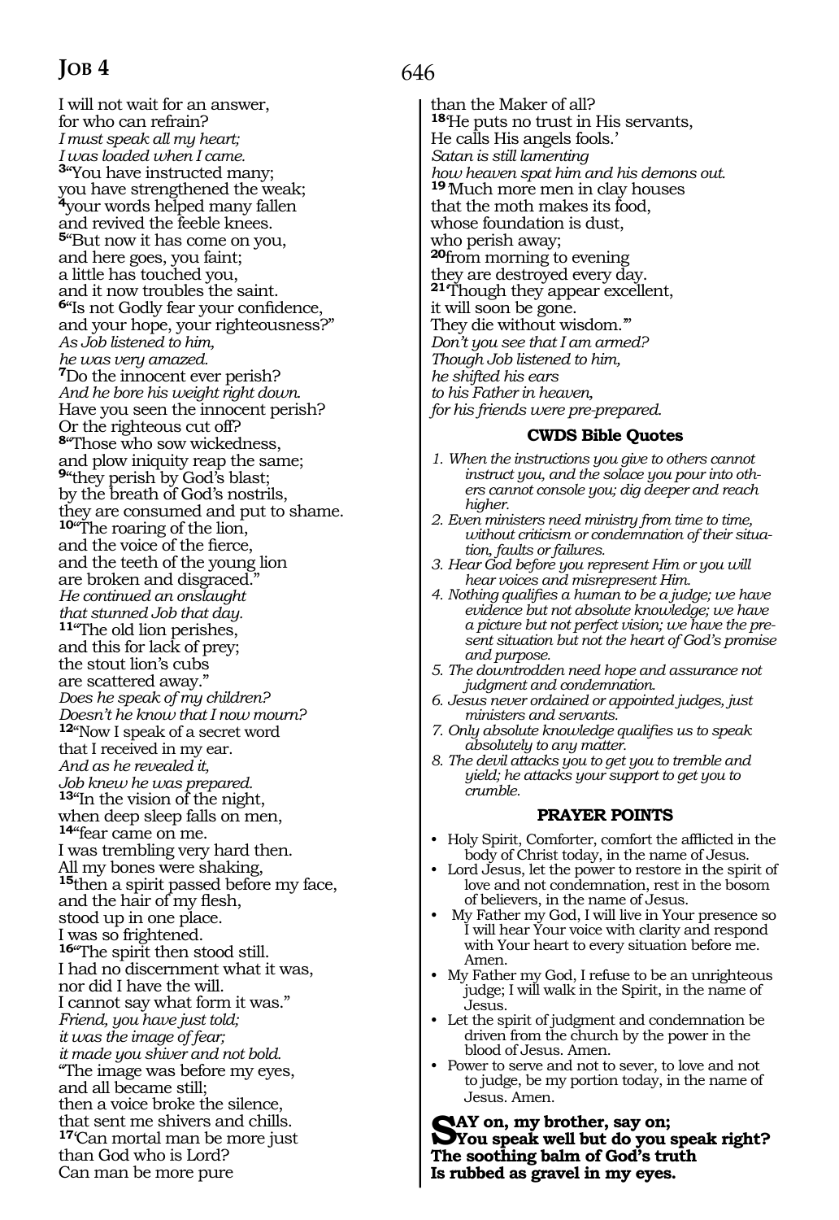I will not wait for an answer,
for who can refrain?
*I must speak all my heart;*
*I was loaded when I came.*
[3]"You have instructed many;
you have strengthened the weak;
[4]your words helped many fallen
and revived the feeble knees.
[5]"But now it has come on you,
and here goes, you faint;
a little has touched you,
and it now troubles the saint.
[6]"Is not Godly fear your confidence,
and your hope, your righteousness?"
*As Job listened to him,*
*he was very amazed.*
[7]Do the innocent ever perish?
*And he bore his weight right down.*
Have you seen the innocent perish?
Or the righteous cut off?
[8]"Those who sow wickedness,
and plow iniquity reap the same;
[9]"they perish by God's blast;
by the breath of God's nostrils,
they are consumed and put to shame.
[10]"The roaring of the lion,
and the voice of the fierce,
and the teeth of the young lion
are broken and disgraced."
*He continued an onslaught*
*that stunned Job that day.*
[11]"The old lion perishes,
and this for lack of prey;
the stout lion's cubs
are scattered away."
*Does he speak of my children?*
*Doesn't he know that I now mourn?*
[12]"Now I speak of a secret word
that I received in my ear.
*And as he revealed it,*
*Job knew he was prepared.*
[13]"In the vision of the night,
when deep sleep falls on men,
[14]"fear came on me.
I was trembling very hard then.
All my bones were shaking,
[15]then a spirit passed before my face,
and the hair of my flesh,
stood up in one place.
I was so frightened.
[16]"The spirit then stood still.
I had no discernment what it was,
nor did I have the will.
I cannot say what form it was."
*Friend, you have just told;*
*it was the image of fear;*
*it made you shiver and not bold.*
"The image was before my eyes,
and all became still;
then a voice broke the silence,
that sent me shivers and chills.
[17]'Can mortal man be more just
than God who is Lord?
Can man be more pure
than the Maker of all?
[18]'He puts no trust in His servants,
He calls His angels fools.'
*Satan is still lamenting*
*how heaven spat him and his demons out.*
[19]'Much more men in clay houses
that the moth makes its food,
whose foundation is dust,
who perish away;
[20]from morning to evening
they are destroyed every day.
[21]'Though they appear excellent,
it will soon be gone.
They die without wisdom.'"
*Don't you see that I am armed?*
*Though Job listened to him,*
*he shifted his ears*
*to his Father in heaven,*
*for his friends were pre-prepared.*

### CWDS Bible Quotes

1. *When the instructions you give to others cannot instruct you, and the solace you pour into others cannot console you; dig deeper and reach higher.*
2. *Even ministers need ministry from time to time, without criticism or condemnation of their situation, faults or failures.*
3. *Hear God before you represent Him or you will hear voices and misrepresent Him.*
4. *Nothing qualifies a human to be a judge; we have evidence but not absolute knowledge; we have a picture but not perfect vision; we have the present situation but not the heart of God's promise and purpose.*
5. *The downtrodden need hope and assurance not judgment and condemnation.*
6. *Jesus never ordained or appointed judges, just ministers and servants.*
7. *Only absolute knowledge qualifies us to speak absolutely to any matter.*
8. *The devil attacks you to get you to tremble and yield; he attacks your support to get you to crumble.*

### PRAYER POINTS

- Holy Spirit, Comforter, comfort the afflicted in the body of Christ today, in the name of Jesus.
- Lord Jesus, let the power to restore in the spirit of love and not condemnation, rest in the bosom of believers, in the name of Jesus.
- My Father my God, I will live in Your presence so I will hear Your voice with clarity and respond with Your heart to every situation before me. Amen.
- My Father my God, I refuse to be an unrighteous judge; I will walk in the Spirit, in the name of Jesus.
- Let the spirit of judgment and condemnation be driven from the church by the power in the blood of Jesus. Amen.
- Power to serve and not to sever, to love and not to judge, be my portion today, in the name of Jesus. Amen.

**SAY on, my brother, say on;**
**You speak well but do you speak right?**
**The soothing balm of God's truth**
**Is rubbed as gravel in my eyes.**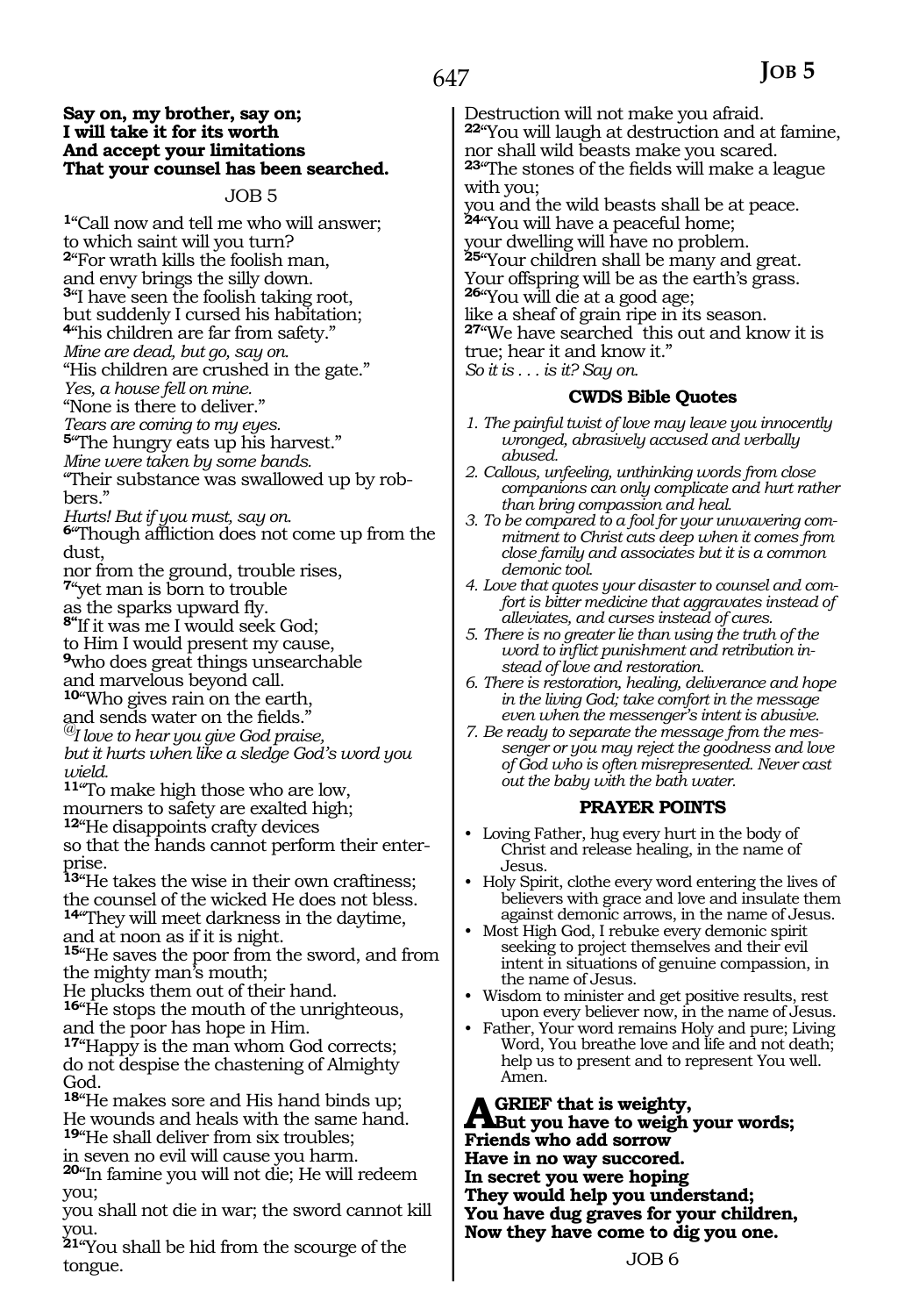**Say on, my brother, say on;**
**I will take it for its worth**
**And accept your limitations**
**That your counsel has been searched.**

JOB 5

[1]"Call now and tell me who will answer;
to which saint will you turn?
[2]"For wrath kills the foolish man,
and envy brings the silly down.
[3]"I have seen the foolish taking root,
but suddenly I cursed his habitation;
[4]"his children are far from safety."
*Mine are dead, but go, say on.*
"His children are crushed in the gate."
*Yes, a house fell on mine.*
"None is there to deliver."
*Tears are coming to my eyes.*
[5]"The hungry eats up his harvest."
*Mine were taken by some bands.*
"Their substance was swallowed up by robbers."
*Hurts! But if you must, say on.*
[6]"Though affliction does not come up from the dust,
nor from the ground, trouble rises,
[7]"yet man is born to trouble
as the sparks upward fly.
[8]"If it was me I would seek God;
to Him I would present my cause,
[9]who does great things unsearchable
and marvelous beyond call.
[10]"Who gives rain on the earth,
and sends water on the fields."
*@I love to hear you give God praise,*
*but it hurts when like a sledge God's word you wield.*
[11]"To make high those who are low,
mourners to safety are exalted high;
[12]"He disappoints crafty devices
so that the hands cannot perform their enterprise.
[13]"He takes the wise in their own craftiness;
the counsel of the wicked He does not bless.
[14]"They will meet darkness in the daytime,
and at noon as if it is night.
[15]"He saves the poor from the sword, and from the mighty man's mouth;
He plucks them out of their hand.
[16]"He stops the mouth of the unrighteous,
and the poor has hope in Him.
[17]"Happy is the man whom God corrects;
do not despise the chastening of Almighty God.
[18]"He makes sore and His hand binds up;
He wounds and heals with the same hand.
[19]"He shall deliver from six troubles;
in seven no evil will cause you harm.
[20]"In famine you will not die; He will redeem you;
you shall not die in war; the sword cannot kill you.
[21]"You shall be hid from the scourge of the tongue.
Destruction will not make you afraid.
[22]"You will laugh at destruction and at famine,
nor shall wild beasts make you scared.
[23]"The stones of the fields will make a league with you;
you and the wild beasts shall be at peace.
[24]"You will have a peaceful home;
your dwelling will have no problem.
[25]"Your children shall be many and great.
Your offspring will be as the earth's grass.
[26]"You will die at a good age;
like a sheaf of grain ripe in its season.
[27]"We have searched this out and know it is true; hear it and know it."
*So it is . . . is it? Say on.*

### CWDS Bible Quotes

1. *The painful twist of love may leave you innocently wronged, abrasively accused and verbally abused.*
2. *Callous, unfeeling, unthinking words from close companions can only complicate and hurt rather than bring compassion and heal.*
3. *To be compared to a fool for your unwavering commitment to Christ cuts deep when it comes from close family and associates but it is a common demonic tool.*
4. *Love that quotes your disaster to counsel and comfort is bitter medicine that aggravates instead of alleviates, and curses instead of cures.*
5. *There is no greater lie than using the truth of the word to inflict punishment and retribution instead of love and restoration.*
6. *There is restoration, healing, deliverance and hope in the living God; take comfort in the message even when the messenger's intent is abusive.*
7. *Be ready to separate the message from the messenger or you may reject the goodness and love of God who is often misrepresented. Never cast out the baby with the bath water.*

### PRAYER POINTS

- Loving Father, hug every hurt in the body of Christ and release healing, in the name of Jesus.
- Holy Spirit, clothe every word entering the lives of believers with grace and love and insulate them against demonic arrows, in the name of Jesus.
- Most High God, I rebuke every demonic spirit seeking to project themselves and their evil intent in situations of genuine compassion, in the name of Jesus.
- Wisdom to minister and get positive results, rest upon every believer now, in the name of Jesus.
- Father, Your word remains Holy and pure; Living Word, You breathe love and life and not death; help us to present and to represent You well. Amen.

**A GRIEF that is weighty,**
**But you have to weigh your words;**
**Friends who add sorrow**
**Have in no way succored.**
**In secret you were hoping**
**They would help you understand;**
**You have dug graves for your children,**
**Now they have come to dig you one.**

JOB 6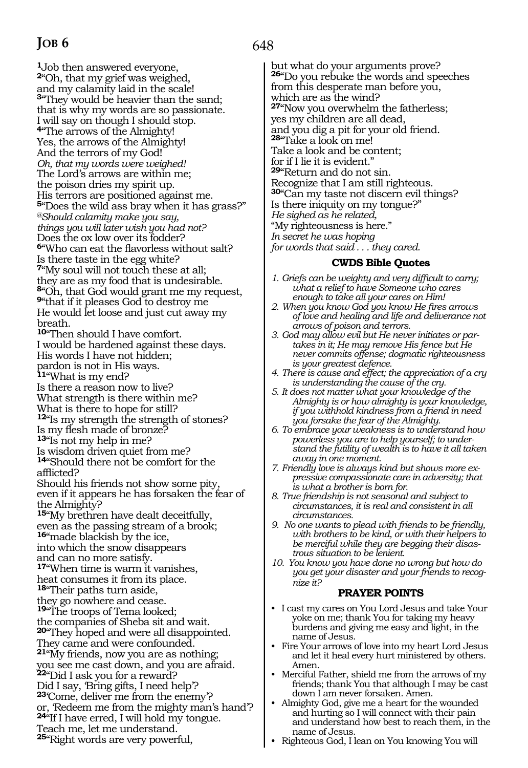# Job 6

[1]Job then answered everyone,
[2]"Oh, that my grief was weighed,
and my calamity laid in the scale!
[3]"They would be heavier than the sand;
that is why my words are so passionate.
I will say on though I should stop.
[4]"The arrows of the Almighty!
Yes, the arrows of the Almighty!
And the terrors of my God!
*Oh, that my words were weighed!*
The Lord's arrows are within me;
the poison dries my spirit up.
His terrors are positioned against me.
[5]"Does the wild ass bray when it has grass?"
*@Should calamity make you say,*
*things you will later wish you had not?*
Does the ox low over its fodder?
[6]"Who can eat the flavorless without salt?
Is there taste in the egg white?
[7]"My soul will not touch these at all;
they are as my food that is undesirable.
[8]"Oh, that God would grant me my request,
[9]"that if it pleases God to destroy me
He would let loose and just cut away my breath.
[10]"Then should I have comfort.
I would be hardened against these days.
His words I have not hidden;
pardon is not in His ways.
[11]"What is my end?
Is there a reason now to live?
What strength is there within me?
What is there to hope for still?
[12]"Is my strength the strength of stones?
Is my flesh made of bronze?
[13]"Is not my help in me?
Is wisdom driven quiet from me?
[14]"Should there not be comfort for the afflicted?
Should his friends not show some pity,
even if it appears he has forsaken the fear of the Almighty?
[15]"My brethren have dealt deceitfully,
even as the passing stream of a brook;
[16]"made blackish by the ice,
into which the snow disappears
and can no more satisfy.
[17]"When time is warm it vanishes,
heat consumes it from its place.
[18]"Their paths turn aside,
they go nowhere and cease.
[19]"The troops of Tema looked;
the companies of Sheba sit and wait.
[20]"They hoped and were all disappointed.
They came and were confounded.
[21]"My friends, now you are as nothing;
you see me cast down, and you are afraid.
[22]"Did I ask you for a reward?
Did I say, 'Bring gifts, I need help'?
[23]'Come, deliver me from the enemy'?
or, 'Redeem me from the mighty man's hand'?
[24]"If I have erred, I will hold my tongue.
Teach me, let me understand.
[25]"Right words are very powerful,
but what do your arguments prove?
[26]"Do you rebuke the words and speeches
from this desperate man before you,
which are as the wind?
[27]"Now you overwhelm the fatherless;
yes my children are all dead,
and you dig a pit for your old friend.
[28]"Take a look on me!
Take a look and be content;
for if I lie it is evident."
[29]"Return and do not sin.
Recognize that I am still righteous.
[30]"Can my taste not discern evil things?
Is there iniquity on my tongue?"
*He sighed as he related,*
"My righteousness is here."
*In secret he was hoping*
*for words that said . . . they cared.*

### CWDS Bible Quotes

*1. Griefs can be weighty and very difficult to carry; what a relief to have Someone who cares enough to take all your cares on Him!*
*2. When you know God you know He fires arrows of love and healing and life and deliverance not arrows of poison and terrors.*
*3. God may allow evil but He never initiates or partakes in it; He may remove His fence but He never commits offense; dogmatic righteousness is your greatest defence.*
*4. There is cause and effect; the appreciation of a cry is understanding the cause of the cry.*
*5. It does not matter what your knowledge of the Almighty is or how almighty is your knowledge, if you withhold kindness from a friend in need you forsake the fear of the Almighty.*
*6. To embrace your weakness is to understand how powerless you are to help yourself; to understand the futility of wealth is to have it all taken away in one moment.*
*7. Friendly love is always kind but shows more expressive compassionate care in adversity; that is what a brother is born for.*
*8. True friendship is not seasonal and subject to circumstances, it is real and consistent in all circumstances.*
*9. No one wants to plead with friends to be friendly, with brothers to be kind, or with their helpers to be merciful while they are begging their disastrous situation to be lenient.*
*10. You know you have done no wrong but how do you get your disaster and your friends to recognize it?*

### PRAYER POINTS

- I cast my cares on You Lord Jesus and take Your yoke on me; thank You for taking my heavy burdens and giving me easy and light, in the name of Jesus.
- Fire Your arrows of love into my heart Lord Jesus and let it heal every hurt ministered by others. Amen.
- Merciful Father, shield me from the arrows of my friends; thank You that although I may be cast down I am never forsaken. Amen.
- Almighty God, give me a heart for the wounded and hurting so I will connect with their pain and understand how best to reach them, in the name of Jesus.
- Righteous God, I lean on You knowing You will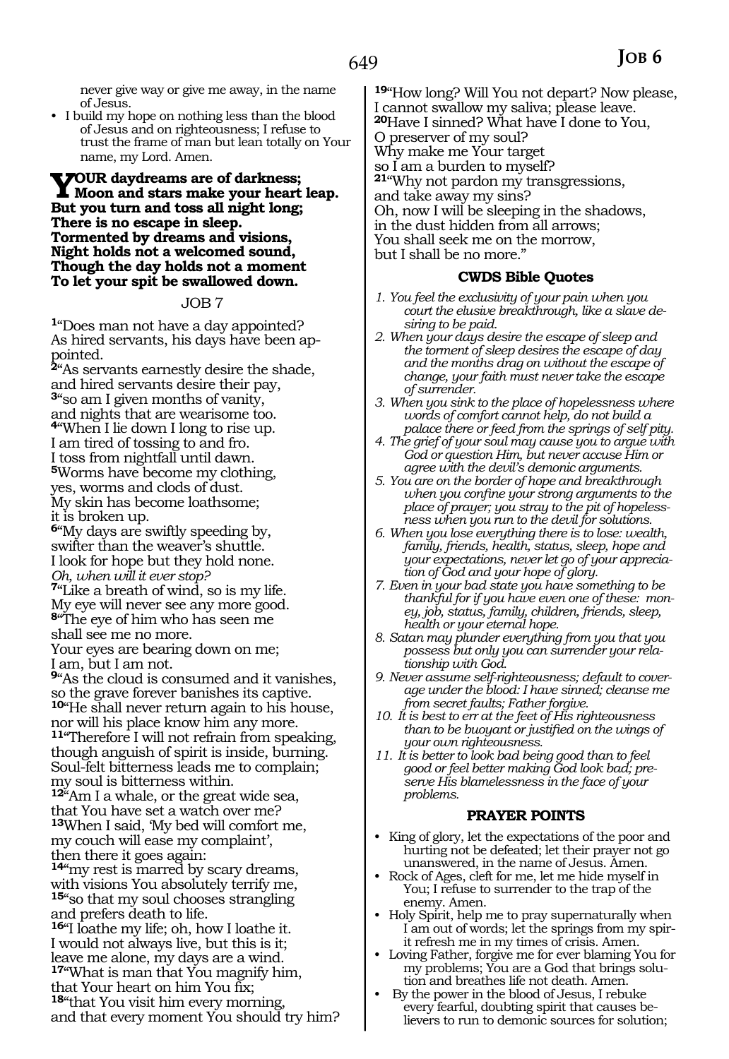never give way or give me away, in the name of Jesus.

- I build my hope on nothing less than the blood of Jesus and on righteousness; I refuse to trust the frame of man but lean totally on Your name, my Lord. Amen.

**YOUR daydreams are of darkness;**
**Moon and stars make your heart leap.**
**But you turn and toss all night long;**
**There is no escape in sleep.**
**Tormented by dreams and visions,**
**Night holds not a welcomed sound,**
**Though the day holds not a moment**
**To let your spit be swallowed down.**

## JOB 7

[1]"Does man not have a day appointed?
As hired servants, his days have been appointed.
[2]"As servants earnestly desire the shade,
and hired servants desire their pay,
[3]"so am I given months of vanity,
and nights that are wearisome too.
[4]"When I lie down I long to rise up.
I am tired of tossing to and fro.
I toss from nightfall until dawn.
[5]Worms have become my clothing,
yes, worms and clods of dust.
My skin has become loathsome;
it is broken up.
[6]"My days are swiftly speeding by,
swifter than the weaver's shuttle.
I look for hope but they hold none.
*Oh, when will it ever stop?*
[7]"Like a breath of wind, so is my life.
My eye will never see any more good.
[8]"The eye of him who has seen me
shall see me no more.
Your eyes are bearing down on me;
I am, but I am not.
[9]"As the cloud is consumed and it vanishes,
so the grave forever banishes its captive.
[10]"He shall never return again to his house,
nor will his place know him any more.
[11]"Therefore I will not refrain from speaking,
though anguish of spirit is inside, burning.
Soul-felt bitterness leads me to complain;
my soul is bitterness within.
[12]"Am I a whale, or the great wide sea,
that You have set a watch over me?
[13]When I said, 'My bed will comfort me,
my couch will ease my complaint',
then there it goes again:
[14]"my rest is marred by scary dreams,
with visions You absolutely terrify me,
[15]"so that my soul chooses strangling
and prefers death to life.
[16]"I loathe my life; oh, how I loathe it.
I would not always live, but this is it;
leave me alone, my days are a wind.
[17]"What is man that You magnify him,
that Your heart on him You fix;
[18]"that You visit him every morning,
and that every moment You should try him?
[19]"How long? Will You not depart? Now please,
I cannot swallow my saliva; please leave.
[20]Have I sinned? What have I done to You,
O preserver of my soul?
Why make me Your target
so I am a burden to myself?
[21]"Why not pardon my transgressions,
and take away my sins?
Oh, now I will be sleeping in the shadows,
in the dust hidden from all arrows;
You shall seek me on the morrow,
but I shall be no more."

### CWDS Bible Quotes

1. *You feel the exclusivity of your pain when you court the elusive breakthrough, like a slave desiring to be paid.*
2. *When your days desire the escape of sleep and the torment of sleep desires the escape of day and the months drag on without the escape of change, your faith must never take the escape of surrender.*
3. *When you sink to the place of hopelessness where words of comfort cannot help, do not build a palace there or feed from the springs of self pity.*
4. *The grief of your soul may cause you to argue with God or question Him, but never accuse Him or agree with the devil's demonic arguments.*
5. *You are on the border of hope and breakthrough when you confine your strong arguments to the place of prayer; you stray to the pit of hopelessness when you run to the devil for solutions.*
6. *When you lose everything there is to lose: wealth, family, friends, health, status, sleep, hope and your expectations, never let go of your appreciation of God and your hope of glory.*
7. *Even in your bad state you have something to be thankful for if you have even one of these: money, job, status, family, children, friends, sleep, health or your eternal hope.*
8. *Satan may plunder everything from you that you possess but only you can surrender your relationship with God.*
9. *Never assume self-righteousness; default to coverage under the blood: I have sinned; cleanse me from secret faults; Father forgive.*
10. *It is best to err at the feet of His righteousness than to be buoyant or justified on the wings of your own righteousness.*
11. *It is better to look bad being good than to feel good or feel better making God look bad; preserve His blamelessness in the face of your problems.*

### PRAYER POINTS

- King of glory, let the expectations of the poor and hurting not be defeated; let their prayer not go unanswered, in the name of Jesus. Amen.
- Rock of Ages, cleft for me, let me hide myself in You; I refuse to surrender to the trap of the enemy. Amen.
- Holy Spirit, help me to pray supernaturally when I am out of words; let the springs from my spirit refresh me in my times of crisis. Amen.
- Loving Father, forgive me for ever blaming You for my problems; You are a God that brings solution and breathes life not death. Amen.
- By the power in the blood of Jesus, I rebuke every fearful, doubting spirit that causes believers to run to demonic sources for solution;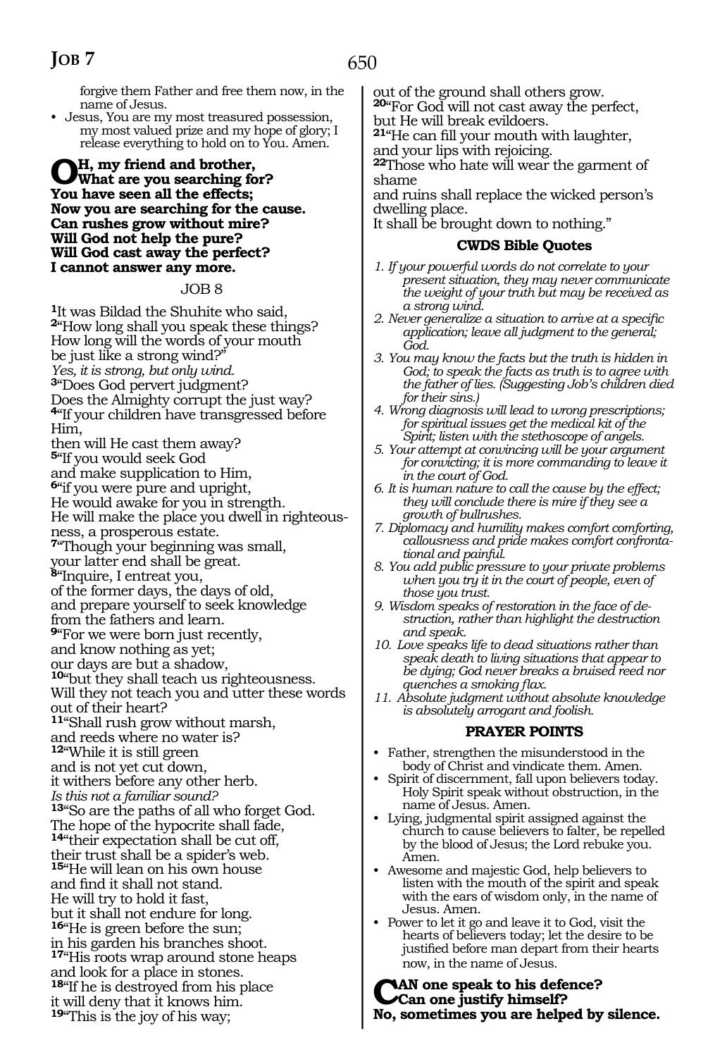forgive them Father and free them now, in the name of Jesus.

- Jesus, You are my most treasured possession, my most valued prize and my hope of glory; I release everything to hold on to You. Amen.

**OH, my friend and brother,**
**What are you searching for?**
**You have seen all the effects;**
**Now you are searching for the cause.**
**Can rushes grow without mire?**
**Will God not help the pure?**
**Will God cast away the perfect?**
**I cannot answer any more.**

## JOB 8

[1]It was Bildad the Shuhite who said,
[2]"How long shall you speak these things?
How long will the words of your mouth
be just like a strong wind?"
*Yes, it is strong, but only wind.*
[3]"Does God pervert judgment?
Does the Almighty corrupt the just way?
[4]"If your children have transgressed before Him,
then will He cast them away?
[5]"If you would seek God
and make supplication to Him,
[6]"if you were pure and upright,
He would awake for you in strength.
He will make the place you dwell in righteousness, a prosperous estate.
[7]"Though your beginning was small,
your latter end shall be great.
[8]"Inquire, I entreat you,
of the former days, the days of old,
and prepare yourself to seek knowledge
from the fathers and learn.
[9]"For we were born just recently,
and know nothing as yet;
our days are but a shadow,
[10]"but they shall teach us righteousness.
Will they not teach you and utter these words out of their heart?
[11]"Shall rush grow without marsh,
and reeds where no water is?
[12]"While it is still green
and is not yet cut down,
it withers before any other herb.
*Is this not a familiar sound?*
[13]"So are the paths of all who forget God.
The hope of the hypocrite shall fade,
[14]"their expectation shall be cut off,
their trust shall be a spider's web.
[15]"He will lean on his own house
and find it shall not stand.
He will try to hold it fast,
but it shall not endure for long.
[16]"He is green before the sun;
in his garden his branches shoot.
[17]"His roots wrap around stone heaps
and look for a place in stones.
[18]"If he is destroyed from his place
it will deny that it knows him.
[19]"This is the joy of his way;
out of the ground shall others grow.
[20]"For God will not cast away the perfect,
but He will break evildoers.
[21]"He can fill your mouth with laughter,
and your lips with rejoicing.
[22]Those who hate will wear the garment of shame
and ruins shall replace the wicked person's dwelling place.
It shall be brought down to nothing."

### CWDS Bible Quotes

1. *If your powerful words do not correlate to your present situation, they may never communicate the weight of your truth but may be received as a strong wind.*
2. *Never generalize a situation to arrive at a specific application; leave all judgment to the general; God.*
3. *You may know the facts but the truth is hidden in God; to speak the facts as truth is to agree with the father of lies. (Suggesting Job's children died for their sins.)*
4. *Wrong diagnosis will lead to wrong prescriptions; for spiritual issues get the medical kit of the Spirit; listen with the stethoscope of angels.*
5. *Your attempt at convincing will be your argument for convicting; it is more commanding to leave it in the court of God.*
6. *It is human nature to call the cause by the effect; they will conclude there is mire if they see a growth of bullrushes.*
7. *Diplomacy and humility makes comfort comforting, callousness and pride makes comfort confrontational and painful.*
8. *You add public pressure to your private problems when you try it in the court of people, even of those you trust.*
9. *Wisdom speaks of restoration in the face of destruction, rather than highlight the destruction and speak.*
10. *Love speaks life to dead situations rather than speak death to living situations that appear to be dying; God never breaks a bruised reed nor quenches a smoking flax.*
11. *Absolute judgment without absolute knowledge is absolutely arrogant and foolish.*

### PRAYER POINTS

- Father, strengthen the misunderstood in the body of Christ and vindicate them. Amen.
- Spirit of discernment, fall upon believers today. Holy Spirit speak without obstruction, in the name of Jesus. Amen.
- Lying, judgmental spirit assigned against the church to cause believers to falter, be repelled by the blood of Jesus; the Lord rebuke you. Amen.
- Awesome and majestic God, help believers to listen with the mouth of the spirit and speak with the ears of wisdom only, in the name of Jesus. Amen.
- Power to let it go and leave it to God, visit the hearts of believers today; let the desire to be justified before man depart from their hearts now, in the name of Jesus.

**CAN one speak to his defence?**
**Can one justify himself?**
**No, sometimes you are helped by silence.**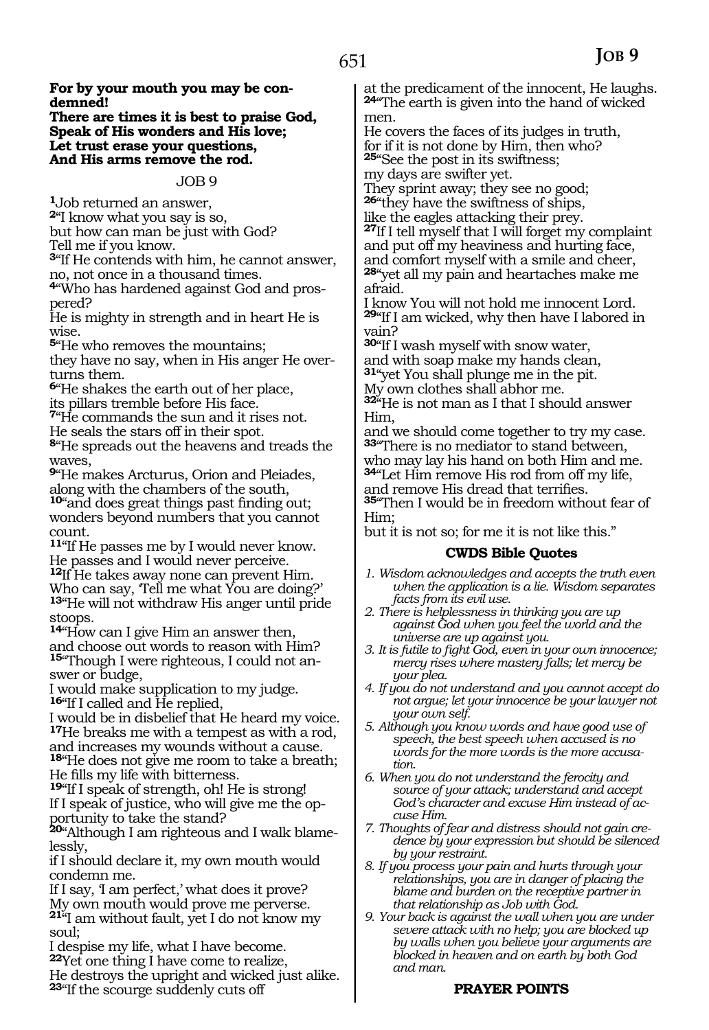**For by your mouth you may be condemned!**
**There are times it is best to praise God,**
**Speak of His wonders and His love;**
**Let trust erase your questions,**
**And His arms remove the rod.**

## JOB 9

[1]Job returned an answer,
[2]"I know what you say is so,
but how can man be just with God?
Tell me if you know.
[3]"If He contends with him, he cannot answer, no, not once in a thousand times.
[4]"Who has hardened against God and prospered?
He is mighty in strength and in heart He is wise.
[5]"He who removes the mountains;
they have no say, when in His anger He overturns them.
[6]"He shakes the earth out of her place,
its pillars tremble before His face.
[7]"He commands the sun and it rises not.
He seals the stars off in their spot.
[8]"He spreads out the heavens and treads the waves,
[9]"He makes Arcturus, Orion and Pleiades,
along with the chambers of the south,
[10]"and does great things past finding out;
wonders beyond numbers that you cannot count.
[11]"If He passes me by I would never know.
He passes and I would never perceive.
[12]If He takes away none can prevent Him.
Who can say, 'Tell me what You are doing?'
[13]"He will not withdraw His anger until pride stoops.
[14]"How can I give Him an answer then,
and choose out words to reason with Him?
[15]"Though I were righteous, I could not answer or budge,
I would make supplication to my judge.
[16]"If I called and He replied,
I would be in disbelief that He heard my voice.
[17]He breaks me with a tempest as with a rod,
and increases my wounds without a cause.
[18]"He does not give me room to take a breath;
He fills my life with bitterness.
[19]"If I speak of strength, oh! He is strong!
If I speak of justice, who will give me the opportunity to take the stand?
[20]"Although I am righteous and I walk blamelessly,
if I should declare it, my own mouth would condemn me.
If I say, 'I am perfect,' what does it prove?
My own mouth would prove me perverse.
[21]"I am without fault, yet I do not know my soul;
I despise my life, what I have become.
[22]Yet one thing I have come to realize,
He destroys the upright and wicked just alike.
[23]"If the scourge suddenly cuts off
at the predicament of the innocent, He laughs.
[24]"The earth is given into the hand of wicked men.
He covers the faces of its judges in truth,
for if it is not done by Him, then who?
[25]"See the post in its swiftness;
my days are swifter yet.
They sprint away; they see no good;
[26]"they have the swiftness of ships,
like the eagles attacking their prey.
[27]If I tell myself that I will forget my complaint
and put off my heaviness and hurting face,
and comfort myself with a smile and cheer,
[28]"yet all my pain and heartaches make me afraid.
I know You will not hold me innocent Lord.
[29]"If I am wicked, why then have I labored in vain?
[30]"If I wash myself with snow water,
and with soap make my hands clean,
[31]"yet You shall plunge me in the pit.
My own clothes shall abhor me.
[32]"He is not man as I that I should answer Him,
and we should come together to try my case.
[33]"There is no mediator to stand between,
who may lay his hand on both Him and me.
[34]"Let Him remove His rod from off my life,
and remove His dread that terrifies.
[35]"Then I would be in freedom without fear of Him;
but it is not so; for me it is not like this."

### CWDS Bible Quotes

1. *Wisdom acknowledges and accepts the truth even when the application is a lie. Wisdom separates facts from its evil use.*
2. *There is helplessness in thinking you are up against God when you feel the world and the universe are up against you.*
3. *It is futile to fight God, even in your own innocence; mercy rises where mastery falls; let mercy be your plea.*
4. *If you do not understand and you cannot accept do not argue; let your innocence be your lawyer not your own self.*
5. *Although you know words and have good use of speech, the best speech when accused is no words for the more words is the more accusation.*
6. *When you do not understand the ferocity and source of your attack; understand and accept God's character and excuse Him instead of accuse Him.*
7. *Thoughts of fear and distress should not gain credence by your expression but should be silenced by your restraint.*
8. *If you process your pain and hurts through your relationships, you are in danger of placing the blame and burden on the receptive partner in that relationship as Job with God.*
9. *Your back is against the wall when you are under severe attack with no help; you are blocked up by walls when you believe your arguments are blocked in heaven and on earth by both God and man.*

### PRAYER POINTS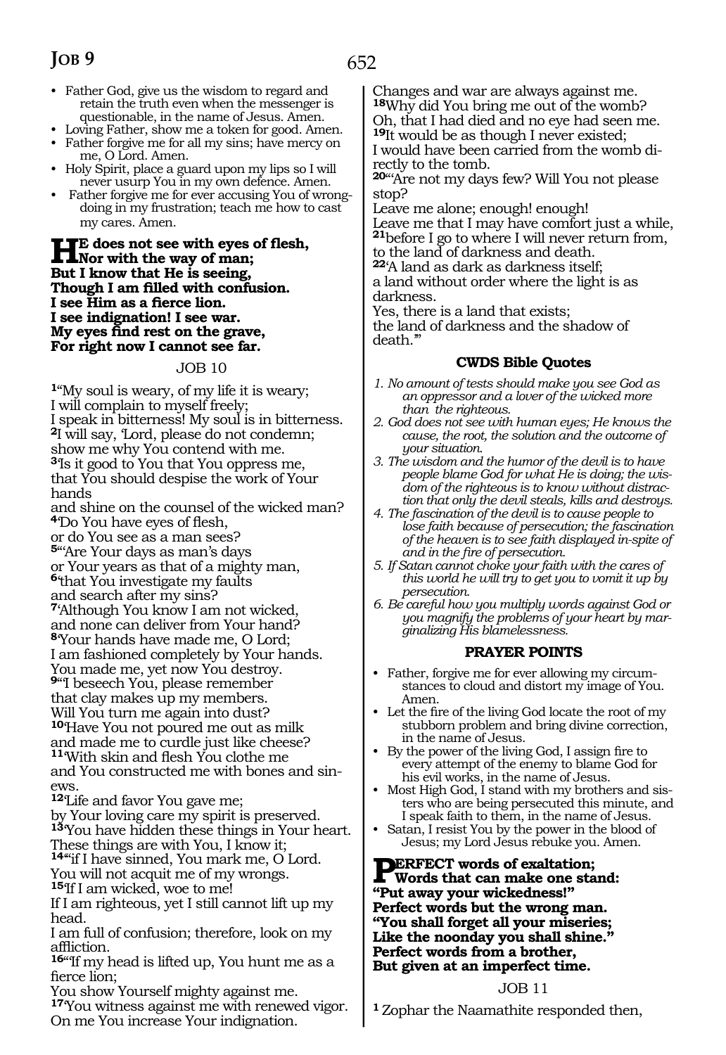- Father God, give us the wisdom to regard and retain the truth even when the messenger is questionable, in the name of Jesus. Amen.
- Loving Father, show me a token for good. Amen.
- Father forgive me for all my sins; have mercy on me, O Lord. Amen.
- Holy Spirit, place a guard upon my lips so I will never usurp You in my own defence. Amen.
- Father forgive me for ever accusing You of wrongdoing in my frustration; teach me how to cast my cares. Amen.

**HE does not see with eyes of flesh,**
**Nor with the way of man;**
**But I know that He is seeing,**
**Though I am filled with confusion.**
**I see Him as a fierce lion.**
**I see indignation! I see war.**
**My eyes find rest on the grave,**
**For right now I cannot see far.**

## JOB 10

**1**"My soul is weary, of my life it is weary;
I will complain to myself freely;
I speak in bitterness! My soul is in bitterness.
**2**I will say, 'Lord, please do not condemn; show me why You contend with me.
**3**'Is it good to You that You oppress me, that You should despise the work of Your hands
and shine on the counsel of the wicked man?
**4**'Do You have eyes of flesh,
or do You see as a man sees?
**5**"'Are Your days as man's days
or Your years as that of a mighty man,
**6**'that You investigate my faults
and search after my sins?
**7**'Although You know I am not wicked,
and none can deliver from Your hand?
**8**'Your hands have made me, O Lord;
I am fashioned completely by Your hands.
You made me, yet now You destroy.
**9**"'I beseech You, please remember
that clay makes up my members.
Will You turn me again into dust?
**10**'Have You not poured me out as milk
and made me to curdle just like cheese?
**11**'With skin and flesh You clothe me
and You constructed me with bones and sinews.
**12**'Life and favor You gave me;
by Your loving care my spirit is preserved.
**13**'You have hidden these things in Your heart.
These things are with You, I know it;
**14**"'if I have sinned, You mark me, O Lord.
You will not acquit me of my wrongs.
**15**'If I am wicked, woe to me!
If I am righteous, yet I still cannot lift up my head.
I am full of confusion; therefore, look on my affliction.
**16**"'If my head is lifted up, You hunt me as a fierce lion;
You show Yourself mighty against me.
**17**'You witness against me with renewed vigor.
On me You increase Your indignation.
Changes and war are always against me.
**18**Why did You bring me out of the womb?
Oh, that I had died and no eye had seen me.
**19**It would be as though I never existed;
I would have been carried from the womb directly to the tomb.
**20**"'Are not my days few? Will You not please stop?
Leave me alone; enough! enough!
Leave me that I may have comfort just a while,
**21**before I go to where I will never return from,
to the land of darkness and death.
**22**'A land as dark as darkness itself;
a land without order where the light is as darkness.
Yes, there is a land that exists;
the land of darkness and the shadow of death.'"

### CWDS Bible Quotes

1. *No amount of tests should make you see God as an oppressor and a lover of the wicked more than the righteous.*
2. *God does not see with human eyes; He knows the cause, the root, the solution and the outcome of your situation.*
3. *The wisdom and the humor of the devil is to have people blame God for what He is doing; the wisdom of the righteous is to know without distraction that only the devil steals, kills and destroys.*
4. *The fascination of the devil is to cause people to lose faith because of persecution; the fascination of the heaven is to see faith displayed in-spite of and in the fire of persecution.*
5. *If Satan cannot choke your faith with the cares of this world he will try to get you to vomit it up by persecution.*
6. *Be careful how you multiply words against God or you magnify the problems of your heart by marginalizing His blamelessness.*

### PRAYER POINTS

- Father, forgive me for ever allowing my circumstances to cloud and distort my image of You. Amen.
- Let the fire of the living God locate the root of my stubborn problem and bring divine correction, in the name of Jesus.
- By the power of the living God, I assign fire to every attempt of the enemy to blame God for his evil works, in the name of Jesus.
- Most High God, I stand with my brothers and sisters who are being persecuted this minute, and I speak faith to them, in the name of Jesus.
- Satan, I resist You by the power in the blood of Jesus; my Lord Jesus rebuke you. Amen.

**PERFECT words of exaltation;**
**Words that can make one stand:**
**"Put away your wickedness!"**
**Perfect words but the wrong man.**
**"You shall forget all your miseries;**
**Like the noonday you shall shine."**
**Perfect words from a brother,**
**But given at an imperfect time.**

## JOB 11

**1** Zophar the Naamathite responded then,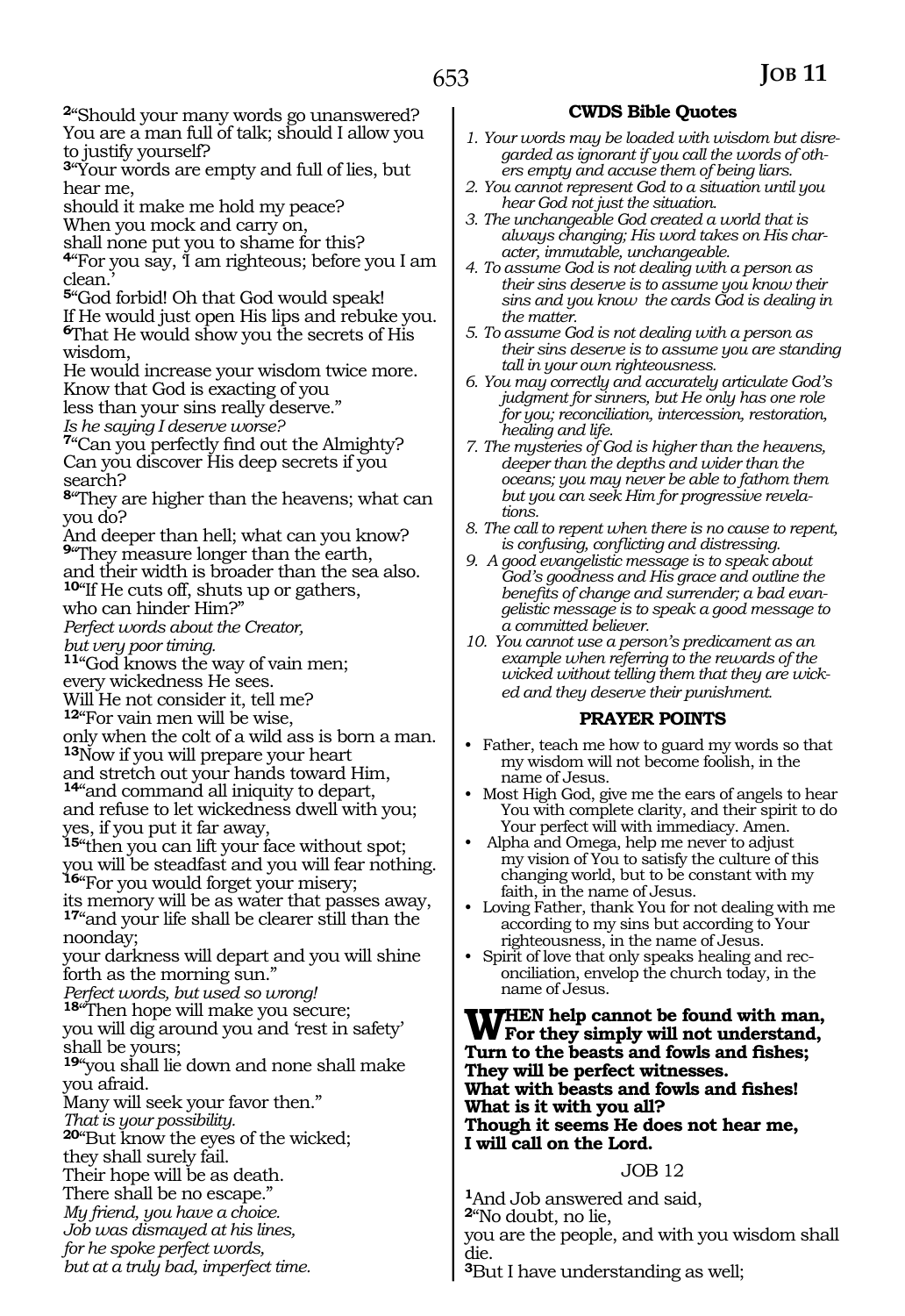[2]"Should your many words go unanswered?
You are a man full of talk; should I allow you to justify yourself?
[3]"Your words are empty and full of lies, but hear me,
should it make me hold my peace?
When you mock and carry on,
shall none put you to shame for this?
[4]"For you say, 'I am righteous; before you I am clean.'
[5]"God forbid! Oh that God would speak!
If He would just open His lips and rebuke you.
[6]That He would show you the secrets of His wisdom,
He would increase your wisdom twice more.
Know that God is exacting of you
less than your sins really deserve."
*Is he saying I deserve worse?*
[7]"Can you perfectly find out the Almighty?
Can you discover His deep secrets if you search?
[8]"They are higher than the heavens; what can you do?
And deeper than hell; what can you know?
[9]"They measure longer than the earth,
and their width is broader than the sea also.
[10]"If He cuts off, shuts up or gathers,
who can hinder Him?"
*Perfect words about the Creator,*
*but very poor timing.*
[11]"God knows the way of vain men;
every wickedness He sees.
Will He not consider it, tell me?
[12]"For vain men will be wise,
only when the colt of a wild ass is born a man.
[13]Now if you will prepare your heart
and stretch out your hands toward Him,
[14]"and command all iniquity to depart,
and refuse to let wickedness dwell with you;
yes, if you put it far away,
[15]"then you can lift your face without spot;
you will be steadfast and you will fear nothing.
[16]"For you would forget your misery;
its memory will be as water that passes away,
[17]"and your life shall be clearer still than the noonday;
your darkness will depart and you will shine forth as the morning sun."
*Perfect words, but used so wrong!*
[18]"Then hope will make you secure;
you will dig around you and 'rest in safety' shall be yours;
[19]"you shall lie down and none shall make you afraid.
Many will seek your favor then."
*That is your possibility.*
[20]"But know the eyes of the wicked;
they shall surely fail.
Their hope will be as death.
There shall be no escape."
*My friend, you have a choice.*
*Job was dismayed at his lines,*
*for he spoke perfect words,*
*but at a truly bad, imperfect time.*

### CWDS Bible Quotes

1. *Your words may be loaded with wisdom but disregarded as ignorant if you call the words of others empty and accuse them of being liars.*
2. *You cannot represent God to a situation until you hear God not just the situation.*
3. *The unchangeable God created a world that is always changing; His word takes on His character, immutable, unchangeable.*
4. *To assume God is not dealing with a person as their sins deserve is to assume you know their sins and you know the cards God is dealing in the matter.*
5. *To assume God is not dealing with a person as their sins deserve is to assume you are standing tall in your own righteousness.*
6. *You may correctly and accurately articulate God's judgment for sinners, but He only has one role for you; reconciliation, intercession, restoration, healing and life.*
7. *The mysteries of God is higher than the heavens, deeper than the depths and wider than the oceans; you may never be able to fathom them but you can seek Him for progressive revelations.*
8. *The call to repent when there is no cause to repent, is confusing, conflicting and distressing.*
9. *A good evangelistic message is to speak about God's goodness and His grace and outline the benefits of change and surrender; a bad evangelistic message is to speak a good message to a committed believer.*
10. *You cannot use a person's predicament as an example when referring to the rewards of the wicked without telling them that they are wicked and they deserve their punishment.*

### PRAYER POINTS

- Father, teach me how to guard my words so that my wisdom will not become foolish, in the name of Jesus.
- Most High God, give me the ears of angels to hear You with complete clarity, and their spirit to do Your perfect will with immediacy. Amen.
- Alpha and Omega, help me never to adjust my vision of You to satisfy the culture of this changing world, but to be constant with my faith, in the name of Jesus.
- Loving Father, thank You for not dealing with me according to my sins but according to Your righteousness, in the name of Jesus.
- Spirit of love that only speaks healing and reconciliation, envelop the church today, in the name of Jesus.

**WHEN help cannot be found with man,**
**For they simply will not understand,**
**Turn to the beasts and fowls and fishes;**
**They will be perfect witnesses.**
**What with beasts and fowls and fishes!**
**What is it with you all?**
**Though it seems He does not hear me,**
**I will call on the Lord.**

## JOB 12

[1]And Job answered and said,
[2]"No doubt, no lie,
you are the people, and with you wisdom shall die.
[3]But I have understanding as well;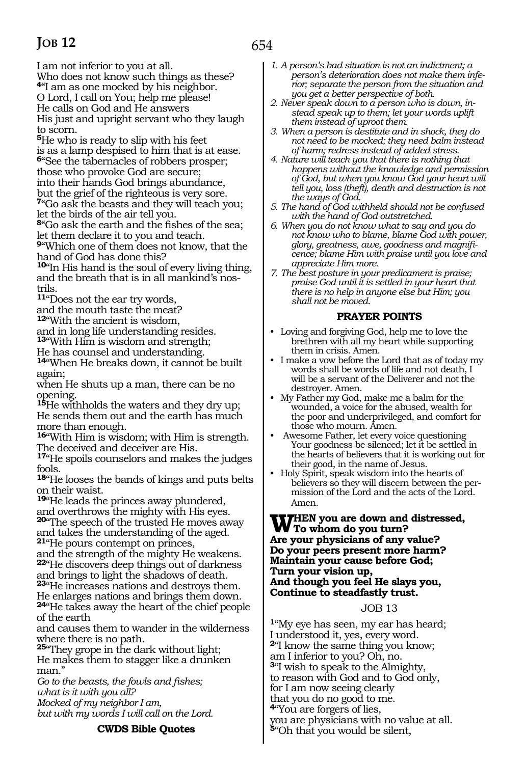I am not inferior to you at all.
Who does not know such things as these?
[4]"I am as one mocked by his neighbor.
O Lord, I call on You; help me please!
He calls on God and He answers
His just and upright servant who they laugh to scorn.
[5]He who is ready to slip with his feet
is as a lamp despised to him that is at ease.
[6]"See the tabernacles of robbers prosper;
those who provoke God are secure;
into their hands God brings abundance,
but the grief of the righteous is very sore.
[7]"Go ask the beasts and they will teach you;
let the birds of the air tell you.
[8]"Go ask the earth and the fishes of the sea;
let them declare it to you and teach.
[9]"Which one of them does not know, that the hand of God has done this?
[10]"In His hand is the soul of every living thing,
and the breath that is in all mankind's nostrils.
[11]"Does not the ear try words,
and the mouth taste the meat?
[12]"With the ancient is wisdom,
and in long life understanding resides.
[13]"With Him is wisdom and strength;
He has counsel and understanding.
[14]"When He breaks down, it cannot be built again;
when He shuts up a man, there can be no opening.
[15]He withholds the waters and they dry up;
He sends them out and the earth has much more than enough.
[16]"With Him is wisdom; with Him is strength.
The deceived and deceiver are His.
[17]"He spoils counselors and makes the judges fools.
[18]"He looses the bands of kings and puts belts on their waist.
[19]"He leads the princes away plundered,
and overthrows the mighty with His eyes.
[20]"The speech of the trusted He moves away
and takes the understanding of the aged.
[21]"He pours contempt on princes,
and the strength of the mighty He weakens.
[22]"He discovers deep things out of darkness
and brings to light the shadows of death.
[23]"He increases nations and destroys them.
He enlarges nations and brings them down.
[24]"He takes away the heart of the chief people of the earth
and causes them to wander in the wilderness where there is no path.
[25]"They grope in the dark without light;
He makes them to stagger like a drunken man."

*Go to the beasts, the fowls and fishes;*
*what is it with you all?*
*Mocked of my neighbor I am,*
*but with my words I will call on the Lord.*

**CWDS Bible Quotes**

1. *A person's bad situation is not an indictment; a person's deterioration does not make them inferior; separate the person from the situation and you get a better perspective of both.*
2. *Never speak down to a person who is down, instead speak up to them; let your words uplift them instead of uproot them.*
3. *When a person is destitute and in shock, they do not need to be mocked; they need balm instead of harm; redress instead of added stress.*
4. *Nature will teach you that there is nothing that happens without the knowledge and permission of God, but when you know God your heart will tell you, loss (theft), death and destruction is not the ways of God.*
5. *The hand of God withheld should not be confused with the hand of God outstretched.*
6. *When you do not know what to say and you do not know who to blame, blame God with power, glory, greatness, awe, goodness and magnificence; blame Him with praise until you love and appreciate Him more.*
7. *The best posture in your predicament is praise; praise God until it is settled in your heart that there is no help in anyone else but Him; you shall not be moved.*

**PRAYER POINTS**

- Loving and forgiving God, help me to love the brethren with all my heart while supporting them in crisis. Amen.
- I make a vow before the Lord that as of today my words shall be words of life and not death, I will be a servant of the Deliverer and not the destroyer. Amen.
- My Father my God, make me a balm for the wounded, a voice for the abused, wealth for the poor and underprivileged, and comfort for those who mourn. Amen.
- Awesome Father, let every voice questioning Your goodness be silenced; let it be settled in the hearts of believers that it is working out for their good, in the name of Jesus.
- Holy Spirit, speak wisdom into the hearts of believers so they will discern between the permission of the Lord and the acts of the Lord. Amen.

**WHEN you are down and distressed,**
**To whom do you turn?**
**Are your physicians of any value?**
**Do your peers present more harm?**
**Maintain your cause before God;**
**Turn your vision up,**
**And though you feel He slays you,**
**Continue to steadfastly trust.**

## JOB 13

[1]"My eye has seen, my ear has heard;
I understood it, yes, every word.
[2]"I know the same thing you know;
am I inferior to you? Oh, no.
[3]"I wish to speak to the Almighty,
to reason with God and to God only,
for I am now seeing clearly
that you do no good to me.
[4]"You are forgers of lies,
you are physicians with no value at all.
[5]"Oh that you would be silent,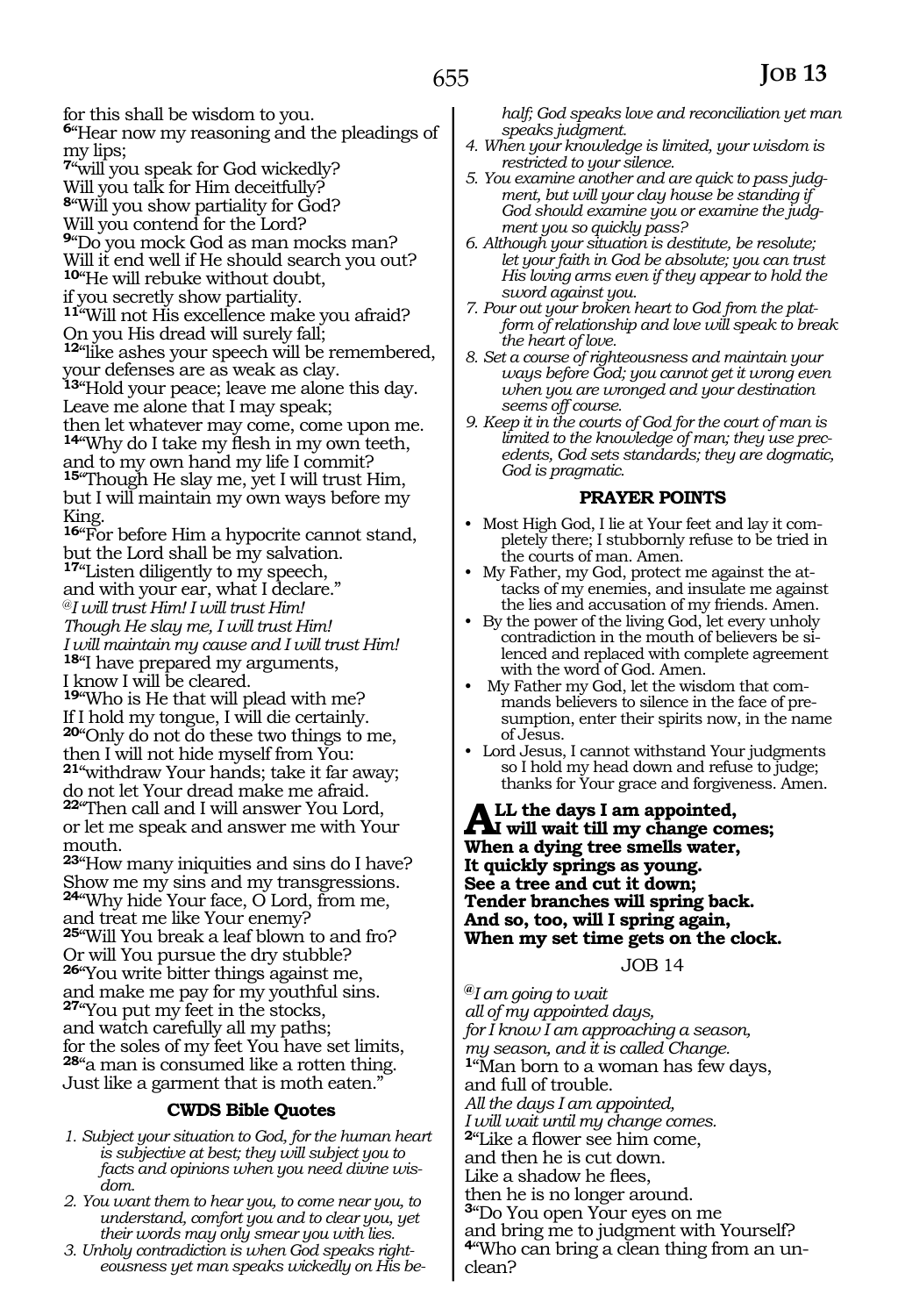for this shall be wisdom to you.
[6]"Hear now my reasoning and the pleadings of my lips;
[7]"will you speak for God wickedly?
Will you talk for Him deceitfully?
[8]"Will you show partiality for God?
Will you contend for the Lord?
[9]"Do you mock God as man mocks man?
Will it end well if He should search you out?
[10]"He will rebuke without doubt,
if you secretly show partiality.
[11]"Will not His excellence make you afraid?
On you His dread will surely fall;
[12]"like ashes your speech will be remembered,
your defenses are as weak as clay.
[13]"Hold your peace; leave me alone this day.
Leave me alone that I may speak;
then let whatever may come, come upon me.
[14]"Why do I take my flesh in my own teeth,
and to my own hand my life I commit?
[15]"Though He slay me, yet I will trust Him,
but I will maintain my own ways before my King.
[16]"For before Him a hypocrite cannot stand,
but the Lord shall be my salvation.
[17]"Listen diligently to my speech,
and with your ear, what I declare."
*@I will trust Him! I will trust Him!*
*Though He slay me, I will trust Him!*
*I will maintain my cause and I will trust Him!*
[18]"I have prepared my arguments,
I know I will be cleared.
[19]"Who is He that will plead with me?
If I hold my tongue, I will die certainly.
[20]"Only do not do these two things to me,
then I will not hide myself from You:
[21]"withdraw Your hands; take it far away;
do not let Your dread make me afraid.
[22]"Then call and I will answer You Lord,
or let me speak and answer me with Your mouth.
[23]"How many iniquities and sins do I have?
Show me my sins and my transgressions.
[24]"Why hide Your face, O Lord, from me,
and treat me like Your enemy?
[25]"Will You break a leaf blown to and fro?
Or will You pursue the dry stubble?
[26]"You write bitter things against me,
and make me pay for my youthful sins.
[27]"You put my feet in the stocks,
and watch carefully all my paths;
for the soles of my feet You have set limits,
[28]"a man is consumed like a rotten thing.
Just like a garment that is moth eaten."

### CWDS Bible Quotes

1. *Subject your situation to God, for the human heart is subjective at best; they will subject you to facts and opinions when you need divine wisdom.*
2. *You want them to hear you, to come near you, to understand, comfort you and to clear you, yet their words may only smear you with lies.*
3. *Unholy contradiction is when God speaks righteousness yet man speaks wickedly on His behalf; God speaks love and reconciliation yet man speaks judgment.*
4. *When your knowledge is limited, your wisdom is restricted to your silence.*
5. *You examine another and are quick to pass judgment, but will your clay house be standing if God should examine you or examine the judgment you so quickly pass?*
6. *Although your situation is destitute, be resolute; let your faith in God be absolute; you can trust His loving arms even if they appear to hold the sword against you.*
7. *Pour out your broken heart to God from the platform of relationship and love will speak to break the heart of love.*
8. *Set a course of righteousness and maintain your ways before God; you cannot get it wrong even when you are wronged and your destination seems off course.*
9. *Keep it in the courts of God for the court of man is limited to the knowledge of man; they use precedents, God sets standards; they are dogmatic, God is pragmatic.*

### PRAYER POINTS

- Most High God, I lie at Your feet and lay it completely there; I stubbornly refuse to be tried in the courts of man. Amen.
- My Father, my God, protect me against the attacks of my enemies, and insulate me against the lies and accusation of my friends. Amen.
- By the power of the living God, let every unholy contradiction in the mouth of believers be silenced and replaced with complete agreement with the word of God. Amen.
- My Father my God, let the wisdom that commands believers to silence in the face of presumption, enter their spirits now, in the name of Jesus.
- Lord Jesus, I cannot withstand Your judgments so I hold my head down and refuse to judge; thanks for Your grace and forgiveness. Amen.

**ALL the days I am appointed,**
**I will wait till my change comes;**
**When a dying tree smells water,**
**It quickly springs as young.**
**See a tree and cut it down;**
**Tender branches will spring back.**
**And so, too, will I spring again,**
**When my set time gets on the clock.**

## JOB 14

*@I am going to wait*
*all of my appointed days,*
*for I know I am approaching a season,*
*my season, and it is called Change.*
[1]"Man born to a woman has few days,
and full of trouble.
*All the days I am appointed,*
*I will wait until my change comes.*
[2]"Like a flower see him come,
and then he is cut down.
Like a shadow he flees,
then he is no longer around.
[3]"Do You open Your eyes on me
and bring me to judgment with Yourself?
[4]"Who can bring a clean thing from an unclean?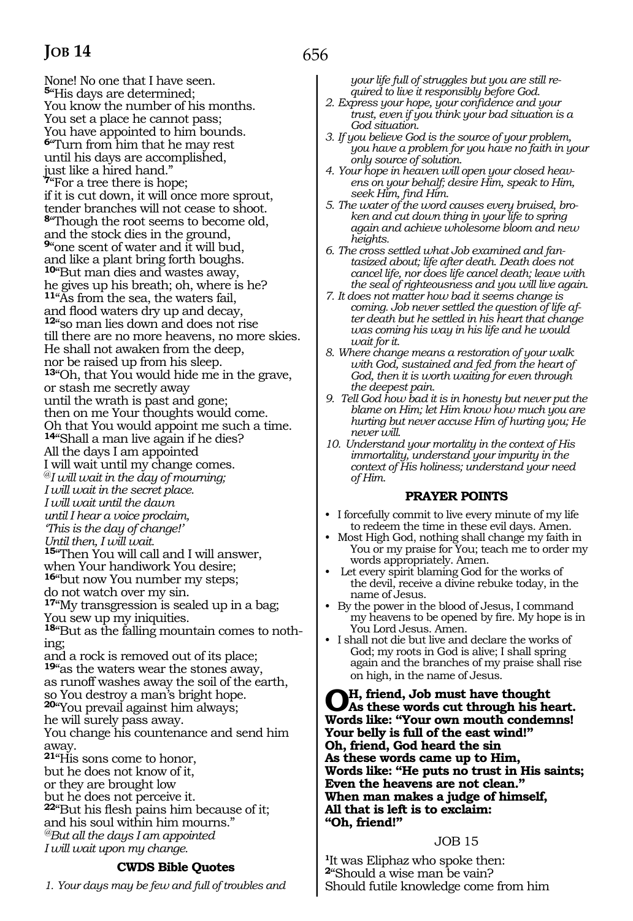None! No one that I have seen.
[5]"His days are determined;
You know the number of his months.
You set a place he cannot pass;
You have appointed to him bounds.
[6]"Turn from him that he may rest
until his days are accomplished,
just like a hired hand."
[7]"For a tree there is hope;
if it is cut down, it will once more sprout,
tender branches will not cease to shoot.
[8]"Though the root seems to become old,
and the stock dies in the ground,
[9]"one scent of water and it will bud,
and like a plant bring forth boughs.
[10]"But man dies and wastes away,
he gives up his breath; oh, where is he?
[11]"As from the sea, the waters fail,
and flood waters dry up and decay,
[12]"so man lies down and does not rise
till there are no more heavens, no more skies.
He shall not awaken from the deep,
nor be raised up from his sleep.
[13]"Oh, that You would hide me in the grave,
or stash me secretly away
until the wrath is past and gone;
then on me Your thoughts would come.
Oh that You would appoint me such a time.
[14]"Shall a man live again if he dies?
All the days I am appointed
I will wait until my change comes.
@*I will wait in the day of mourning;*
*I will wait in the secret place.*
*I will wait until the dawn*
*until I hear a voice proclaim,*
*'This is the day of change!'*
*Until then, I will wait.*
[15]"Then You will call and I will answer,
when Your handiwork You desire;
[16]"but now You number my steps;
do not watch over my sin.
[17]"My transgression is sealed up in a bag;
You sew up my iniquities.
[18]"But as the falling mountain comes to nothing;
and a rock is removed out of its place;
[19]"as the waters wear the stones away,
as runoff washes away the soil of the earth,
so You destroy a man's bright hope.
[20]"You prevail against him always;
he will surely pass away.
You change his countenance and send him away.
[21]"His sons come to honor,
but he does not know of it,
or they are brought low
but he does not perceive it.
[22]"But his flesh pains him because of it;
and his soul within him mourns."
@*But all the days I am appointed*
*I will wait upon my change.*

### CWDS Bible Quotes

1. *Your days may be few and full of troubles and your life full of struggles but you are still required to live it responsibly before God.*
2. *Express your hope, your confidence and your trust, even if you think your bad situation is a God situation.*
3. *If you believe God is the source of your problem, you have a problem for you have no faith in your only source of solution.*
4. *Your hope in heaven will open your closed heavens on your behalf; desire Him, speak to Him, seek Him, find Him.*
5. *The water of the word causes every bruised, broken and cut down thing in your life to spring again and achieve wholesome bloom and new heights.*
6. *The cross settled what Job examined and fantasized about; life after death. Death does not cancel life, nor does life cancel death; leave with the seal of righteousness and you will live again.*
7. *It does not matter how bad it seems change is coming. Job never settled the question of life after death but he settled in his heart that change was coming his way in his life and he would wait for it.*
8. *Where change means a restoration of your walk with God, sustained and fed from the heart of God, then it is worth waiting for even through the deepest pain.*
9. *Tell God how bad it is in honesty but never put the blame on Him; let Him know how much you are hurting but never accuse Him of hurting you; He never will.*
10. *Understand your mortality in the context of His immortality, understand your impurity in the context of His holiness; understand your need of Him.*

### PRAYER POINTS

- I forcefully commit to live every minute of my life to redeem the time in these evil days. Amen.
- Most High God, nothing shall change my faith in You or my praise for You; teach me to order my words appropriately. Amen.
- Let every spirit blaming God for the works of the devil, receive a divine rebuke today, in the name of Jesus.
- By the power in the blood of Jesus, I command my heavens to be opened by fire. My hope is in You Lord Jesus. Amen.
- I shall not die but live and declare the works of God; my roots in God is alive; I shall spring again and the branches of my praise shall rise on high, in the name of Jesus.

**OH, friend, Job must have thought**
**As these words cut through his heart.**
**Words like: "Your own mouth condemns!**
**Your belly is full of the east wind!"**
**Oh, friend, God heard the sin**
**As these words came up to Him,**
**Words like: "He puts no trust in His saints;**
**Even the heavens are not clean."**
**When man makes a judge of himself,**
**All that is left is to exclaim:**
**"Oh, friend!"**

## JOB 15

[1]It was Eliphaz who spoke then:
[2]"Should a wise man be vain?
Should futile knowledge come from him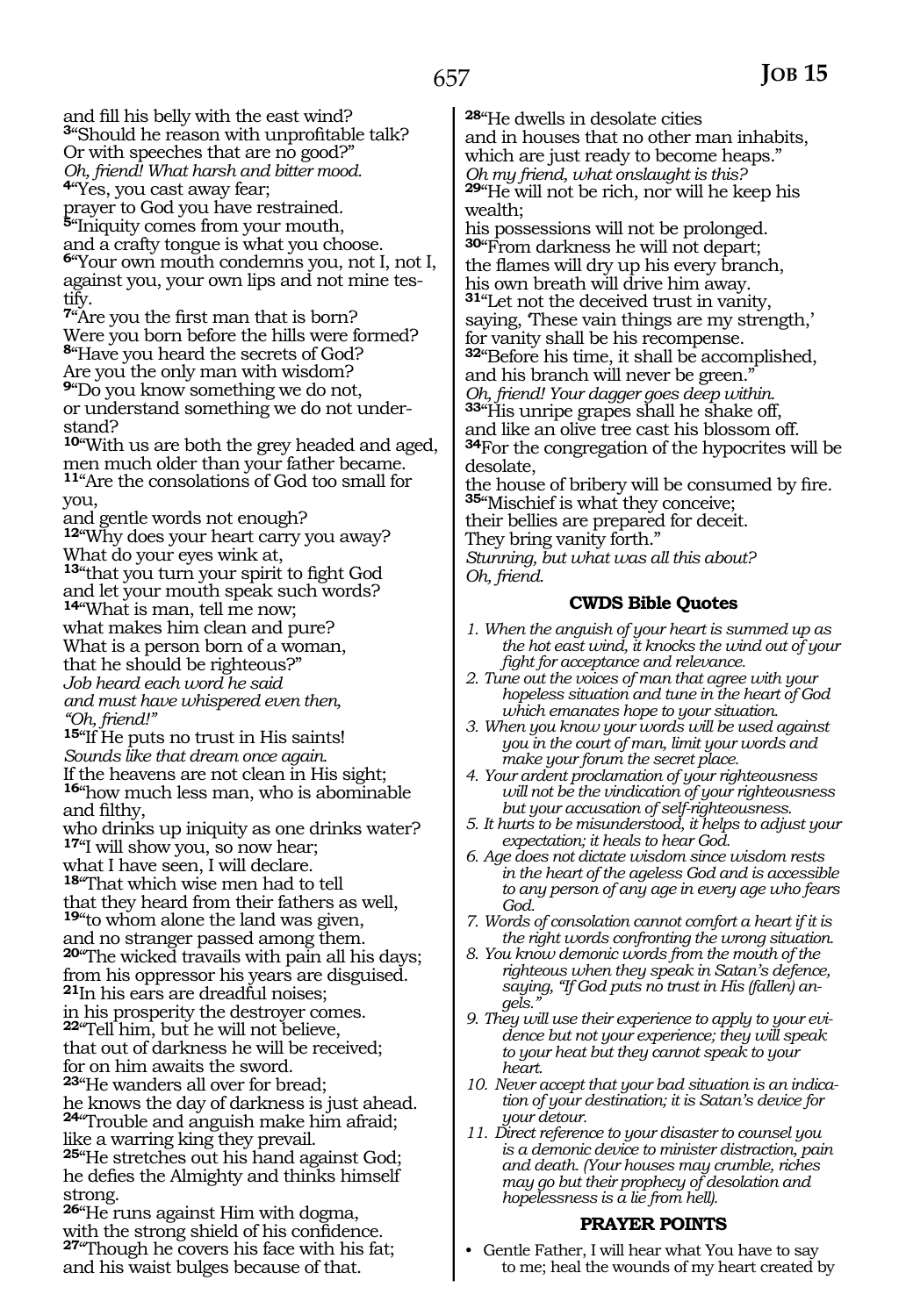and fill his belly with the east wind?
[3]"Should he reason with unprofitable talk?
Or with speeches that are no good?"
*Oh, friend! What harsh and bitter mood.*
[4]"Yes, you cast away fear;
prayer to God you have restrained.
[5]"Iniquity comes from your mouth,
and a crafty tongue is what you choose.
[6]"Your own mouth condemns you, not I, not I, against you, your own lips and not mine testify.
[7]"Are you the first man that is born?
Were you born before the hills were formed?
[8]"Have you heard the secrets of God?
Are you the only man with wisdom?
[9]"Do you know something we do not,
or understand something we do not understand?
[10]"With us are both the grey headed and aged,
men much older than your father became.
[11]"Are the consolations of God too small for you,
and gentle words not enough?
[12]"Why does your heart carry you away?
What do your eyes wink at,
[13]"that you turn your spirit to fight God
and let your mouth speak such words?
[14]"What is man, tell me now;
what makes him clean and pure?
What is a person born of a woman,
that he should be righteous?"
*Job heard each word he said*
*and must have whispered even then,*
*"Oh, friend!"*
[15]"If He puts no trust in His saints!
*Sounds like that dream once again.*
If the heavens are not clean in His sight;
[16]"how much less man, who is abominable and filthy,
who drinks up iniquity as one drinks water?
[17]"I will show you, so now hear;
what I have seen, I will declare.
[18]"That which wise men had to tell
that they heard from their fathers as well,
[19]"to whom alone the land was given,
and no stranger passed among them.
[20]"The wicked travails with pain all his days;
from his oppressor his years are disguised.
[21]In his ears are dreadful noises;
in his prosperity the destroyer comes.
[22]"Tell him, but he will not believe,
that out of darkness he will be received;
for on him awaits the sword.
[23]"He wanders all over for bread;
he knows the day of darkness is just ahead.
[24]"Trouble and anguish make him afraid;
like a warring king they prevail.
[25]"He stretches out his hand against God;
he defies the Almighty and thinks himself strong.
[26]"He runs against Him with dogma,
with the strong shield of his confidence.
[27]"Though he covers his face with his fat;
and his waist bulges because of that.
[28]"He dwells in desolate cities
and in houses that no other man inhabits,
which are just ready to become heaps."
*Oh my friend, what onslaught is this?*
[29]"He will not be rich, nor will he keep his wealth;
his possessions will not be prolonged.
[30]"From darkness he will not depart;
the flames will dry up his every branch,
his own breath will drive him away.
[31]"Let not the deceived trust in vanity,
saying, 'These vain things are my strength,'
for vanity shall be his recompense.
[32]"Before his time, it shall be accomplished,
and his branch will never be green."
*Oh, friend! Your dagger goes deep within.*
[33]"His unripe grapes shall he shake off,
and like an olive tree cast his blossom off.
[34]For the congregation of the hypocrites will be desolate,
the house of bribery will be consumed by fire.
[35]"Mischief is what they conceive;
their bellies are prepared for deceit.
They bring vanity forth."
*Stunning, but what was all this about?*
*Oh, friend.*

### CWDS Bible Quotes

1. *When the anguish of your heart is summed up as the hot east wind, it knocks the wind out of your fight for acceptance and relevance.*
2. *Tune out the voices of man that agree with your hopeless situation and tune in the heart of God which emanates hope to your situation.*
3. *When you know your words will be used against you in the court of man, limit your words and make your forum the secret place.*
4. *Your ardent proclamation of your righteousness will not be the vindication of your righteousness but your accusation of self-righteousness.*
5. *It hurts to be misunderstood, it helps to adjust your expectation; it heals to hear God.*
6. *Age does not dictate wisdom since wisdom rests in the heart of the ageless God and is accessible to any person of any age in every age who fears God.*
7. *Words of consolation cannot comfort a heart if it is the right words confronting the wrong situation.*
8. *You know demonic words from the mouth of the righteous when they speak in Satan's defence, saying, "If God puts no trust in His (fallen) angels."*
9. *They will use their experience to apply to your evidence but not your experience; they will speak to your heat but they cannot speak to your heart.*
10. *Never accept that your bad situation is an indication of your destination; it is Satan's device for your detour.*
11. *Direct reference to your disaster to counsel you is a demonic device to minister distraction, pain and death. (Your houses may crumble, riches may go but their prophecy of desolation and hopelessness is a lie from hell).*

### PRAYER POINTS

- Gentle Father, I will hear what You have to say to me; heal the wounds of my heart created by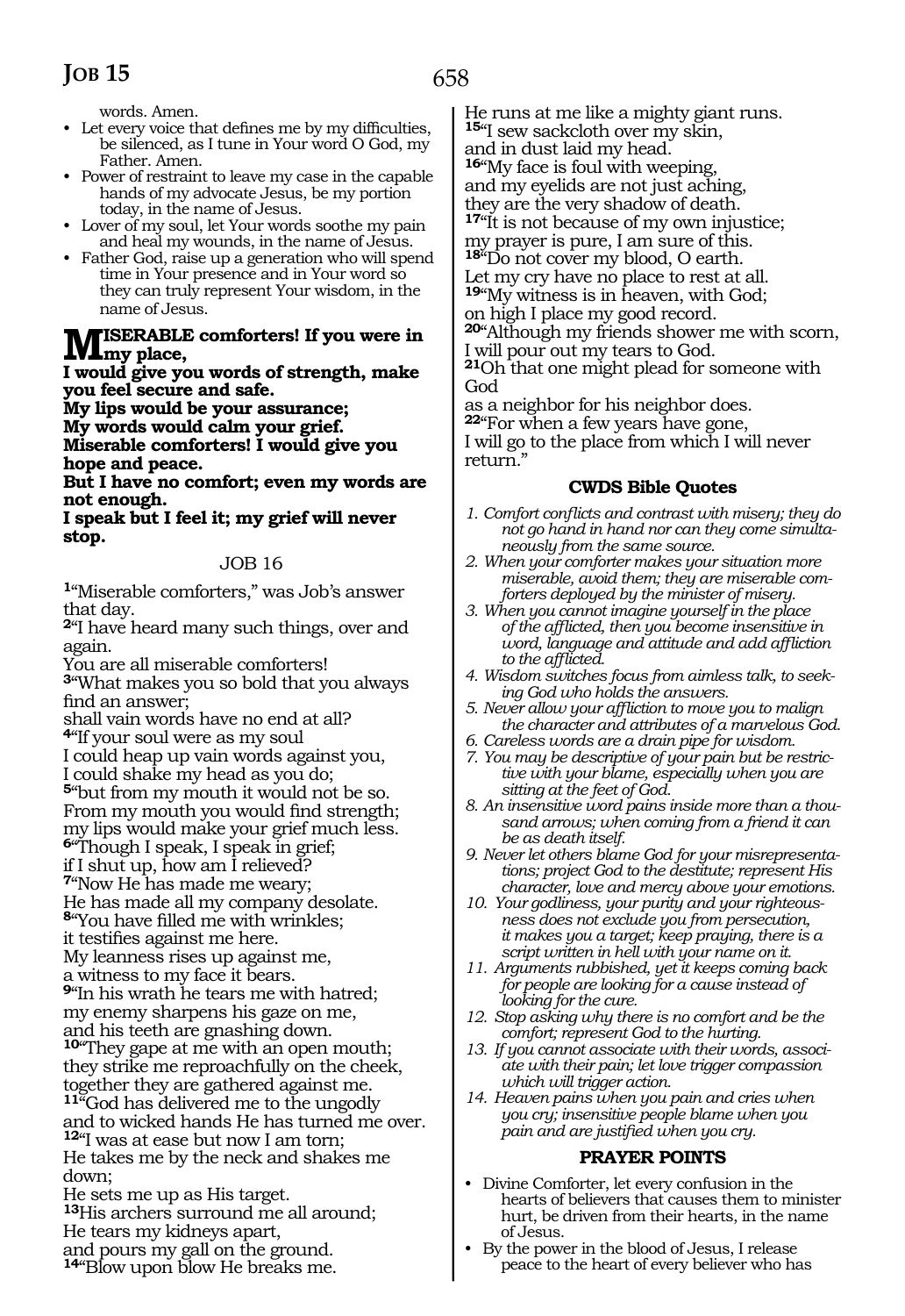words. Amen.

- Let every voice that defines me by my difficulties, be silenced, as I tune in Your word O God, my Father. Amen.
- Power of restraint to leave my case in the capable hands of my advocate Jesus, be my portion today, in the name of Jesus.
- Lover of my soul, let Your words soothe my pain and heal my wounds, in the name of Jesus.
- Father God, raise up a generation who will spend time in Your presence and in Your word so they can truly represent Your wisdom, in the name of Jesus.

**MISERABLE comforters! If you were in my place,**
**I would give you words of strength, make you feel secure and safe.**
**My lips would be your assurance;**
**My words would calm your grief.**
**Miserable comforters! I would give you hope and peace.**
**But I have no comfort; even my words are not enough.**
**I speak but I feel it; my grief will never stop.**

## JOB 16

[1]"Miserable comforters," was Job's answer that day.
[2]"I have heard many such things, over and again.
You are all miserable comforters!
[3]"What makes you so bold that you always find an answer;
shall vain words have no end at all?
[4]"If your soul were as my soul
I could heap up vain words against you,
I could shake my head as you do;
[5]"but from my mouth it would not be so.
From my mouth you would find strength;
my lips would make your grief much less.
[6]"Though I speak, I speak in grief;
if I shut up, how am I relieved?
[7]"Now He has made me weary;
He has made all my company desolate.
[8]"You have filled me with wrinkles;
it testifies against me here.
My leanness rises up against me,
a witness to my face it bears.
[9]"In his wrath he tears me with hatred;
my enemy sharpens his gaze on me,
and his teeth are gnashing down.
[10]"They gape at me with an open mouth;
they strike me reproachfully on the cheek,
together they are gathered against me.
[11]"God has delivered me to the ungodly
and to wicked hands He has turned me over.
[12]"I was at ease but now I am torn;
He takes me by the neck and shakes me down;
He sets me up as His target.
[13]His archers surround me all around;
He tears my kidneys apart,
and pours my gall on the ground.
[14]"Blow upon blow He breaks me.
He runs at me like a mighty giant runs.
[15]"I sew sackcloth over my skin,
and in dust laid my head.
[16]"My face is foul with weeping,
and my eyelids are not just aching,
they are the very shadow of death.
[17]"It is not because of my own injustice;
my prayer is pure, I am sure of this.
[18]"Do not cover my blood, O earth.
Let my cry have no place to rest at all.
[19]"My witness is in heaven, with God;
on high I place my good record.
[20]"Although my friends shower me with scorn,
I will pour out my tears to God.
[21]Oh that one might plead for someone with God
as a neighbor for his neighbor does.
[22]"For when a few years have gone,
I will go to the place from which I will never return."

### CWDS Bible Quotes

1. *Comfort conflicts and contrast with misery; they do not go hand in hand nor can they come simultaneously from the same source.*
2. *When your comforter makes your situation more miserable, avoid them; they are miserable comforters deployed by the minister of misery.*
3. *When you cannot imagine yourself in the place of the afflicted, then you become insensitive in word, language and attitude and add affliction to the afflicted.*
4. *Wisdom switches focus from aimless talk, to seeking God who holds the answers.*
5. *Never allow your affliction to move you to malign the character and attributes of a marvelous God.*
6. *Careless words are a drain pipe for wisdom.*
7. *You may be descriptive of your pain but be restrictive with your blame, especially when you are sitting at the feet of God.*
8. *An insensitive word pains inside more than a thousand arrows; when coming from a friend it can be as death itself.*
9. *Never let others blame God for your misrepresentations; project God to the destitute; represent His character, love and mercy above your emotions.*
10. *Your godliness, your purity and your righteousness does not exclude you from persecution, it makes you a target; keep praying, there is a script written in hell with your name on it.*
11. *Arguments rubbished, yet it keeps coming back for people are looking for a cause instead of looking for the cure.*
12. *Stop asking why there is no comfort and be the comfort; represent God to the hurting.*
13. *If you cannot associate with their words, associate with their pain; let love trigger compassion which will trigger action.*
14. *Heaven pains when you pain and cries when you cry; insensitive people blame when you pain and are justified when you cry.*

### PRAYER POINTS

- Divine Comforter, let every confusion in the hearts of believers that causes them to minister hurt, be driven from their hearts, in the name of Jesus.
- By the power in the blood of Jesus, I release peace to the heart of every believer who has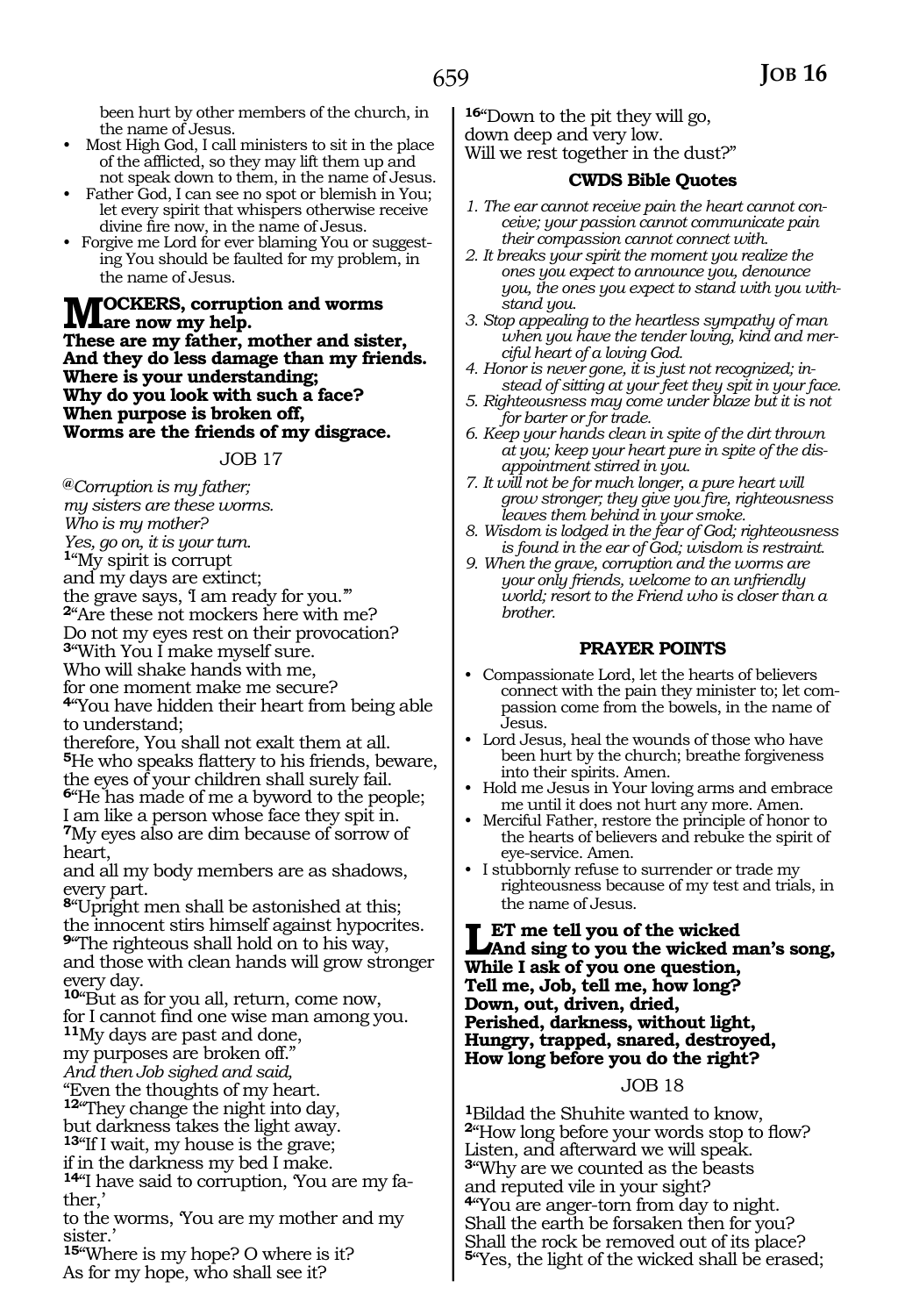been hurt by other members of the church, in the name of Jesus.

- Most High God, I call ministers to sit in the place of the afflicted, so they may lift them up and not speak down to them, in the name of Jesus.
- Father God, I can see no spot or blemish in You; let every spirit that whispers otherwise receive divine fire now, in the name of Jesus.
- Forgive me Lord for ever blaming You or suggesting You should be faulted for my problem, in the name of Jesus.

**MOCKERS, corruption and worms are now my help.**
**These are my father, mother and sister,**
**And they do less damage than my friends.**
**Where is your understanding;**
**Why do you look with such a face?**
**When purpose is broken off,**
**Worms are the friends of my disgrace.**

## JOB 17

@*Corruption is my father;*
*my sisters are these worms.*
*Who is my mother?*
*Yes, go on, it is your turn.*
**1**"My spirit is corrupt
and my days are extinct;
the grave says, 'I am ready for you.'"
**2**"Are these not mockers here with me?
Do not my eyes rest on their provocation?
**3**"With You I make myself sure.
Who will shake hands with me,
for one moment make me secure?
**4**"You have hidden their heart from being able to understand;
therefore, You shall not exalt them at all.
**5**He who speaks flattery to his friends, beware,
the eyes of your children shall surely fail.
**6**"He has made of me a byword to the people;
I am like a person whose face they spit in.
**7**My eyes also are dim because of sorrow of heart,
and all my body members are as shadows, every part.
**8**"Upright men shall be astonished at this;
the innocent stirs himself against hypocrites.
**9**"The righteous shall hold on to his way,
and those with clean hands will grow stronger every day.
**10**"But as for you all, return, come now,
for I cannot find one wise man among you.
**11**My days are past and done,
my purposes are broken off."
*And then Job sighed and said,*
"Even the thoughts of my heart.
**12**"They change the night into day,
but darkness takes the light away.
**13**"If I wait, my house is the grave;
if in the darkness my bed I make.
**14**"I have said to corruption, 'You are my father,'
to the worms, 'You are my mother and my sister.'
**15**"Where is my hope? O where is it?
As for my hope, who shall see it?
**16**"Down to the pit they will go,
down deep and very low.
Will we rest together in the dust?"

### CWDS Bible Quotes

1. *The ear cannot receive pain the heart cannot conceive; your passion cannot communicate pain their compassion cannot connect with.*
2. *It breaks your spirit the moment you realize the ones you expect to announce you, denounce you, the ones you expect to stand with you withstand you.*
3. *Stop appealing to the heartless sympathy of man when you have the tender loving, kind and merciful heart of a loving God.*
4. *Honor is never gone, it is just not recognized; instead of sitting at your feet they spit in your face.*
5. *Righteousness may come under blaze but it is not for barter or for trade.*
6. *Keep your hands clean in spite of the dirt thrown at you; keep your heart pure in spite of the disappointment stirred in you.*
7. *It will not be for much longer, a pure heart will grow stronger; they give you fire, righteousness leaves them behind in your smoke.*
8. *Wisdom is lodged in the fear of God; righteousness is found in the ear of God; wisdom is restraint.*
9. *When the grave, corruption and the worms are your only friends, welcome to an unfriendly world; resort to the Friend who is closer than a brother.*

### PRAYER POINTS

- Compassionate Lord, let the hearts of believers connect with the pain they minister to; let compassion come from the bowels, in the name of Jesus.
- Lord Jesus, heal the wounds of those who have been hurt by the church; breathe forgiveness into their spirits. Amen.
- Hold me Jesus in Your loving arms and embrace me until it does not hurt any more. Amen.
- Merciful Father, restore the principle of honor to the hearts of believers and rebuke the spirit of eye-service. Amen.
- I stubbornly refuse to surrender or trade my righteousness because of my test and trials, in the name of Jesus.

**LET me tell you of the wicked**
**And sing to you the wicked man's song,**
**While I ask of you one question,**
**Tell me, Job, tell me, how long?**
**Down, out, driven, dried,**
**Perished, darkness, without light,**
**Hungry, trapped, snared, destroyed,**
**How long before you do the right?**

## JOB 18

**1**Bildad the Shuhite wanted to know,
**2**"How long before your words stop to flow?
Listen, and afterward we will speak.
**3**"Why are we counted as the beasts
and reputed vile in your sight?
**4**"You are anger-torn from day to night.
Shall the earth be forsaken then for you?
Shall the rock be removed out of its place?
**5**"Yes, the light of the wicked shall be erased;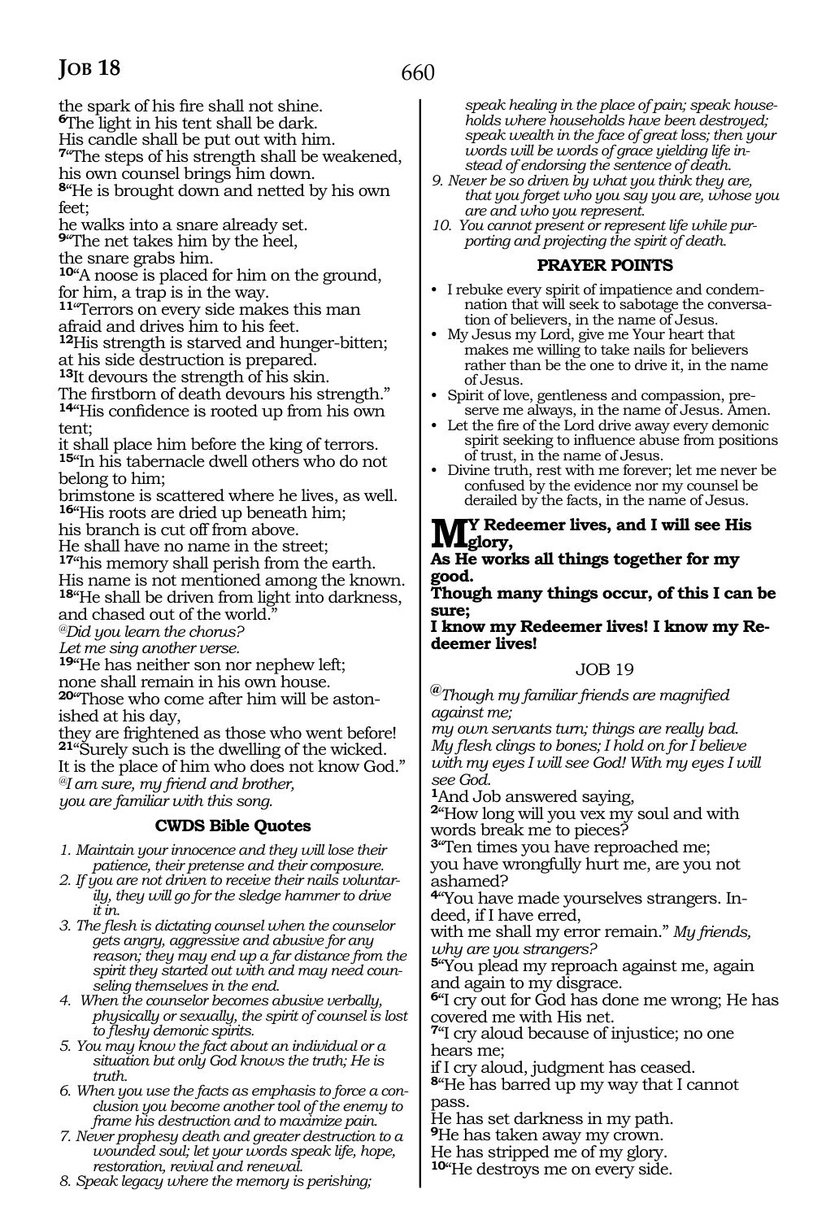the spark of his fire shall not shine.
**6**The light in his tent shall be dark.
His candle shall be put out with him.
**7**"The steps of his strength shall be weakened,
his own counsel brings him down.
**8**"He is brought down and netted by his own feet;
he walks into a snare already set.
**9**"The net takes him by the heel,
the snare grabs him.
**10**"A noose is placed for him on the ground,
for him, a trap is in the way.
**11**"Terrors on every side makes this man
afraid and drives him to his feet.
**12**His strength is starved and hunger-bitten;
at his side destruction is prepared.
**13**It devours the strength of his skin.
The firstborn of death devours his strength."
**14**"His confidence is rooted up from his own tent;
it shall place him before the king of terrors.
**15**"In his tabernacle dwell others who do not belong to him;
brimstone is scattered where he lives, as well.
**16**"His roots are dried up beneath him;
his branch is cut off from above.
He shall have no name in the street;
**17**"his memory shall perish from the earth.
His name is not mentioned among the known.
**18**"He shall be driven from light into darkness,
and chased out of the world."
*@Did you learn the chorus?*
*Let me sing another verse.*
**19**"He has neither son nor nephew left;
none shall remain in his own house.
**20**"Those who come after him will be astonished at his day,
they are frightened as those who went before!
**21**"Surely such is the dwelling of the wicked.
It is the place of him who does not know God."
*@I am sure, my friend and brother,*
*you are familiar with this song.*

### CWDS Bible Quotes

1. *Maintain your innocence and they will lose their patience, their pretense and their composure.*
2. *If you are not driven to receive their nails voluntarily, they will go for the sledge hammer to drive it in.*
3. *The flesh is dictating counsel when the counselor gets angry, aggressive and abusive for any reason; they may end up a far distance from the spirit they started out with and may need counseling themselves in the end.*
4. *When the counselor becomes abusive verbally, physically or sexually, the spirit of counsel is lost to fleshy demonic spirits.*
5. *You may know the fact about an individual or a situation but only God knows the truth; He is truth.*
6. *When you use the facts as emphasis to force a conclusion you become another tool of the enemy to frame his destruction and to maximize pain.*
7. *Never prophesy death and greater destruction to a wounded soul; let your words speak life, hope, restoration, revival and renewal.*
8. *Speak legacy where the memory is perishing; speak healing in the place of pain; speak households where households have been destroyed; speak wealth in the face of great loss; then your words will be words of grace yielding life instead of endorsing the sentence of death.*
9. *Never be so driven by what you think they are, that you forget who you say you are, whose you are and who you represent.*
10. *You cannot present or represent life while purporting and projecting the spirit of death.*

### PRAYER POINTS

- I rebuke every spirit of impatience and condemnation that will seek to sabotage the conversation of believers, in the name of Jesus.
- My Jesus my Lord, give me Your heart that makes me willing to take nails for believers rather than be the one to drive it, in the name of Jesus.
- Spirit of love, gentleness and compassion, preserve me always, in the name of Jesus. Amen.
- Let the fire of the Lord drive away every demonic spirit seeking to influence abuse from positions of trust, in the name of Jesus.
- Divine truth, rest with me forever; let me never be confused by the evidence nor my counsel be derailed by the facts, in the name of Jesus.

**MY Redeemer lives, and I will see His glory,**
**As He works all things together for my good.**
**Though many things occur, of this I can be sure;**
**I know my Redeemer lives! I know my Redeemer lives!**

## JOB 19

*@Though my familiar friends are magnified against me;*
*my own servants turn; things are really bad.*
*My flesh clings to bones; I hold on for I believe with my eyes I will see God! With my eyes I will see God.*

**1**And Job answered saying,
**2**"How long will you vex my soul and with words break me to pieces?
**3**"Ten times you have reproached me;
you have wrongfully hurt me, are you not ashamed?
**4**"You have made yourselves strangers. Indeed, if I have erred,
with me shall my error remain." *My friends, why are you strangers?*
**5**"You plead my reproach against me, again and again to my disgrace.
**6**"I cry out for God has done me wrong; He has covered me with His net.
**7**"I cry aloud because of injustice; no one hears me;
if I cry aloud, judgment has ceased.
**8**"He has barred up my way that I cannot pass.
He has set darkness in my path.
**9**He has taken away my crown.
He has stripped me of my glory.
**10**"He destroys me on every side.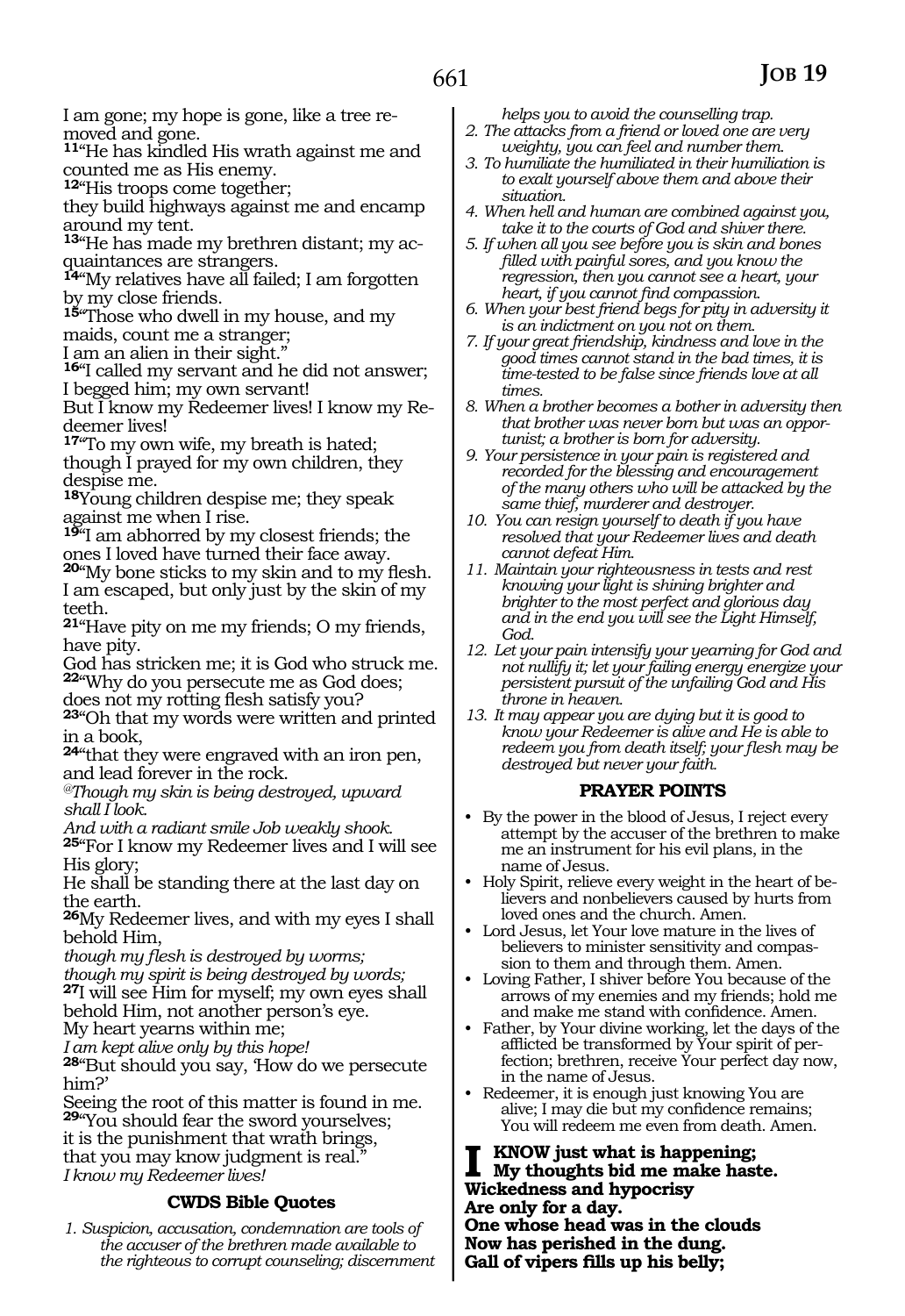I am gone; my hope is gone, like a tree removed and gone.

**11**"He has kindled His wrath against me and counted me as His enemy.

**12**"His troops come together;
they build highways against me and encamp around my tent.

**13**"He has made my brethren distant; my acquaintances are strangers.

**14**"My relatives have all failed; I am forgotten by my close friends.

**15**"Those who dwell in my house, and my maids, count me a stranger;
I am an alien in their sight."

**16**"I called my servant and he did not answer;
I begged him; my own servant!
But I know my Redeemer lives! I know my Redeemer lives!

**17**"To my own wife, my breath is hated;
though I prayed for my own children, they despise me.

**18**Young children despise me; they speak against me when I rise.

**19**"I am abhorred by my closest friends; the ones I loved have turned their face away.

**20**"My bone sticks to my skin and to my flesh.
I am escaped, but only just by the skin of my teeth.

**21**"Have pity on me my friends; O my friends, have pity.
God has stricken me; it is God who struck me.

**22**"Why do you persecute me as God does;
does not my rotting flesh satisfy you?

**23**"Oh that my words were written and printed in a book,

**24**"that they were engraved with an iron pen, and lead forever in the rock.

*@Though my skin is being destroyed, upward shall I look.*
*And with a radiant smile Job weakly shook.*

**25**"For I know my Redeemer lives and I will see His glory;
He shall be standing there at the last day on the earth.

**26**My Redeemer lives, and with my eyes I shall behold Him,
*though my flesh is destroyed by worms;*
*though my spirit is being destroyed by words;*

**27**I will see Him for myself; my own eyes shall behold Him, not another person's eye.
My heart yearns within me;
*I am kept alive only by this hope!*

**28**"But should you say, 'How do we persecute him?'
Seeing the root of this matter is found in me.

**29**"You should fear the sword yourselves;
it is the punishment that wrath brings,
that you may know judgment is real."
*I know my Redeemer lives!*

## CWDS Bible Quotes

1. *Suspicion, accusation, condemnation are tools of the accuser of the brethren made available to the righteous to corrupt counseling; discernment helps you to avoid the counselling trap.*
2. *The attacks from a friend or loved one are very weighty, you can feel and number them.*
3. *To humiliate the humiliated in their humiliation is to exalt yourself above them and above their situation.*
4. *When hell and human are combined against you, take it to the courts of God and shiver there.*
5. *If when all you see before you is skin and bones filled with painful sores, and you know the regression, then you cannot see a heart, your heart, if you cannot find compassion.*
6. *When your best friend begs for pity in adversity it is an indictment on you not on them.*
7. *If your great friendship, kindness and love in the good times cannot stand in the bad times, it is time-tested to be false since friends love at all times.*
8. *When a brother becomes a bother in adversity then that brother was never born but was an opportunist; a brother is born for adversity.*
9. *Your persistence in your pain is registered and recorded for the blessing and encouragement of the many others who will be attacked by the same thief, murderer and destroyer.*
10. *You can resign yourself to death if you have resolved that your Redeemer lives and death cannot defeat Him.*
11. *Maintain your righteousness in tests and rest knowing your light is shining brighter and brighter to the most perfect and glorious day and in the end you will see the Light Himself, God.*
12. *Let your pain intensify your yearning for God and not nullify it; let your failing energy energize your persistent pursuit of the unfailing God and His throne in heaven.*
13. *It may appear you are dying but it is good to know your Redeemer is alive and He is able to redeem you from death itself; your flesh may be destroyed but never your faith.*

## PRAYER POINTS

- By the power in the blood of Jesus, I reject every attempt by the accuser of the brethren to make me an instrument for his evil plans, in the name of Jesus.
- Holy Spirit, relieve every weight in the heart of believers and nonbelievers caused by hurts from loved ones and the church. Amen.
- Lord Jesus, let Your love mature in the lives of believers to minister sensitivity and compassion to them and through them. Amen.
- Loving Father, I shiver before You because of the arrows of my enemies and my friends; hold me and make me stand with confidence. Amen.
- Father, by Your divine working, let the days of the afflicted be transformed by Your spirit of perfection; brethren, receive Your perfect day now, in the name of Jesus.
- Redeemer, it is enough just knowing You are alive; I may die but my confidence remains; You will redeem me even from death. Amen.

**I KNOW just what is happening;**
**My thoughts bid me make haste.**
**Wickedness and hypocrisy**
**Are only for a day.**
**One whose head was in the clouds**
**Now has perished in the dung.**
**Gall of vipers fills up his belly;**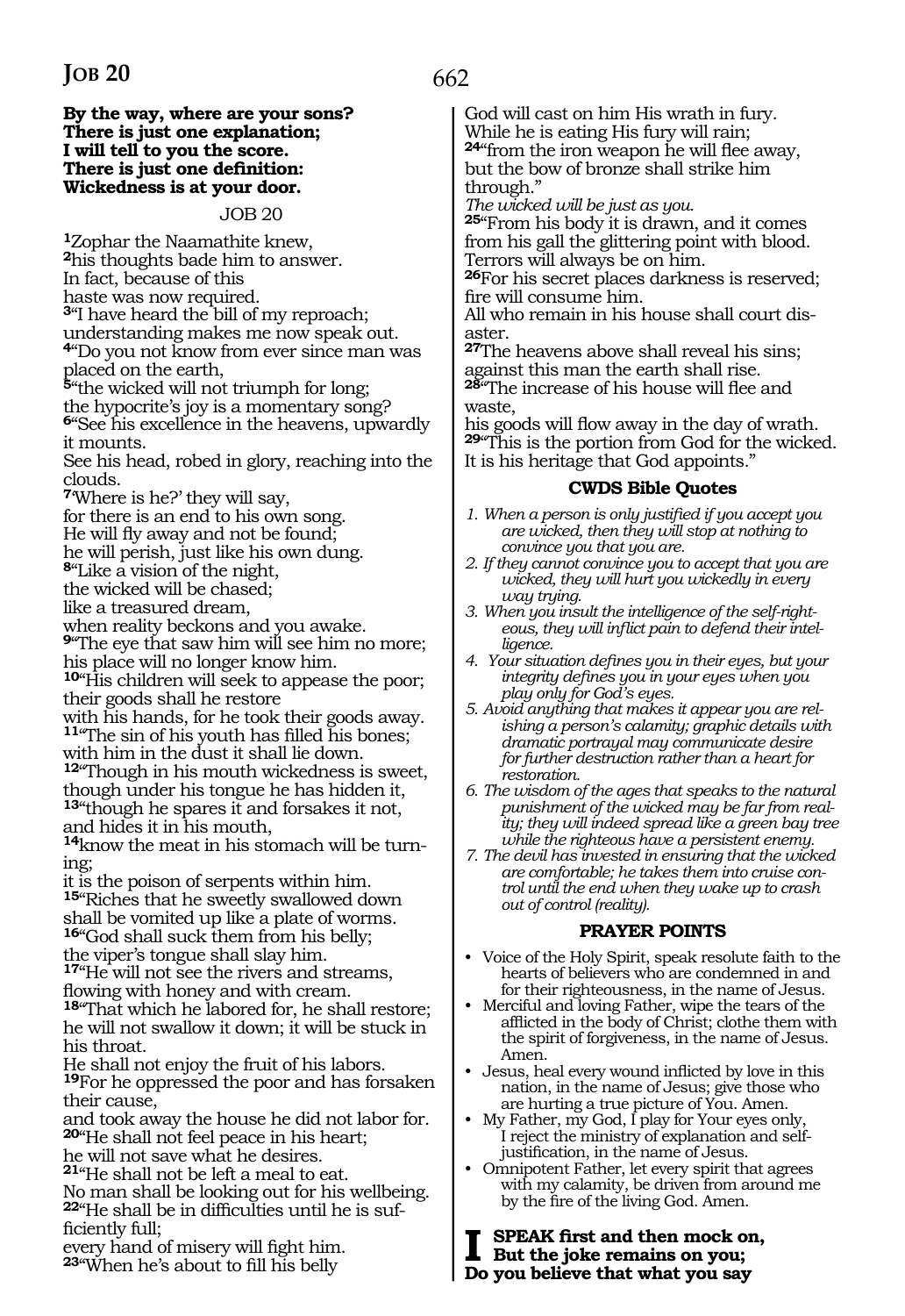**By the way, where are your sons?**
**There is just one explanation;**
**I will tell to you the score.**
**There is just one definition:**
**Wickedness is at your door.**

## JOB 20

**1**Zophar the Naamathite knew,
**2**his thoughts bade him to answer.
In fact, because of this
haste was now required.
**3**"I have heard the bill of my reproach;
understanding makes me now speak out.
**4**"Do you not know from ever since man was placed on the earth,
**5**"the wicked will not triumph for long;
the hypocrite's joy is a momentary song?
**6**"See his excellence in the heavens, upwardly it mounts.
See his head, robed in glory, reaching into the clouds.
**7**'Where is he?' they will say,
for there is an end to his own song.
He will fly away and not be found;
he will perish, just like his own dung.
**8**"Like a vision of the night,
the wicked will be chased;
like a treasured dream,
when reality beckons and you awake.
**9**"The eye that saw him will see him no more;
his place will no longer know him.
**10**"His children will seek to appease the poor;
their goods shall he restore
with his hands, for he took their goods away.
**11**"The sin of his youth has filled his bones;
with him in the dust it shall lie down.
**12**"Though in his mouth wickedness is sweet,
though under his tongue he has hidden it,
**13**"though he spares it and forsakes it not,
and hides it in his mouth,
**14**know the meat in his stomach will be turning;
it is the poison of serpents within him.
**15**"Riches that he sweetly swallowed down
shall be vomited up like a plate of worms.
**16**"God shall suck them from his belly;
the viper's tongue shall slay him.
**17**"He will not see the rivers and streams,
flowing with honey and with cream.
**18**"That which he labored for, he shall restore;
he will not swallow it down; it will be stuck in his throat.
He shall not enjoy the fruit of his labors.
**19**For he oppressed the poor and has forsaken their cause,
and took away the house he did not labor for.
**20**"He shall not feel peace in his heart;
he will not save what he desires.
**21**"He shall not be left a meal to eat.
No man shall be looking out for his wellbeing.
**22**"He shall be in difficulties until he is sufficiently full;
every hand of misery will fight him.
**23**"When he's about to fill his belly
God will cast on him His wrath in fury.
While he is eating His fury will rain;
**24**"from the iron weapon he will flee away,
but the bow of bronze shall strike him through."
*The wicked will be just as you.*
**25**"From his body it is drawn, and it comes
from his gall the glittering point with blood.
Terrors will always be on him.
**26**For his secret places darkness is reserved;
fire will consume him.
All who remain in his house shall court disaster.
**27**The heavens above shall reveal his sins;
against this man the earth shall rise.
**28**"The increase of his house will flee and waste,
his goods will flow away in the day of wrath.
**29**"This is the portion from God for the wicked.
It is his heritage that God appoints."

### CWDS Bible Quotes

1. *When a person is only justified if you accept you are wicked, then they will stop at nothing to convince you that you are.*
2. *If they cannot convince you to accept that you are wicked, they will hurt you wickedly in every way trying.*
3. *When you insult the intelligence of the self-righteous, they will inflict pain to defend their intelligence.*
4. *Your situation defines you in their eyes, but your integrity defines you in your eyes when you play only for God's eyes.*
5. *Avoid anything that makes it appear you are relishing a person's calamity; graphic details with dramatic portrayal may communicate desire for further destruction rather than a heart for restoration.*
6. *The wisdom of the ages that speaks to the natural punishment of the wicked may be far from reality; they will indeed spread like a green bay tree while the righteous have a persistent enemy.*
7. *The devil has invested in ensuring that the wicked are comfortable; he takes them into cruise control until the end when they wake up to crash out of control (reality).*

### PRAYER POINTS

- Voice of the Holy Spirit, speak resolute faith to the hearts of believers who are condemned in and for their righteousness, in the name of Jesus.
- Merciful and loving Father, wipe the tears of the afflicted in the body of Christ; clothe them with the spirit of forgiveness, in the name of Jesus. Amen.
- Jesus, heal every wound inflicted by love in this nation, in the name of Jesus; give those who are hurting a true picture of You. Amen.
- My Father, my God, I play for Your eyes only, I reject the ministry of explanation and self-justification, in the name of Jesus.
- Omnipotent Father, let every spirit that agrees with my calamity, be driven from around me by the fire of the living God. Amen.

**I SPEAK first and then mock on,**
**But the joke remains on you;**
**Do you believe that what you say**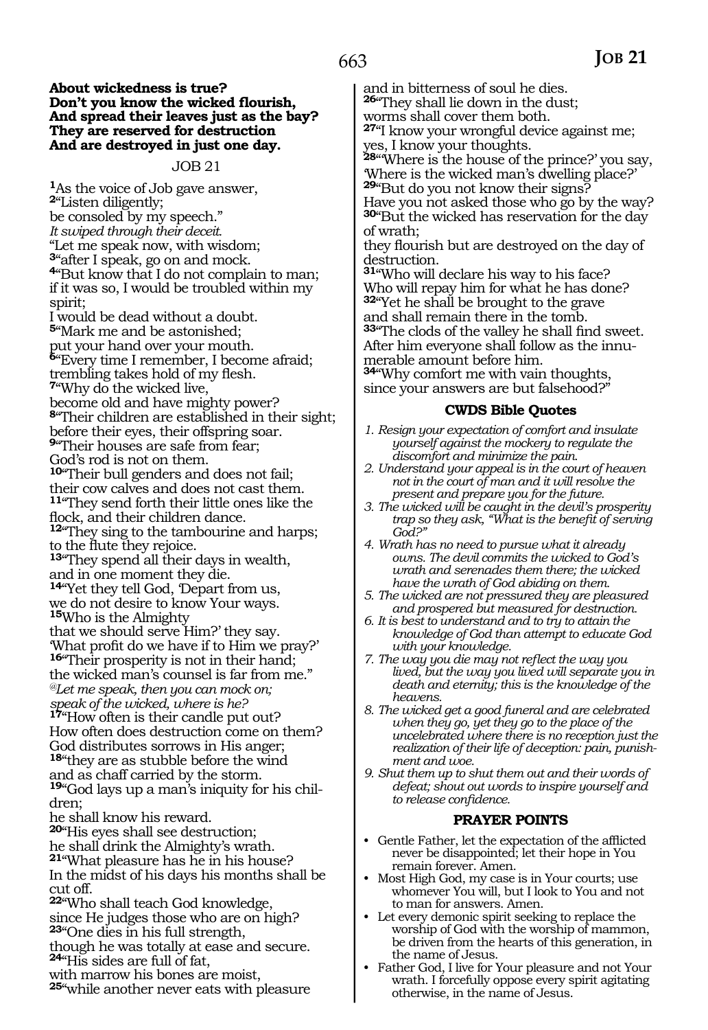**About wickedness is true?**
**Don't you know the wicked flourish,**
**And spread their leaves just as the bay?**
**They are reserved for destruction**
**And are destroyed in just one day.**

## JOB 21

**1**As the voice of Job gave answer,
**2**"Listen diligently;
be consoled by my speech."
*It swiped through their deceit.*
"Let me speak now, with wisdom;
**3**"after I speak, go on and mock.
**4**"But know that I do not complain to man;
if it was so, I would be troubled within my spirit;
I would be dead without a doubt.
**5**"Mark me and be astonished;
put your hand over your mouth.
**6**"Every time I remember, I become afraid;
trembling takes hold of my flesh.
**7**"Why do the wicked live,
become old and have mighty power?
**8**"Their children are established in their sight;
before their eyes, their offspring soar.
**9**"Their houses are safe from fear;
God's rod is not on them.
**10**"Their bull genders and does not fail;
their cow calves and does not cast them.
**11**"They send forth their little ones like the flock, and their children dance.
**12**"They sing to the tambourine and harps;
to the flute they rejoice.
**13**"They spend all their days in wealth,
and in one moment they die.
**14**"Yet they tell God, 'Depart from us,
we do not desire to know Your ways.
**15**Who is the Almighty
that we should serve Him?' they say.
'What profit do we have if to Him we pray?'
**16**"Their prosperity is not in their hand;
the wicked man's counsel is far from me."
*@Let me speak, then you can mock on;*
*speak of the wicked, where is he?*
**17**"How often is their candle put out?
How often does destruction come on them?
God distributes sorrows in His anger;
**18**"they are as stubble before the wind
and as chaff carried by the storm.
**19**"God lays up a man's iniquity for his children;
he shall know his reward.
**20**"His eyes shall see destruction;
he shall drink the Almighty's wrath.
**21**"What pleasure has he in his house?
In the midst of his days his months shall be cut off.
**22**"Who shall teach God knowledge,
since He judges those who are on high?
**23**"One dies in his full strength,
though he was totally at ease and secure.
**24**"His sides are full of fat,
with marrow his bones are moist,
**25**"while another never eats with pleasure
and in bitterness of soul he dies.
**26**"They shall lie down in the dust;
worms shall cover them both.
**27**"I know your wrongful device against me;
yes, I know your thoughts.
**28**"'Where is the house of the prince?' you say,
'Where is the wicked man's dwelling place?'
**29**"But do you not know their signs?
Have you not asked those who go by the way?
**30**"But the wicked has reservation for the day of wrath;
they flourish but are destroyed on the day of destruction.
**31**"Who will declare his way to his face?
Who will repay him for what he has done?
**32**"Yet he shall be brought to the grave
and shall remain there in the tomb.
**33**"The clods of the valley he shall find sweet.
After him everyone shall follow as the innumerable amount before him.
**34**"Why comfort me with vain thoughts,
since your answers are but falsehood?"

### CWDS Bible Quotes

1. *Resign your expectation of comfort and insulate yourself against the mockery to regulate the discomfort and minimize the pain.*
2. *Understand your appeal is in the court of heaven not in the court of man and it will resolve the present and prepare you for the future.*
3. *The wicked will be caught in the devil's prosperity trap so they ask, "What is the benefit of serving God?"*
4. *Wrath has no need to pursue what it already owns. The devil commits the wicked to God's wrath and serenades them there; the wicked have the wrath of God abiding on them.*
5. *The wicked are not pressured they are pleasured and prospered but measured for destruction.*
6. *It is best to understand and to try to attain the knowledge of God than attempt to educate God with your knowledge.*
7. *The way you die may not reflect the way you lived, but the way you lived will separate you in death and eternity; this is the knowledge of the heavens.*
8. *The wicked get a good funeral and are celebrated when they go, yet they go to the place of the uncelebrated where there is no reception just the realization of their life of deception: pain, punishment and woe.*
9. *Shut them up to shut them out and their words of defeat; shout out words to inspire yourself and to release confidence.*

### PRAYER POINTS

- Gentle Father, let the expectation of the afflicted never be disappointed; let their hope in You remain forever. Amen.
- Most High God, my case is in Your courts; use whomever You will, but I look to You and not to man for answers. Amen.
- Let every demonic spirit seeking to replace the worship of God with the worship of mammon, be driven from the hearts of this generation, in the name of Jesus.
- Father God, I live for Your pleasure and not Your wrath. I forcefully oppose every spirit agitating otherwise, in the name of Jesus.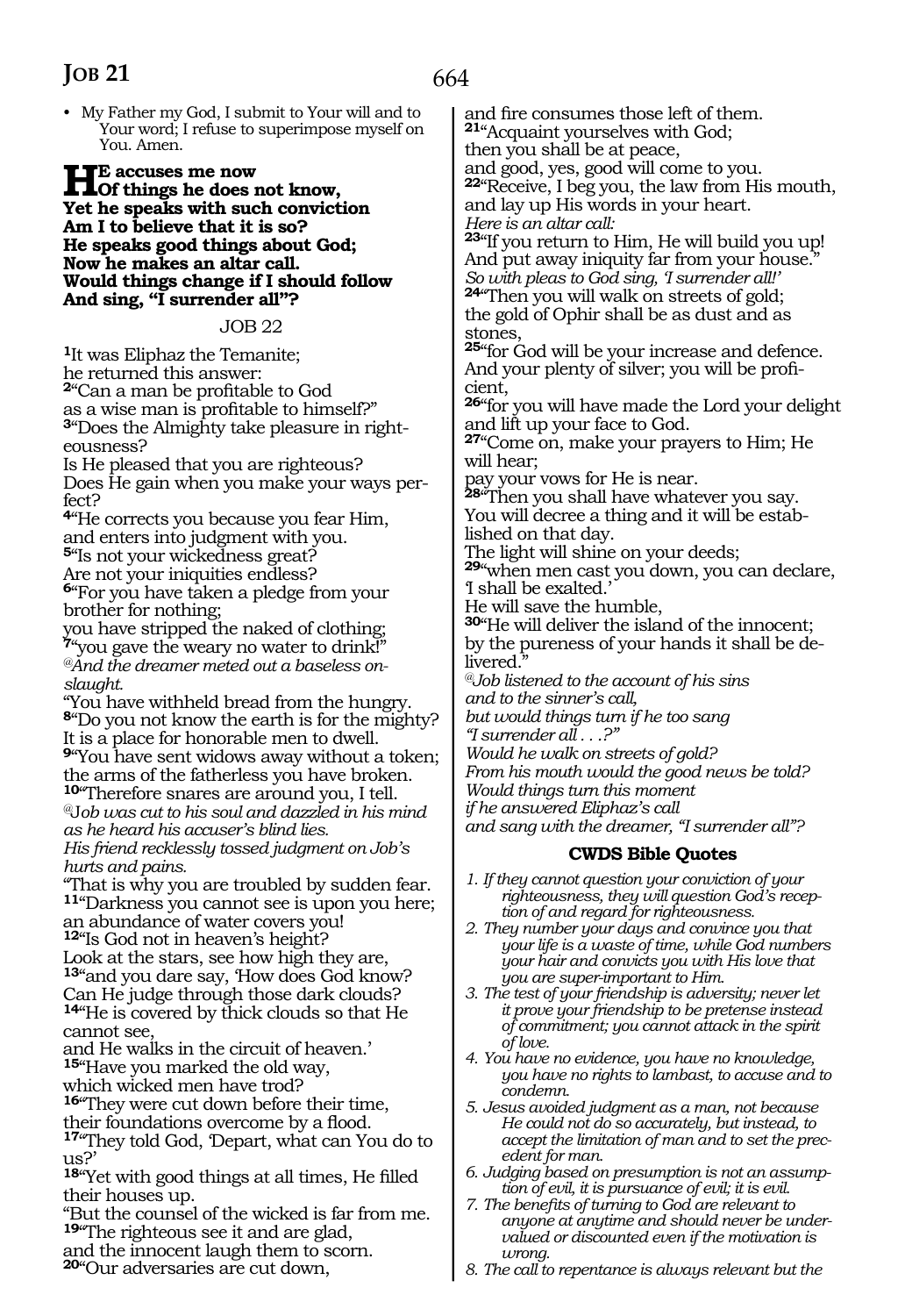- My Father my God, I submit to Your will and to Your word; I refuse to superimpose myself on You. Amen.

**He accuses me now**
**Of things he does not know,**
**Yet he speaks with such conviction**
**Am I to believe that it is so?**
**He speaks good things about God;**
**Now he makes an altar call.**
**Would things change if I should follow**
**And sing, "I surrender all"?**

JOB 22

**1**It was Eliphaz the Temanite;
he returned this answer:
**2**"Can a man be profitable to God
as a wise man is profitable to himself?"
**3**"Does the Almighty take pleasure in righteousness?
Is He pleased that you are righteous?
Does He gain when you make your ways perfect?
**4**"He corrects you because you fear Him,
and enters into judgment with you.
**5**"Is not your wickedness great?
Are not your iniquities endless?
**6**"For you have taken a pledge from your brother for nothing;
you have stripped the naked of clothing;
**7**"you gave the weary no water to drink!"
*@And the dreamer meted out a baseless onslaught.*
"You have withheld bread from the hungry.
**8**"Do you not know the earth is for the mighty?
It is a place for honorable men to dwell.
**9**"You have sent widows away without a token;
the arms of the fatherless you have broken.
**10**"Therefore snares are around you, I tell.
*@Job was cut to his soul and dazzled in his mind as he heard his accuser's blind lies.*
*His friend recklessly tossed judgment on Job's hurts and pains.*
"That is why you are troubled by sudden fear.
**11**"Darkness you cannot see is upon you here;
an abundance of water covers you!
**12**"Is God not in heaven's height?
Look at the stars, see how high they are,
**13**"and you dare say, 'How does God know?
Can He judge through those dark clouds?
**14**"He is covered by thick clouds so that He cannot see,
and He walks in the circuit of heaven.'
**15**"Have you marked the old way,
which wicked men have trod?
**16**"They were cut down before their time,
their foundations overcome by a flood.
**17**"They told God, 'Depart, what can You do to us?'
**18**"Yet with good things at all times, He filled their houses up.
"But the counsel of the wicked is far from me.
**19**"The righteous see it and are glad,
and the innocent laugh them to scorn.
**20**"Our adversaries are cut down,
and fire consumes those left of them.
**21**"Acquaint yourselves with God;
then you shall be at peace,
and good, yes, good will come to you.
**22**"Receive, I beg you, the law from His mouth,
and lay up His words in your heart.
*Here is an altar call:*
**23**"If you return to Him, He will build you up!
And put away iniquity far from your house."
*So with pleas to God sing, 'I surrender all!'*
**24**"Then you will walk on streets of gold;
the gold of Ophir shall be as dust and as stones,
**25**"for God will be your increase and defence.
And your plenty of silver; you will be proficient,
**26**"for you will have made the Lord your delight
and lift up your face to God.
**27**"Come on, make your prayers to Him; He will hear;
pay your vows for He is near.
**28**"Then you shall have whatever you say.
You will decree a thing and it will be established on that day.
The light will shine on your deeds;
**29**"when men cast you down, you can declare,
'I shall be exalted.'
He will save the humble,
**30**"He will deliver the island of the innocent;
by the pureness of your hands it shall be delivered."
*@Job listened to the account of his sins*
*and to the sinner's call,*
*but would things turn if he too sang*
*"I surrender all . . .?"*
*Would he walk on streets of gold?*
*From his mouth would the good news be told?*
*Would things turn this moment*
*if he answered Eliphaz's call*
*and sang with the dreamer, "I surrender all"?*

### CWDS Bible Quotes

1. *If they cannot question your conviction of your righteousness, they will question God's reception of and regard for righteousness.*
2. *They number your days and convince you that your life is a waste of time, while God numbers your hair and convicts you with His love that you are super-important to Him.*
3. *The test of your friendship is adversity; never let it prove your friendship to be pretense instead of commitment; you cannot attack in the spirit of love.*
4. *You have no evidence, you have no knowledge, you have no rights to lambast, to accuse and to condemn.*
5. *Jesus avoided judgment as a man, not because He could not do so accurately, but instead, to accept the limitation of man and to set the precedent for man.*
6. *Judging based on presumption is not an assumption of evil, it is pursuance of evil; it is evil.*
7. *The benefits of turning to God are relevant to anyone at anytime and should never be undervalued or discounted even if the motivation is wrong.*
8. *The call to repentance is always relevant but the*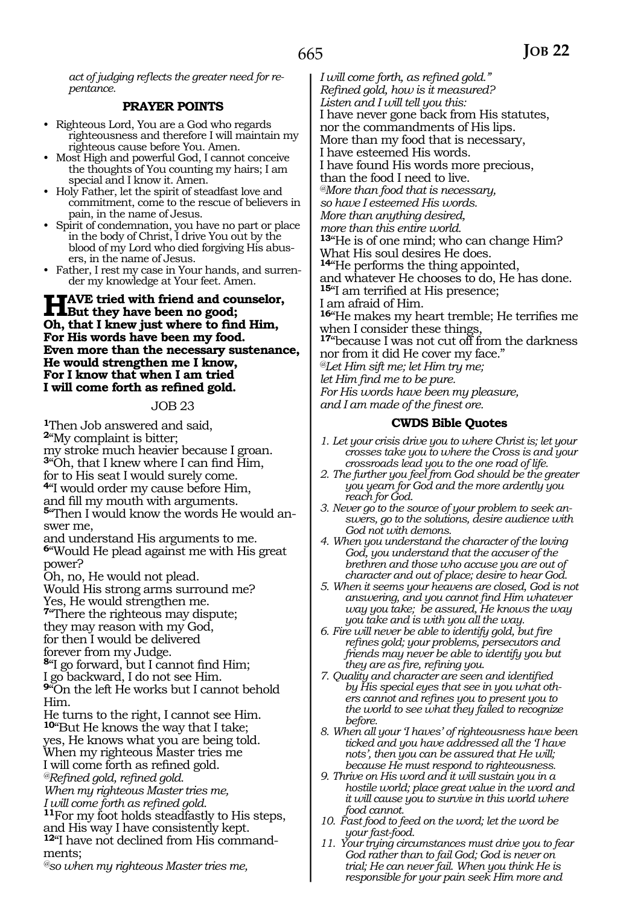*act of judging reflects the greater need for repentance.*

### PRAYER POINTS

- Righteous Lord, You are a God who regards righteousness and therefore I will maintain my righteous cause before You. Amen.
- Most High and powerful God, I cannot conceive the thoughts of You counting my hairs; I am special and I know it. Amen.
- Holy Father, let the spirit of steadfast love and commitment, come to the rescue of believers in pain, in the name of Jesus.
- Spirit of condemnation, you have no part or place in the body of Christ, I drive You out by the blood of my Lord who died forgiving His abusers, in the name of Jesus.
- Father, I rest my case in Your hands, and surrender my knowledge at Your feet. Amen.

**HAVE tried with friend and counselor,**
**But they have been no good;**
**Oh, that I knew just where to find Him,**
**For His words have been my food.**
**Even more than the necessary sustenance,**
**He would strengthen me I know,**
**For I know that when I am tried**
**I will come forth as refined gold.**

## JOB 23

[1]Then Job answered and said,
[2]"My complaint is bitter;
my stroke much heavier because I groan.
[3]"Oh, that I knew where I can find Him,
for to His seat I would surely come.
[4]"I would order my cause before Him,
and fill my mouth with arguments.
[5]"Then I would know the words He would answer me,
and understand His arguments to me.
[6]"Would He plead against me with His great power?
Oh, no, He would not plead.
Would His strong arms surround me?
Yes, He would strengthen me.
[7]"There the righteous may dispute;
they may reason with my God,
for then I would be delivered
forever from my Judge.
[8]"I go forward, but I cannot find Him;
I go backward, I do not see Him.
[9]"On the left He works but I cannot behold Him.
He turns to the right, I cannot see Him.
[10]"But He knows the way that I take;
yes, He knows what you are being told.
When my righteous Master tries me
I will come forth as refined gold.
*@Refined gold, refined gold.*
*When my righteous Master tries me,*
*I will come forth as refined gold.*
[11]For my foot holds steadfastly to His steps,
and His way I have consistently kept.
[12]"I have not declined from His commandments;
*@so when my righteous Master tries me,*
*I will come forth, as refined gold."*
*Refined gold, how is it measured?*
*Listen and I will tell you this:*
I have never gone back from His statutes,
nor the commandments of His lips.
More than my food that is necessary,
I have esteemed His words.
I have found His words more precious,
than the food I need to live.
*@More than food that is necessary,*
*so have I esteemed His words.*
*More than anything desired,*
*more than this entire world.*
[13]"He is of one mind; who can change Him?
What His soul desires He does.
[14]"He performs the thing appointed,
and whatever He chooses to do, He has done.
[15]"I am terrified at His presence;
I am afraid of Him.
[16]"He makes my heart tremble; He terrifies me when I consider these things,
[17]"because I was not cut off from the darkness
nor from it did He cover my face."
*@Let Him sift me; let Him try me;*
*let Him find me to be pure.*
*For His words have been my pleasure,*
*and I am made of the finest ore.*

### CWDS Bible Quotes

1. *Let your crisis drive you to where Christ is; let your crosses take you to where the Cross is and your crossroads lead you to the one road of life.*
2. *The further you feel from God should be the greater you yearn for God and the more ardently you reach for God.*
3. *Never go to the source of your problem to seek answers, go to the solutions, desire audience with God not with demons.*
4. *When you understand the character of the loving God, you understand that the accuser of the brethren and those who accuse you are out of character and out of place; desire to hear God.*
5. *When it seems your heavens are closed, God is not answering, and you cannot find Him whatever way you take; be assured, He knows the way you take and is with you all the way.*
6. *Fire will never be able to identify gold, but fire refines gold; your problems, persecutors and friends may never be able to identify you but they are as fire, refining you.*
7. *Quality and character are seen and identified by His special eyes that see in you what others cannot and refines you to present you to the world to see what they failed to recognize before.*
8. *When all your 'I haves' of righteousness have been ticked and you have addressed all the 'I have nots', then you can be assured that He will; because He must respond to righteousness.*
9. *Thrive on His word and it will sustain you in a hostile world; place great value in the word and it will cause you to survive in this world where food cannot.*
10. *Fast food to feed on the word; let the word be your fast-food.*
11. *Your trying circumstances must drive you to fear God rather than to fail God; God is never on trial; He can never fail. When you think He is responsible for your pain seek Him more and*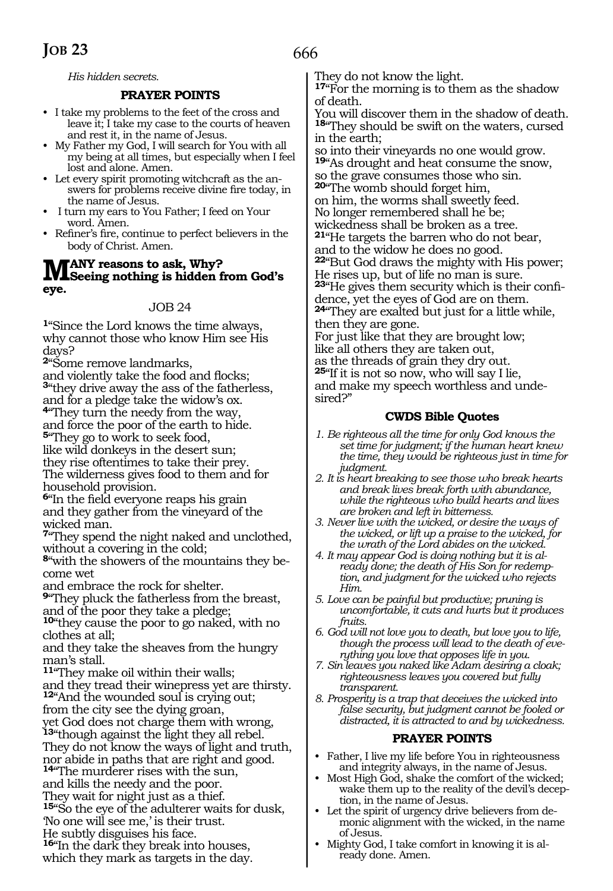*His hidden secrets.*

### PRAYER POINTS

- I take my problems to the feet of the cross and leave it; I take my case to the courts of heaven and rest it, in the name of Jesus.
- My Father my God, I will search for You with all my being at all times, but especially when I feel lost and alone. Amen.
- Let every spirit promoting witchcraft as the answers for problems receive divine fire today, in the name of Jesus.
- I turn my ears to You Father; I feed on Your word. Amen.
- Refiner's fire, continue to perfect believers in the body of Christ. Amen.

**MANY reasons to ask, Why? Seeing nothing is hidden from God's eye.**

## JOB 24

[1]"Since the Lord knows the time always, why cannot those who know Him see His days?
[2]"Some remove landmarks, and violently take the food and flocks;
[3]"they drive away the ass of the fatherless, and for a pledge take the widow's ox.
[4]"They turn the needy from the way, and force the poor of the earth to hide.
[5]"They go to work to seek food, like wild donkeys in the desert sun; they rise oftentimes to take their prey. The wilderness gives food to them and for household provision.
[6]"In the field everyone reaps his grain and they gather from the vineyard of the wicked man.
[7]"They spend the night naked and unclothed, without a covering in the cold;
[8]"with the showers of the mountains they become wet and embrace the rock for shelter.
[9]"They pluck the fatherless from the breast, and of the poor they take a pledge;
[10]"they cause the poor to go naked, with no clothes at all; and they take the sheaves from the hungry man's stall.
[11]"They make oil within their walls; and they tread their winepress yet are thirsty.
[12]"And the wounded soul is crying out; from the city see the dying groan, yet God does not charge them with wrong,
[13]"though against the light they all rebel. They do not know the ways of light and truth, nor abide in paths that are right and good.
[14]"The murderer rises with the sun, and kills the needy and the poor. They wait for night just as a thief.
[15]"So the eye of the adulterer waits for dusk, 'No one will see me,' is their trust. He subtly disguises his face.
[16]"In the dark they break into houses, which they mark as targets in the day. They do not know the light.
[17]"For the morning is to them as the shadow of death. You will discover them in the shadow of death.
[18]"They should be swift on the waters, cursed in the earth; so into their vineyards no one would grow.
[19]"As drought and heat consume the snow, so the grave consumes those who sin.
[20]"The womb should forget him, on him, the worms shall sweetly feed. No longer remembered shall he be; wickedness shall be broken as a tree.
[21]"He targets the barren who do not bear, and to the widow he does no good.
[22]"But God draws the mighty with His power; He rises up, but of life no man is sure.
[23]"He gives them security which is their confidence, yet the eyes of God are on them.
[24]"They are exalted but just for a little while, then they are gone. For just like that they are brought low; like all others they are taken out, as the threads of grain they dry out.
[25]"If it is not so now, who will say I lie, and make my speech worthless and undesired?"

### CWDS Bible Quotes

1. *Be righteous all the time for only God knows the set time for judgment; if the human heart knew the time, they would be righteous just in time for judgment.*
2. *It is heart breaking to see those who break hearts and break lives break forth with abundance, while the righteous who build hearts and lives are broken and left in bitterness.*
3. *Never live with the wicked, or desire the ways of the wicked, or lift up a praise to the wicked, for the wrath of the Lord abides on the wicked.*
4. *It may appear God is doing nothing but it is already done; the death of His Son for redemption, and judgment for the wicked who rejects Him.*
5. *Love can be painful but productive; pruning is uncomfortable, it cuts and hurts but it produces fruits.*
6. *God will not love you to death, but love you to life, though the process will lead to the death of everything you love that opposes life in you.*
7. *Sin leaves you naked like Adam desiring a cloak; righteousness leaves you covered but fully transparent.*
8. *Prosperity is a trap that deceives the wicked into false security, but judgment cannot be fooled or distracted, it is attracted to and by wickedness.*

### PRAYER POINTS

- Father, I live my life before You in righteousness and integrity always, in the name of Jesus.
- Most High God, shake the comfort of the wicked; wake them up to the reality of the devil's deception, in the name of Jesus.
- Let the spirit of urgency drive believers from demonic alignment with the wicked, in the name of Jesus.
- Mighty God, I take comfort in knowing it is already done. Amen.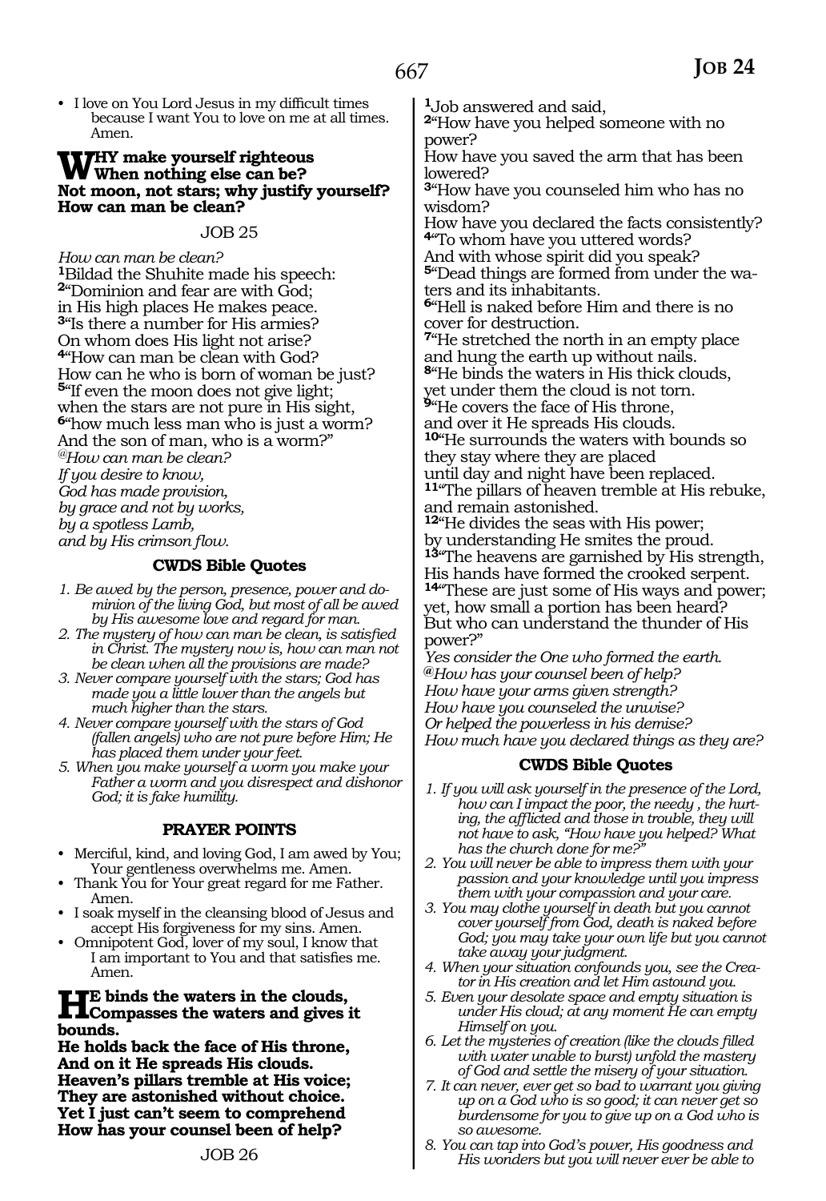- I love on You Lord Jesus in my difficult times because I want You to love on me at all times. Amen.

**WHY make yourself righteous**
**When nothing else can be?**
**Not moon, not stars; why justify yourself?**
**How can man be clean?**

JOB 25

*How can man be clean?*
**1**Bildad the Shuhite made his speech:
**2**"Dominion and fear are with God;
in His high places He makes peace.
**3**"Is there a number for His armies?
On whom does His light not arise?
**4**"How can man be clean with God?
How can he who is born of woman be just?
**5**"If even the moon does not give light;
when the stars are not pure in His sight,
**6**"how much less man who is just a worm?
And the son of man, who is a worm?"
*@How can man be clean?*
*If you desire to know,*
*God has made provision,*
*by grace and not by works,*
*by a spotless Lamb,*
*and by His crimson flow.*

### CWDS Bible Quotes

1. *Be awed by the person, presence, power and dominion of the living God, but most of all be awed by His awesome love and regard for man.*
2. *The mystery of how can man be clean, is satisfied in Christ. The mystery now is, how can man not be clean when all the provisions are made?*
3. *Never compare yourself with the stars; God has made you a little lower than the angels but much higher than the stars.*
4. *Never compare yourself with the stars of God (fallen angels) who are not pure before Him; He has placed them under your feet.*
5. *When you make yourself a worm you make your Father a worm and you disrespect and dishonor God; it is fake humility.*

### PRAYER POINTS

- Merciful, kind, and loving God, I am awed by You; Your gentleness overwhelms me. Amen.
- Thank You for Your great regard for me Father. Amen.
- I soak myself in the cleansing blood of Jesus and accept His forgiveness for my sins. Amen.
- Omnipotent God, lover of my soul, I know that I am important to You and that satisfies me. Amen.

**HE binds the waters in the clouds,**
**Compasses the waters and gives it bounds.**
**He holds back the face of His throne,**
**And on it He spreads His clouds.**
**Heaven's pillars tremble at His voice;**
**They are astonished without choice.**
**Yet I just can't seem to comprehend**
**How has your counsel been of help?**

JOB 26

**1**Job answered and said,
**2**"How have you helped someone with no power?
How have you saved the arm that has been lowered?
**3**"How have you counseled him who has no wisdom?
How have you declared the facts consistently?
**4**"To whom have you uttered words?
And with whose spirit did you speak?
**5**"Dead things are formed from under the waters and its inhabitants.
**6**"Hell is naked before Him and there is no cover for destruction.
**7**"He stretched the north in an empty place and hung the earth up without nails.
**8**"He binds the waters in His thick clouds, yet under them the cloud is not torn.
**9**"He covers the face of His throne, and over it He spreads His clouds.
**10**"He surrounds the waters with bounds so they stay where they are placed until day and night have been replaced.
**11**"The pillars of heaven tremble at His rebuke, and remain astonished.
**12**"He divides the seas with His power; by understanding He smites the proud.
**13**"The heavens are garnished by His strength, His hands have formed the crooked serpent.
**14**"These are just some of His ways and power; yet, how small a portion has been heard?
But who can understand the thunder of His power?"
*Yes consider the One who formed the earth.*
*@How has your counsel been of help?*
*How have your arms given strength?*
*How have you counseled the unwise?*
*Or helped the powerless in his demise?*
*How much have you declared things as they are?*

### CWDS Bible Quotes

1. *If you will ask yourself in the presence of the Lord, how can I impact the poor, the needy , the hurting, the afflicted and those in trouble, they will not have to ask, "How have you helped? What has the church done for me?"*
2. *You will never be able to impress them with your passion and your knowledge until you impress them with your compassion and your care.*
3. *You may clothe yourself in death but you cannot cover yourself from God, death is naked before God; you may take your own life but you cannot take away your judgment.*
4. *When your situation confounds you, see the Creator in His creation and let Him astound you.*
5. *Even your desolate space and empty situation is under His cloud; at any moment He can empty Himself on you.*
6. *Let the mysteries of creation (like the clouds filled with water unable to burst) unfold the mastery of God and settle the misery of your situation.*
7. *It can never, ever get so bad to warrant you giving up on a God who is so good; it can never get so burdensome for you to give up on a God who is so awesome.*
8. *You can tap into God's power, His goodness and His wonders but you will never ever be able to*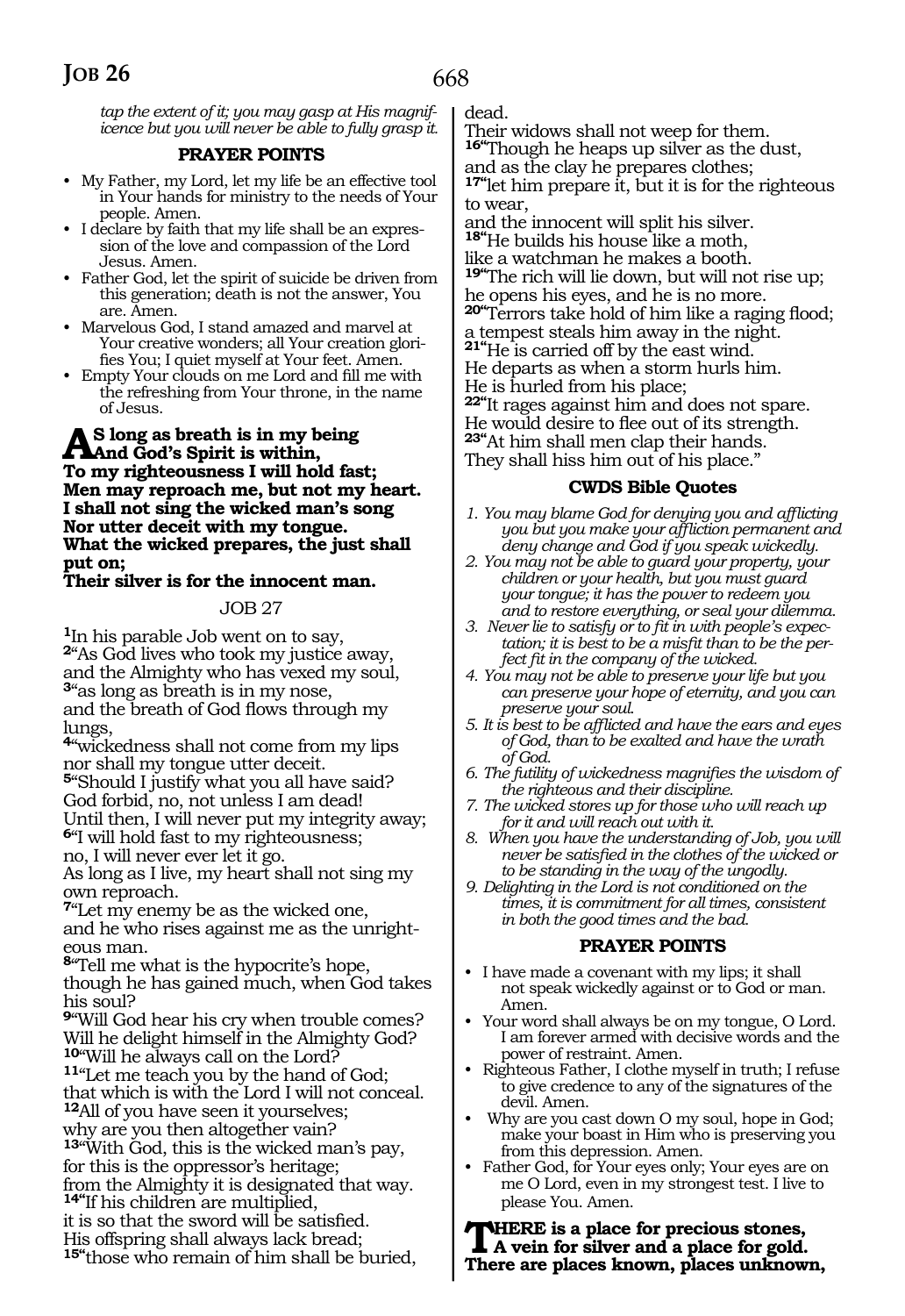*tap the extent of it; you may gasp at His magnificence but you will never be able to fully grasp it.*

### PRAYER POINTS

- My Father, my Lord, let my life be an effective tool in Your hands for ministry to the needs of Your people. Amen.
- I declare by faith that my life shall be an expression of the love and compassion of the Lord Jesus. Amen.
- Father God, let the spirit of suicide be driven from this generation; death is not the answer, You are. Amen.
- Marvelous God, I stand amazed and marvel at Your creative wonders; all Your creation glorifies You; I quiet myself at Your feet. Amen.
- Empty Your clouds on me Lord and fill me with the refreshing from Your throne, in the name of Jesus.

**AS long as breath is in my being**
**And God's Spirit is within,**
**To my righteousness I will hold fast;**
**Men may reproach me, but not my heart.**
**I shall not sing the wicked man's song**
**Nor utter deceit with my tongue.**
**What the wicked prepares, the just shall put on;**
**Their silver is for the innocent man.**

## JOB 27

[1]In his parable Job went on to say,
[2]"As God lives who took my justice away,
and the Almighty who has vexed my soul,
[3]"as long as breath is in my nose,
and the breath of God flows through my lungs,
[4]"wickedness shall not come from my lips
nor shall my tongue utter deceit.
[5]"Should I justify what you all have said?
God forbid, no, not unless I am dead!
Until then, I will never put my integrity away;
[6]"I will hold fast to my righteousness;
no, I will never ever let it go.
As long as I live, my heart shall not sing my own reproach.
[7]"Let my enemy be as the wicked one,
and he who rises against me as the unrighteous man.
[8]"Tell me what is the hypocrite's hope,
though he has gained much, when God takes his soul?
[9]"Will God hear his cry when trouble comes?
Will he delight himself in the Almighty God?
[10]"Will he always call on the Lord?
[11]"Let me teach you by the hand of God;
that which is with the Lord I will not conceal.
[12]All of you have seen it yourselves;
why are you then altogether vain?
[13]"With God, this is the wicked man's pay,
for this is the oppressor's heritage;
from the Almighty it is designated that way.
[14]"If his children are multiplied,
it is so that the sword will be satisfied.
His offspring shall always lack bread;
[15]"those who remain of him shall be buried,
dead.
Their widows shall not weep for them.
[16]"Though he heaps up silver as the dust,
and as the clay he prepares clothes;
[17]"let him prepare it, but it is for the righteous to wear,
and the innocent will split his silver.
[18]"He builds his house like a moth,
like a watchman he makes a booth.
[19]"The rich will lie down, but will not rise up;
he opens his eyes, and he is no more.
[20]"Terrors take hold of him like a raging flood;
a tempest steals him away in the night.
[21]"He is carried off by the east wind.
He departs as when a storm hurls him.
He is hurled from his place;
[22]"It rages against him and does not spare.
He would desire to flee out of its strength.
[23]"At him shall men clap their hands.
They shall hiss him out of his place."

### CWDS Bible Quotes

1. *You may blame God for denying you and afflicting you but you make your affliction permanent and deny change and God if you speak wickedly.*
2. *You may not be able to guard your property, your children or your health, but you must guard your tongue; it has the power to redeem you and to restore everything, or seal your dilemma.*
3. *Never lie to satisfy or to fit in with people's expectation; it is best to be a misfit than to be the perfect fit in the company of the wicked.*
4. *You may not be able to preserve your life but you can preserve your hope of eternity, and you can preserve your soul.*
5. *It is best to be afflicted and have the ears and eyes of God, than to be exalted and have the wrath of God.*
6. *The futility of wickedness magnifies the wisdom of the righteous and their discipline.*
7. *The wicked stores up for those who will reach up for it and will reach out with it.*
8. *When you have the understanding of Job, you will never be satisfied in the clothes of the wicked or to be standing in the way of the ungodly.*
9. *Delighting in the Lord is not conditioned on the times, it is commitment for all times, consistent in both the good times and the bad.*

### PRAYER POINTS

- I have made a covenant with my lips; it shall not speak wickedly against or to God or man. Amen.
- Your word shall always be on my tongue, O Lord. I am forever armed with decisive words and the power of restraint. Amen.
- Righteous Father, I clothe myself in truth; I refuse to give credence to any of the signatures of the devil. Amen.
- Why are you cast down O my soul, hope in God; make your boast in Him who is preserving you from this depression. Amen.
- Father God, for Your eyes only; Your eyes are on me O Lord, even in my strongest test. I live to please You. Amen.

**THERE is a place for precious stones,**
**A vein for silver and a place for gold.**
**There are places known, places unknown,**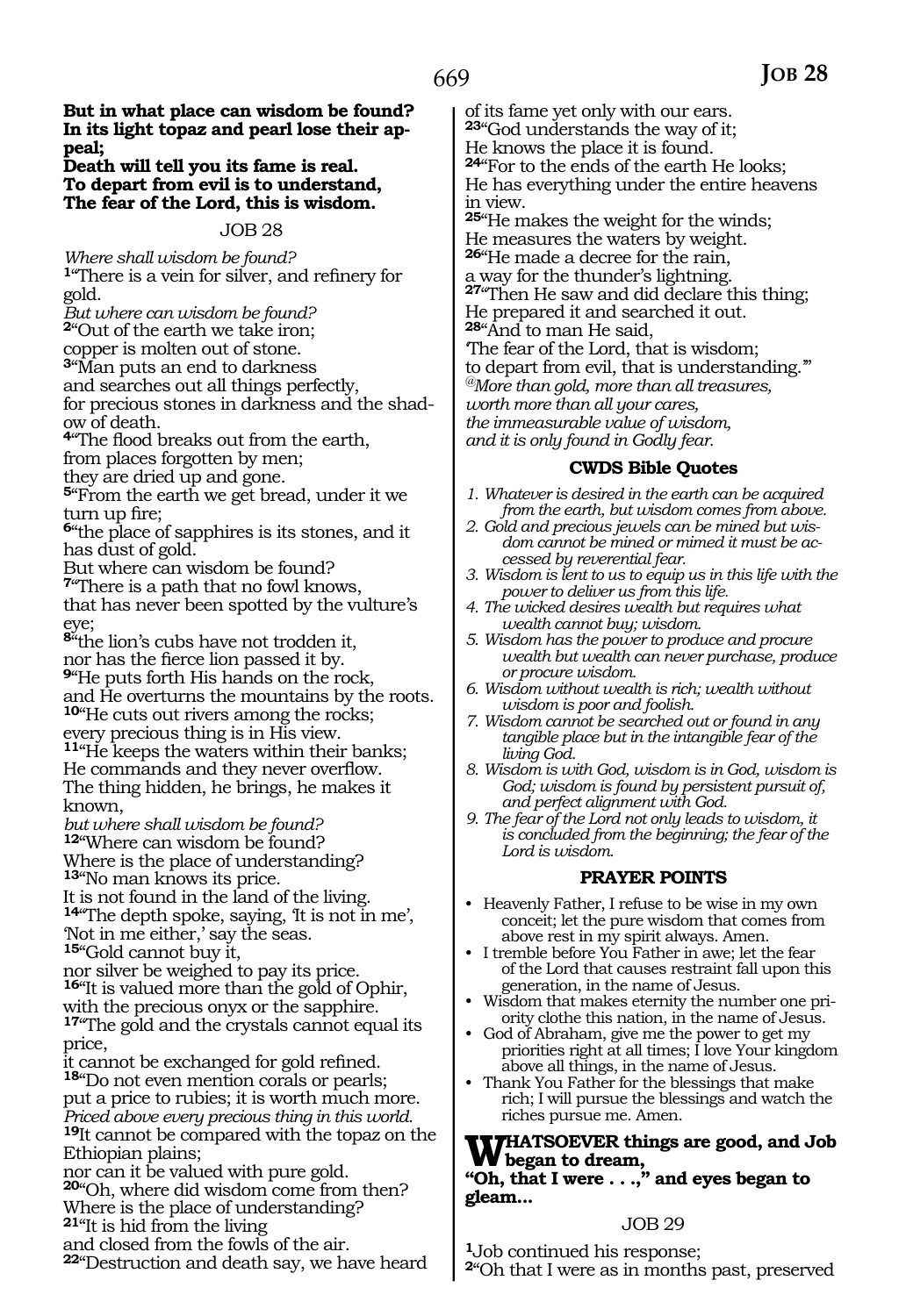**But in what place can wisdom be found?**
**In its light topaz and pearl lose their appeal;**
**Death will tell you its fame is real.**
**To depart from evil is to understand,**
**The fear of the Lord, this is wisdom.**

JOB 28

*Where shall wisdom be found?*
**1**"There is a vein for silver, and refinery for gold.
*But where can wisdom be found?*
**2**"Out of the earth we take iron;
copper is molten out of stone.
**3**"Man puts an end to darkness
and searches out all things perfectly,
for precious stones in darkness and the shadow of death.
**4**"The flood breaks out from the earth,
from places forgotten by men;
they are dried up and gone.
**5**"From the earth we get bread, under it we turn up fire;
**6**"the place of sapphires is its stones, and it has dust of gold.
But where can wisdom be found?
**7**"There is a path that no fowl knows,
that has never been spotted by the vulture's eye;
**8**"the lion's cubs have not trodden it,
nor has the fierce lion passed it by.
**9**"He puts forth His hands on the rock,
and He overturns the mountains by the roots.
**10**"He cuts out rivers among the rocks;
every precious thing is in His view.
**11**"He keeps the waters within their banks;
He commands and they never overflow.
The thing hidden, he brings, he makes it known,
*but where shall wisdom be found?*
**12**"Where can wisdom be found?
Where is the place of understanding?
**13**"No man knows its price.
It is not found in the land of the living.
**14**"The depth spoke, saying, 'It is not in me',
'Not in me either,' say the seas.
**15**"Gold cannot buy it,
nor silver be weighed to pay its price.
**16**"It is valued more than the gold of Ophir,
with the precious onyx or the sapphire.
**17**"The gold and the crystals cannot equal its price,
it cannot be exchanged for gold refined.
**18**"Do not even mention corals or pearls;
put a price to rubies; it is worth much more.
*Priced above every precious thing in this world.*
**19**It cannot be compared with the topaz on the Ethiopian plains;
nor can it be valued with pure gold.
**20**"Oh, where did wisdom come from then?
Where is the place of understanding?
**21**"It is hid from the living
and closed from the fowls of the air.
**22**"Destruction and death say, we have heard of its fame yet only with our ears.
**23**"God understands the way of it;
He knows the place it is found.
**24**"For to the ends of the earth He looks;
He has everything under the entire heavens in view.
**25**"He makes the weight for the winds;
He measures the waters by weight.
**26**"He made a decree for the rain,
a way for the thunder's lightning.
**27**"Then He saw and did declare this thing;
He prepared it and searched it out.
**28**"And to man He said,
'The fear of the Lord, that is wisdom;
to depart from evil, that is understanding.'"
*@More than gold, more than all treasures,*
*worth more than all your cares,*
*the immeasurable value of wisdom,*
*and it is only found in Godly fear.*

### CWDS Bible Quotes

1. *Whatever is desired in the earth can be acquired from the earth, but wisdom comes from above.*
2. *Gold and precious jewels can be mined but wisdom cannot be mined or mimed it must be accessed by reverential fear.*
3. *Wisdom is lent to us to equip us in this life with the power to deliver us from this life.*
4. *The wicked desires wealth but requires what wealth cannot buy; wisdom.*
5. *Wisdom has the power to produce and procure wealth but wealth can never purchase, produce or procure wisdom.*
6. *Wisdom without wealth is rich; wealth without wisdom is poor and foolish.*
7. *Wisdom cannot be searched out or found in any tangible place but in the intangible fear of the living God.*
8. *Wisdom is with God, wisdom is in God, wisdom is God; wisdom is found by persistent pursuit of, and perfect alignment with God.*
9. *The fear of the Lord not only leads to wisdom, it is concluded from the beginning; the fear of the Lord is wisdom.*

### PRAYER POINTS

- Heavenly Father, I refuse to be wise in my own conceit; let the pure wisdom that comes from above rest in my spirit always. Amen.
- I tremble before You Father in awe; let the fear of the Lord that causes restraint fall upon this generation, in the name of Jesus.
- Wisdom that makes eternity the number one priority clothe this nation, in the name of Jesus.
- God of Abraham, give me the power to get my priorities right at all times; I love Your kingdom above all things, in the name of Jesus.
- Thank You Father for the blessings that make rich; I will pursue the blessings and watch the riches pursue me. Amen.

**WHATSOEVER things are good, and Job began to dream,**
**"Oh, that I were . . .," and eyes began to gleam...**

JOB 29

**1**Job continued his response;
**2**"Oh that I were as in months past, preserved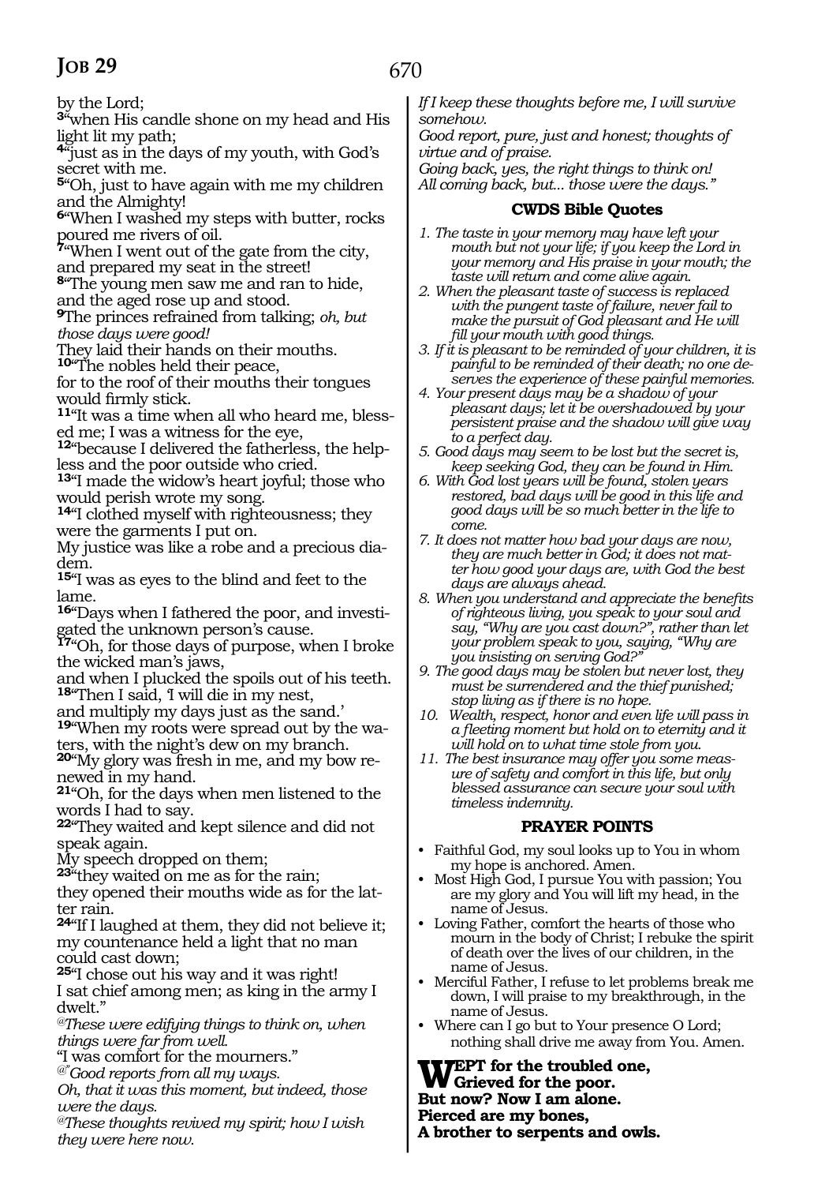by the Lord;

**3**"when His candle shone on my head and His light lit my path;

**4**"just as in the days of my youth, with God's secret with me.

**5**"Oh, just to have again with me my children and the Almighty!

**6**"When I washed my steps with butter, rocks poured me rivers of oil.

**7**"When I went out of the gate from the city, and prepared my seat in the street!

**8**"The young men saw me and ran to hide, and the aged rose up and stood.

**9**The princes refrained from talking; *oh, but those days were good!*

They laid their hands on their mouths.

**10**"The nobles held their peace,
for to the roof of their mouths their tongues would firmly stick.

**11**"It was a time when all who heard me, blessed me; I was a witness for the eye,

**12**"because I delivered the fatherless, the helpless and the poor outside who cried.

**13**"I made the widow's heart joyful; those who would perish wrote my song.

**14**"I clothed myself with righteousness; they were the garments I put on.
My justice was like a robe and a precious diadem.

**15**"I was as eyes to the blind and feet to the lame.

**16**"Days when I fathered the poor, and investigated the unknown person's cause.

**17**"Oh, for those days of purpose, when I broke the wicked man's jaws,
and when I plucked the spoils out of his teeth.

**18**"Then I said, 'I will die in my nest,
and multiply my days just as the sand.'

**19**"When my roots were spread out by the waters, with the night's dew on my branch.

**20**"My glory was fresh in me, and my bow renewed in my hand.

**21**"Oh, for the days when men listened to the words I had to say.

**22**"They waited and kept silence and did not speak again.
My speech dropped on them;

**23**"they waited on me as for the rain;
they opened their mouths wide as for the latter rain.

**24**"If I laughed at them, they did not believe it; my countenance held a light that no man could cast down;

**25**"I chose out his way and it was right!
I sat chief among men; as king in the army I dwelt."

*@These were edifying things to think on, when things were far from well.*

"I was comfort for the mourners."

*@"Good reports from all my ways.*
*Oh, that it was this moment, but indeed, those were the days.*

*@These thoughts revived my spirit; how I wish they were here now.*
*If I keep these thoughts before me, I will survive somehow.*
*Good report, pure, just and honest; thoughts of virtue and of praise.*
*Going back, yes, the right things to think on!*
*All coming back, but... those were the days."*

### CWDS Bible Quotes

1. *The taste in your memory may have left your mouth but not your life; if you keep the Lord in your memory and His praise in your mouth; the taste will return and come alive again.*
2. *When the pleasant taste of success is replaced with the pungent taste of failure, never fail to make the pursuit of God pleasant and He will fill your mouth with good things.*
3. *If it is pleasant to be reminded of your children, it is painful to be reminded of their death; no one deserves the experience of these painful memories.*
4. *Your present days may be a shadow of your pleasant days; let it be overshadowed by your persistent praise and the shadow will give way to a perfect day.*
5. *Good days may seem to be lost but the secret is, keep seeking God, they can be found in Him.*
6. *With God lost years will be found, stolen years restored, bad days will be good in this life and good days will be so much better in the life to come.*
7. *It does not matter how bad your days are now, they are much better in God; it does not matter how good your days are, with God the best days are always ahead.*
8. *When you understand and appreciate the benefits of righteous living, you speak to your soul and say, "Why are you cast down?", rather than let your problem speak to you, saying, "Why are you insisting on serving God?"*
9. *The good days may be stolen but never lost, they must be surrendered and the thief punished; stop living as if there is no hope.*
10. *Wealth, respect, honor and even life will pass in a fleeting moment but hold on to eternity and it will hold on to what time stole from you.*
11. *The best insurance may offer you some measure of safety and comfort in this life, but only blessed assurance can secure your soul with timeless indemnity.*

### PRAYER POINTS

- Faithful God, my soul looks up to You in whom my hope is anchored. Amen.
- Most High God, I pursue You with passion; You are my glory and You will lift my head, in the name of Jesus.
- Loving Father, comfort the hearts of those who mourn in the body of Christ; I rebuke the spirit of death over the lives of our children, in the name of Jesus.
- Merciful Father, I refuse to let problems break me down, I will praise to my breakthrough, in the name of Jesus.
- Where can I go but to Your presence O Lord; nothing shall drive me away from You. Amen.

**WEPT for the troubled one,**
**Grieved for the poor.**
**But now? Now I am alone.**
**Pierced are my bones,**
**A brother to serpents and owls.**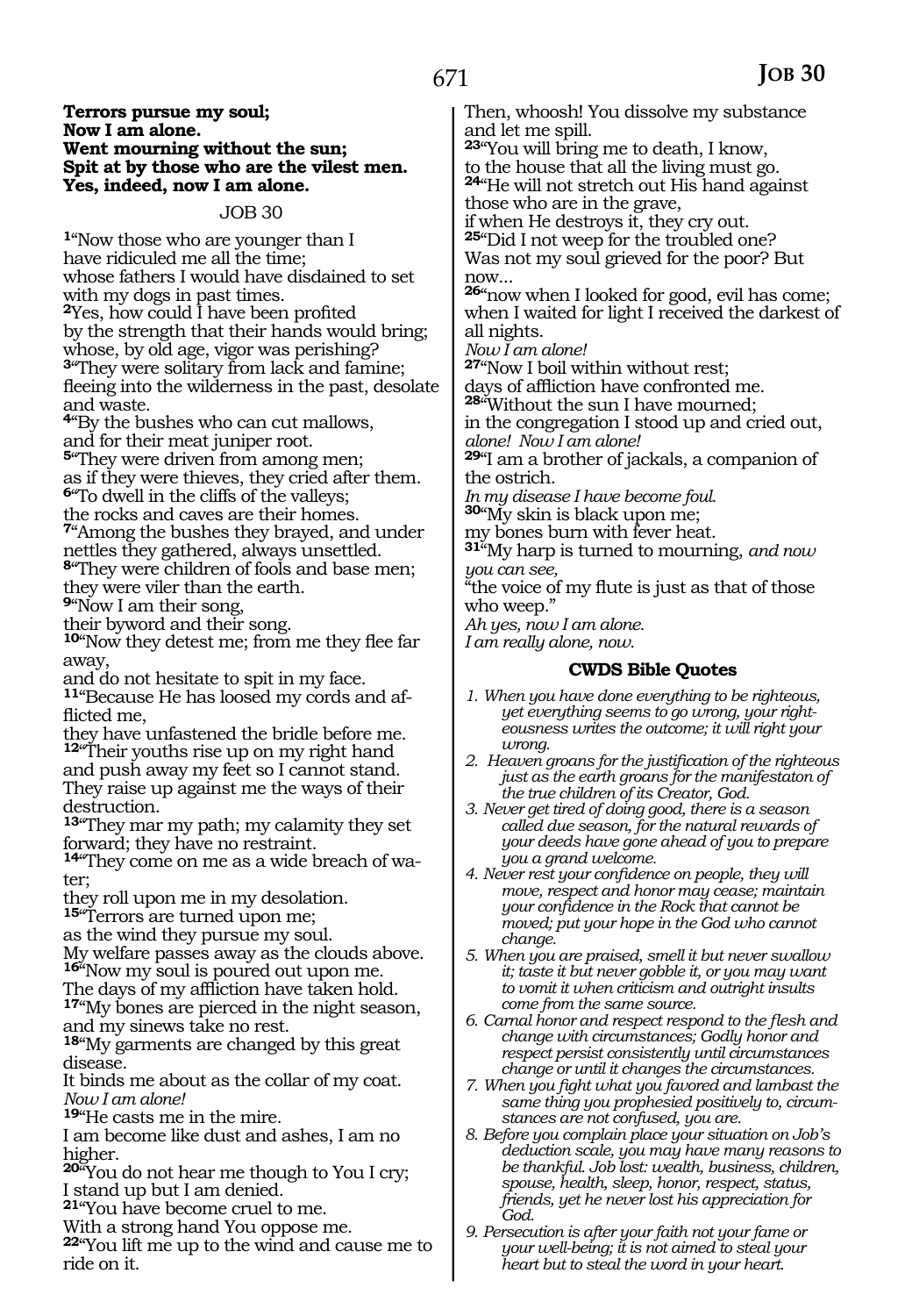**Terrors pursue my soul;**
**Now I am alone.**
**Went mourning without the sun;**
**Spit at by those who are the vilest men.**
**Yes, indeed, now I am alone.**

JOB 30

[1]"Now those who are younger than I have ridiculed me all the time; whose fathers I would have disdained to set with my dogs in past times.
[2]Yes, how could I have been profited by the strength that their hands would bring; whose, by old age, vigor was perishing?
[3]"They were solitary from lack and famine; fleeing into the wilderness in the past, desolate and waste.
[4]"By the bushes who can cut mallows, and for their meat juniper root.
[5]"They were driven from among men; as if they were thieves, they cried after them.
[6]"To dwell in the cliffs of the valleys; the rocks and caves are their homes.
[7]"Among the bushes they brayed, and under nettles they gathered, always unsettled.
[8]"They were children of fools and base men; they were viler than the earth.
[9]"Now I am their song, their byword and their song.
[10]"Now they detest me; from me they flee far away, and do not hesitate to spit in my face.
[11]"Because He has loosed my cords and afflicted me, they have unfastened the bridle before me.
[12]"Their youths rise up on my right hand and push away my feet so I cannot stand. They raise up against me the ways of their destruction.
[13]"They mar my path; my calamity they set forward; they have no restraint.
[14]"They come on me as a wide breach of water; they roll upon me in my desolation.
[15]"Terrors are turned upon me; as the wind they pursue my soul. My welfare passes away as the clouds above.
[16]"Now my soul is poured out upon me. The days of my affliction have taken hold.
[17]"My bones are pierced in the night season, and my sinews take no rest.
[18]"My garments are changed by this great disease. It binds me about as the collar of my coat. *Now I am alone!*
[19]"He casts me in the mire. I am become like dust and ashes, I am no higher.
[20]"You do not hear me though to You I cry; I stand up but I am denied.
[21]"You have become cruel to me. With a strong hand You oppose me.
[22]"You lift me up to the wind and cause me to ride on it. Then, whoosh! You dissolve my substance and let me spill.
[23]"You will bring me to death, I know, to the house that all the living must go.
[24]"He will not stretch out His hand against those who are in the grave, if when He destroys it, they cry out.
[25]"Did I not weep for the troubled one? Was not my soul grieved for the poor? But now...
[26]"now when I looked for good, evil has come; when I waited for light I received the darkest of all nights.
*Now I am alone!*
[27]"Now I boil within without rest; days of affliction have confronted me.
[28]"Without the sun I have mourned; in the congregation I stood up and cried out, *alone! Now I am alone!*
[29]"I am a brother of jackals, a companion of the ostrich.
*In my disease I have become foul.*
[30]"My skin is black upon me; my bones burn with fever heat.
[31]"My harp is turned to mourning, *and now you can see,*
"the voice of my flute is just as that of those who weep."
*Ah yes, now I am alone.*
*I am really alone, now.*

### CWDS Bible Quotes

1. *When you have done everything to be righteous, yet everything seems to go wrong, your righteousness writes the outcome; it will right your wrong.*
2. *Heaven groans for the justification of the righteous just as the earth groans for the manifestaton of the true children of its Creator, God.*
3. *Never get tired of doing good, there is a season called due season, for the natural rewards of your deeds have gone ahead of you to prepare you a grand welcome.*
4. *Never rest your confidence on people, they will move, respect and honor may cease; maintain your confidence in the Rock that cannot be moved; put your hope in the God who cannot change.*
5. *When you are praised, smell it but never swallow it; taste it but never gobble it, or you may want to vomit it when criticism and outright insults come from the same source.*
6. *Carnal honor and respect respond to the flesh and change with circumstances; Godly honor and respect persist consistently until circumstances change or until it changes the circumstances.*
7. *When you fight what you favored and lambast the same thing you prophesied positively to, circumstances are not confused, you are.*
8. *Before you complain place your situation on Job's deduction scale, you may have many reasons to be thankful. Job lost: wealth, business, children, spouse, health, sleep, honor, respect, status, friends, yet he never lost his appreciation for God.*
9. *Persecution is after your faith not your fame or your well-being; it is not aimed to steal your heart but to steal the word in your heart.*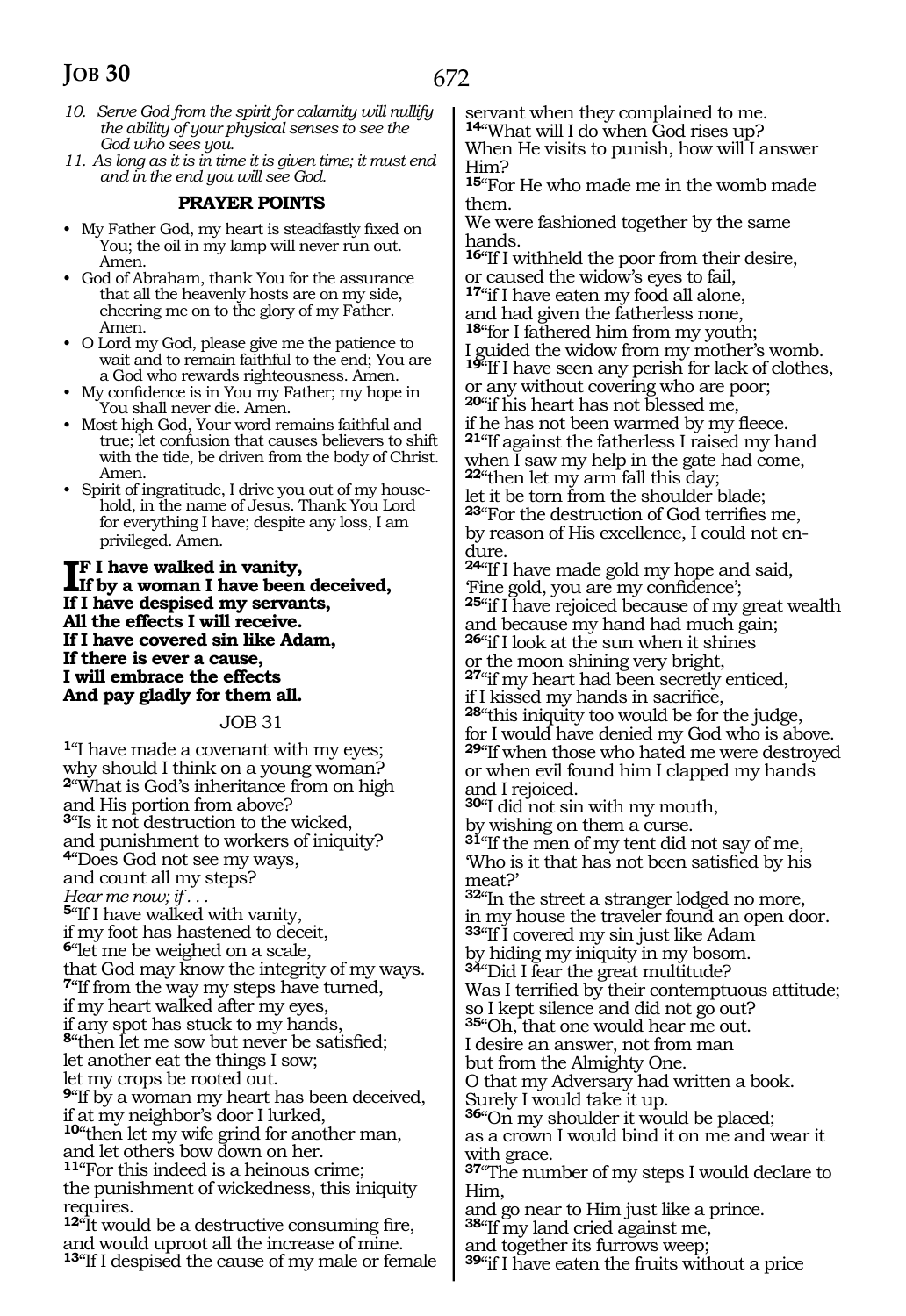10. Serve God from the spirit for calamity will nullify the ability of your physical senses to see the God who sees you.
11. As long as it is in time it is given time; it must end and in the end you will see God.

**PRAYER POINTS**

- My Father God, my heart is steadfastly fixed on You; the oil in my lamp will never run out. Amen.
- God of Abraham, thank You for the assurance that all the heavenly hosts are on my side, cheering me on to the glory of my Father. Amen.
- O Lord my God, please give me the patience to wait and to remain faithful to the end; You are a God who rewards righteousness. Amen.
- My confidence is in You my Father; my hope in You shall never die. Amen.
- Most high God, Your word remains faithful and true; let confusion that causes believers to shift with the tide, be driven from the body of Christ. Amen.
- Spirit of ingratitude, I drive you out of my household, in the name of Jesus. Thank You Lord for everything I have; despite any loss, I am privileged. Amen.

**If I have walked in vanity,**
**If by a woman I have been deceived,**
**If I have despised my servants,**
**All the effects I will receive.**
**If I have covered sin like Adam,**
**If there is ever a cause,**
**I will embrace the effects**
**And pay gladly for them all.**

## JOB 31

[1]"I have made a covenant with my eyes;
why should I think on a young woman?
[2]"What is God's inheritance from on high
and His portion from above?
[3]"Is it not destruction to the wicked,
and punishment to workers of iniquity?
[4]"Does God not see my ways,
and count all my steps?
*Hear me now; if . . .*
[5]"If I have walked with vanity,
if my foot has hastened to deceit,
[6]"let me be weighed on a scale,
that God may know the integrity of my ways.
[7]"If from the way my steps have turned,
if my heart walked after my eyes,
if any spot has stuck to my hands,
[8]"then let me sow but never be satisfied;
let another eat the things I sow;
let my crops be rooted out.
[9]"If by a woman my heart has been deceived,
if at my neighbor's door I lurked,
[10]"then let my wife grind for another man,
and let others bow down on her.
[11]"For this indeed is a heinous crime;
the punishment of wickedness, this iniquity requires.
[12]"It would be a destructive consuming fire,
and would uproot all the increase of mine.
[13]"If I despised the cause of my male or female servant when they complained to me.
[14]"What will I do when God rises up?
When He visits to punish, how will I answer Him?
[15]"For He who made me in the womb made them.
We were fashioned together by the same hands.
[16]"If I withheld the poor from their desire,
or caused the widow's eyes to fail,
[17]"if I have eaten my food all alone,
and had given the fatherless none,
[18]"for I fathered him from my youth;
I guided the widow from my mother's womb.
[19]"If I have seen any perish for lack of clothes,
or any without covering who are poor;
[20]"if his heart has not blessed me,
if he has not been warmed by my fleece.
[21]"If against the fatherless I raised my hand
when I saw my help in the gate had come,
[22]"then let my arm fall this day;
let it be torn from the shoulder blade;
[23]"For the destruction of God terrifies me,
by reason of His excellence, I could not endure.
[24]"If I have made gold my hope and said,
'Fine gold, you are my confidence';
[25]"if I have rejoiced because of my great wealth
and because my hand had much gain;
[26]"if I look at the sun when it shines
or the moon shining very bright,
[27]"if my heart had been secretly enticed,
if I kissed my hands in sacrifice,
[28]"this iniquity too would be for the judge,
for I would have denied my God who is above.
[29]"If when those who hated me were destroyed
or when evil found him I clapped my hands
and I rejoiced.
[30]"I did not sin with my mouth,
by wishing on them a curse.
[31]"If the men of my tent did not say of me,
'Who is it that has not been satisfied by his meat?'
[32]"In the street a stranger lodged no more,
in my house the traveler found an open door.
[33]"If I covered my sin just like Adam
by hiding my iniquity in my bosom.
[34]"Did I fear the great multitude?
Was I terrified by their contemptuous attitude;
so I kept silence and did not go out?
[35]"Oh, that one would hear me out.
I desire an answer, not from man
but from the Almighty One.
O that my Adversary had written a book.
Surely I would take it up.
[36]"On my shoulder it would be placed;
as a crown I would bind it on me and wear it with grace.
[37]"The number of my steps I would declare to Him,
and go near to Him just like a prince.
[38]"If my land cried against me,
and together its furrows weep;
[39]"if I have eaten the fruits without a price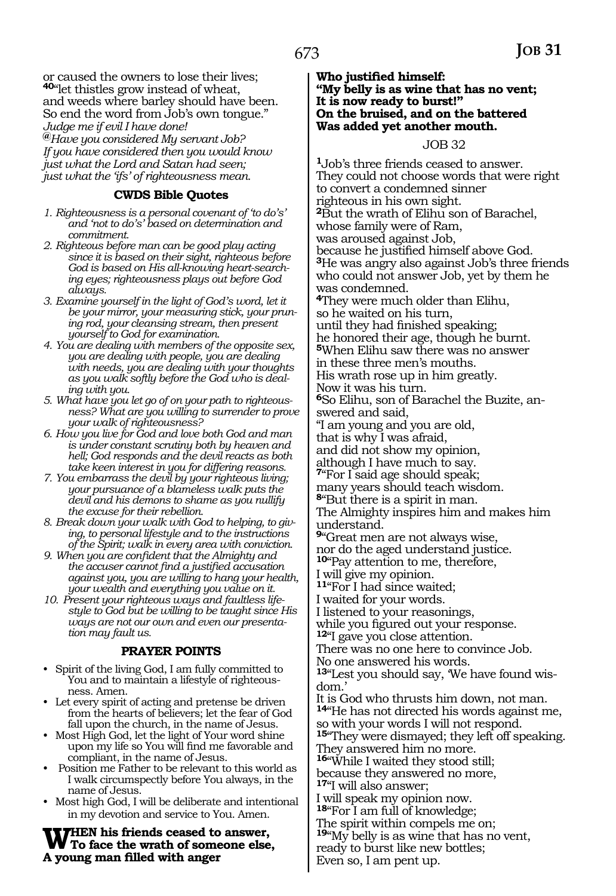or caused the owners to lose their lives;
[40]"let thistles grow instead of wheat,
and weeds where barley should have been.
So end the word from Job's own tongue."
*Judge me if evil I have done!*
*@Have you considered My servant Job?*
*If you have considered then you would know*
*just what the Lord and Satan had seen;*
*just what the 'ifs' of righteousness mean.*

### CWDS Bible Quotes

1. *Righteousness is a personal covenant of 'to do's' and 'not to do's' based on determination and commitment.*
2. *Righteous before man can be good play acting since it is based on their sight, righteous before God is based on His all-knowing heart-searching eyes; righteousness plays out before God always.*
3. *Examine yourself in the light of God's word, let it be your mirror, your measuring stick, your pruning rod, your cleansing stream, then present yourself to God for examination.*
4. *You are dealing with members of the opposite sex, you are dealing with people, you are dealing with needs, you are dealing with your thoughts as you walk softly before the God who is dealing with you.*
5. *What have you let go of on your path to righteousness? What are you willing to surrender to prove your walk of righteousness?*
6. *How you live for God and love both God and man is under constant scrutiny both by heaven and hell; God responds and the devil reacts as both take keen interest in you for differing reasons.*
7. *You embarrass the devil by your righteous living; your pursuance of a blameless walk puts the devil and his demons to shame as you nullify the excuse for their rebellion.*
8. *Break down your walk with God to helping, to giving, to personal lifestyle and to the instructions of the Spirit; walk in every area with conviction.*
9. *When you are confident that the Almighty and the accuser cannot find a justified accusation against you, you are willing to hang your health, your wealth and everything you value on it.*
10. *Present your righteous ways and faultless lifestyle to God but be willing to be taught since His ways are not our own and even our presentation may fault us.*

### PRAYER POINTS

- Spirit of the living God, I am fully committed to You and to maintain a lifestyle of righteousness. Amen.
- Let every spirit of acting and pretense be driven from the hearts of believers; let the fear of God fall upon the church, in the name of Jesus.
- Most High God, let the light of Your word shine upon my life so You will find me favorable and compliant, in the name of Jesus.
- Position me Father to be relevant to this world as I walk circumspectly before You always, in the name of Jesus.
- Most high God, I will be deliberate and intentional in my devotion and service to You. Amen.

**WHEN his friends ceased to answer,**
**To face the wrath of someone else,**
**A young man filled with anger**
**Who justified himself:**
**"My belly is as wine that has no vent;**
**It is now ready to burst!"**
**On the bruised, and on the battered**
**Was added yet another mouth.**

## JOB 32

[1]Job's three friends ceased to answer.
They could not choose words that were right
to convert a condemned sinner
righteous in his own sight.
[2]But the wrath of Elihu son of Barachel,
whose family were of Ram,
was aroused against Job,
because he justified himself above God.
[3]He was angry also against Job's three friends
who could not answer Job, yet by them he
was condemned.
[4]They were much older than Elihu,
so he waited on his turn,
until they had finished speaking;
he honored their age, though he burnt.
[5]When Elihu saw there was no answer
in these three men's mouths.
His wrath rose up in him greatly.
Now it was his turn.
[6]So Elihu, son of Barachel the Buzite, answered and said,
"I am young and you are old,
that is why I was afraid,
and did not show my opinion,
although I have much to say.
[7]"For I said age should speak;
many years should teach wisdom.
[8]"But there is a spirit in man.
The Almighty inspires him and makes him
understand.
[9]"Great men are not always wise,
nor do the aged understand justice.
[10]"Pay attention to me, therefore,
I will give my opinion.
[11]"For I had since waited;
I waited for your words.
I listened to your reasonings,
while you figured out your response.
[12]"I gave you close attention.
There was no one here to convince Job.
No one answered his words.
[13]"Lest you should say, 'We have found wisdom.'
It is God who thrusts him down, not man.
[14]"He has not directed his words against me,
so with your words I will not respond.
[15]"They were dismayed; they left off speaking.
They answered him no more.
[16]"While I waited they stood still;
because they answered no more,
[17]"I will also answer;
I will speak my opinion now.
[18]"For I am full of knowledge;
The spirit within compels me on;
[19]"My belly is as wine that has no vent,
ready to burst like new bottles;
Even so, I am pent up.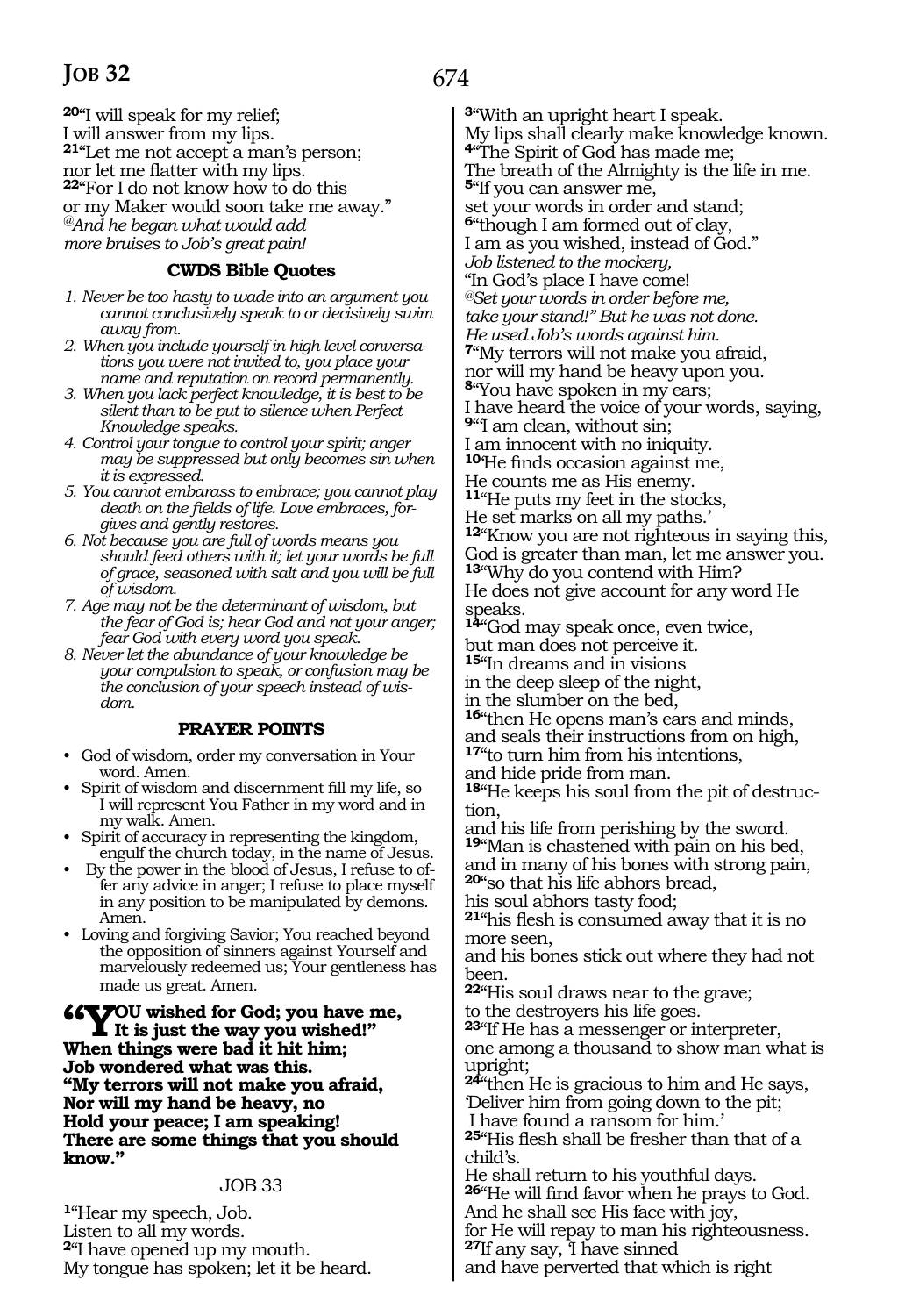**20**"I will speak for my relief;
I will answer from my lips.
**21**"Let me not accept a man's person;
nor let me flatter with my lips.
**22**"For I do not know how to do this
or my Maker would soon take me away."
*@And he began what would add*
*more bruises to Job's great pain!*

### CWDS Bible Quotes

1. *Never be too hasty to wade into an argument you cannot conclusively speak to or decisively swim away from.*
2. *When you include yourself in high level conversations you were not invited to, you place your name and reputation on record permanently.*
3. *When you lack perfect knowledge, it is best to be silent than to be put to silence when Perfect Knowledge speaks.*
4. *Control your tongue to control your spirit; anger may be suppressed but only becomes sin when it is expressed.*
5. *You cannot embarass to embrace; you cannot play death on the fields of life. Love embraces, forgives and gently restores.*
6. *Not because you are full of words means you should feed others with it; let your words be full of grace, seasoned with salt and you will be full of wisdom.*
7. *Age may not be the determinant of wisdom, but the fear of God is; hear God and not your anger; fear God with every word you speak.*
8. *Never let the abundance of your knowledge be your compulsion to speak, or confusion may be the conclusion of your speech instead of wisdom.*

### PRAYER POINTS

- God of wisdom, order my conversation in Your word. Amen.
- Spirit of wisdom and discernment fill my life, so I will represent You Father in my word and in my walk. Amen.
- Spirit of accuracy in representing the kingdom, engulf the church today, in the name of Jesus.
- By the power in the blood of Jesus, I refuse to offer any advice in anger; I refuse to place myself in any position to be manipulated by demons. Amen.
- Loving and forgiving Savior; You reached beyond the opposition of sinners against Yourself and marvelously redeemed us; Your gentleness has made us great. Amen.

**"YOU wished for God; you have me,**
**It is just the way you wished!"**
**When things were bad it hit him;**
**Job wondered what was this.**
**"My terrors will not make you afraid,**
**Nor will my hand be heavy, no**
**Hold your peace; I am speaking!**
**There are some things that you should know."**

## JOB 33

**1**"Hear my speech, Job.
Listen to all my words.
**2**"I have opened up my mouth.
My tongue has spoken; let it be heard.
**3**"With an upright heart I speak.
My lips shall clearly make knowledge known.
**4**"The Spirit of God has made me;
The breath of the Almighty is the life in me.
**5**"If you can answer me,
set your words in order and stand;
**6**"though I am formed out of clay,
I am as you wished, instead of God."
*Job listened to the mockery,*
"In God's place I have come!
*@Set your words in order before me,*
*take your stand!" But he was not done.*
*He used Job's words against him.*
**7**"My terrors will not make you afraid,
nor will my hand be heavy upon you.
**8**"You have spoken in my ears;
I have heard the voice of your words, saying,
**9**"'I am clean, without sin;
I am innocent with no iniquity.
**10**'He finds occasion against me,
He counts me as His enemy.
**11**"He puts my feet in the stocks,
He set marks on all my paths.'
**12**"Know you are not righteous in saying this,
God is greater than man, let me answer you.
**13**"Why do you contend with Him?
He does not give account for any word He speaks.
**14**"God may speak once, even twice,
but man does not perceive it.
**15**"In dreams and in visions
in the deep sleep of the night,
in the slumber on the bed,
**16**"then He opens man's ears and minds,
and seals their instructions from on high,
**17**"to turn him from his intentions,
and hide pride from man.
**18**"He keeps his soul from the pit of destruction,
and his life from perishing by the sword.
**19**"Man is chastened with pain on his bed,
and in many of his bones with strong pain,
**20**"so that his life abhors bread,
his soul abhors tasty food;
**21**"his flesh is consumed away that it is no more seen,
and his bones stick out where they had not been.
**22**"His soul draws near to the grave;
to the destroyers his life goes.
**23**"If He has a messenger or interpreter,
one among a thousand to show man what is upright;
**24**"then He is gracious to him and He says,
'Deliver him from going down to the pit;
I have found a ransom for him.'
**25**"His flesh shall be fresher than that of a child's.
He shall return to his youthful days.
**26**"He will find favor when he prays to God.
And he shall see His face with joy,
for He will repay to man his righteousness.
**27**If any say, 'I have sinned
and have perverted that which is right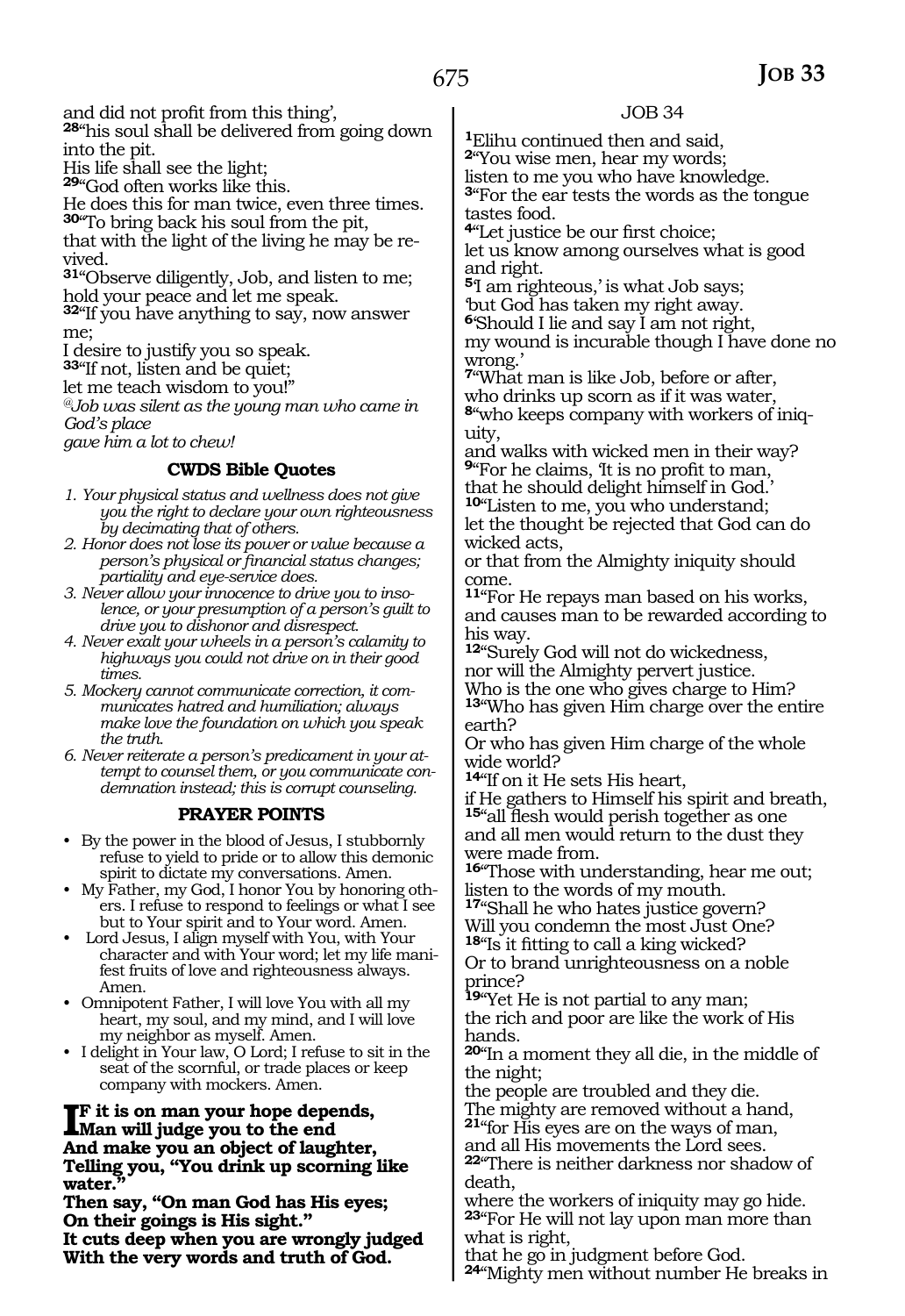and did not profit from this thing',
**28**"his soul shall be delivered from going down into the pit.
His life shall see the light;
**29**"God often works like this.
He does this for man twice, even three times.
**30**"To bring back his soul from the pit,
that with the light of the living he may be revived.
**31**"Observe diligently, Job, and listen to me;
hold your peace and let me speak.
**32**"If you have anything to say, now answer me;
I desire to justify you so speak.
**33**"If not, listen and be quiet;
let me teach wisdom to you!"
*@Job was silent as the young man who came in God's place*
*gave him a lot to chew!*

### CWDS Bible Quotes

1. *Your physical status and wellness does not give you the right to declare your own righteousness by decimating that of others.*
2. *Honor does not lose its power or value because a person's physical or financial status changes; partiality and eye-service does.*
3. *Never allow your innocence to drive you to insolence, or your presumption of a person's guilt to drive you to dishonor and disrespect.*
4. *Never exalt your wheels in a person's calamity to highways you could not drive on in their good times.*
5. *Mockery cannot communicate correction, it communicates hatred and humiliation; always make love the foundation on which you speak the truth.*
6. *Never reiterate a person's predicament in your attempt to counsel them, or you communicate condemnation instead; this is corrupt counseling.*

### PRAYER POINTS

- By the power in the blood of Jesus, I stubbornly refuse to yield to pride or to allow this demonic spirit to dictate my conversations. Amen.
- My Father, my God, I honor You by honoring others. I refuse to respond to feelings or what I see but to Your spirit and to Your word. Amen.
- Lord Jesus, I align myself with You, with Your character and with Your word; let my life manifest fruits of love and righteousness always. Amen.
- Omnipotent Father, I will love You with all my heart, my soul, and my mind, and I will love my neighbor as myself. Amen.
- I delight in Your law, O Lord; I refuse to sit in the seat of the scornful, or trade places or keep company with mockers. Amen.

**If it is on man your hope depends,**
**Man will judge you to the end**
**And make you an object of laughter,**
**Telling you, "You drink up scorning like water."**
**Then say, "On man God has His eyes;**
**On their goings is His sight."**
**It cuts deep when you are wrongly judged**
**With the very words and truth of God.**

## JOB 34

**1**Elihu continued then and said,
**2**"You wise men, hear my words;
listen to me you who have knowledge.
**3**"For the ear tests the words as the tongue tastes food.
**4**"Let justice be our first choice;
let us know among ourselves what is good and right.
**5**'I am righteous,' is what Job says;
'but God has taken my right away.
**6**'Should I lie and say I am not right,
my wound is incurable though I have done no wrong.'
**7**"What man is like Job, before or after,
who drinks up scorn as if it was water,
**8**"who keeps company with workers of iniquity,
and walks with wicked men in their way?
**9**"For he claims, 'It is no profit to man,
that he should delight himself in God.'
**10**"Listen to me, you who understand;
let the thought be rejected that God can do wicked acts,
or that from the Almighty iniquity should come.
**11**"For He repays man based on his works,
and causes man to be rewarded according to his way.
**12**"Surely God will not do wickedness,
nor will the Almighty pervert justice.
Who is the one who gives charge to Him?
**13**"Who has given Him charge over the entire earth?
Or who has given Him charge of the whole wide world?
**14**"If on it He sets His heart,
if He gathers to Himself his spirit and breath,
**15**"all flesh would perish together as one
and all men would return to the dust they were made from.
**16**"Those with understanding, hear me out;
listen to the words of my mouth.
**17**"Shall he who hates justice govern?
Will you condemn the most Just One?
**18**"Is it fitting to call a king wicked?
Or to brand unrighteousness on a noble prince?
**19**"Yet He is not partial to any man;
the rich and poor are like the work of His hands.
**20**"In a moment they all die, in the middle of the night;
the people are troubled and they die.
The mighty are removed without a hand,
**21**"for His eyes are on the ways of man,
and all His movements the Lord sees.
**22**"There is neither darkness nor shadow of death,
where the workers of iniquity may go hide.
**23**"For He will not lay upon man more than what is right,
that he go in judgment before God.
**24**"Mighty men without number He breaks in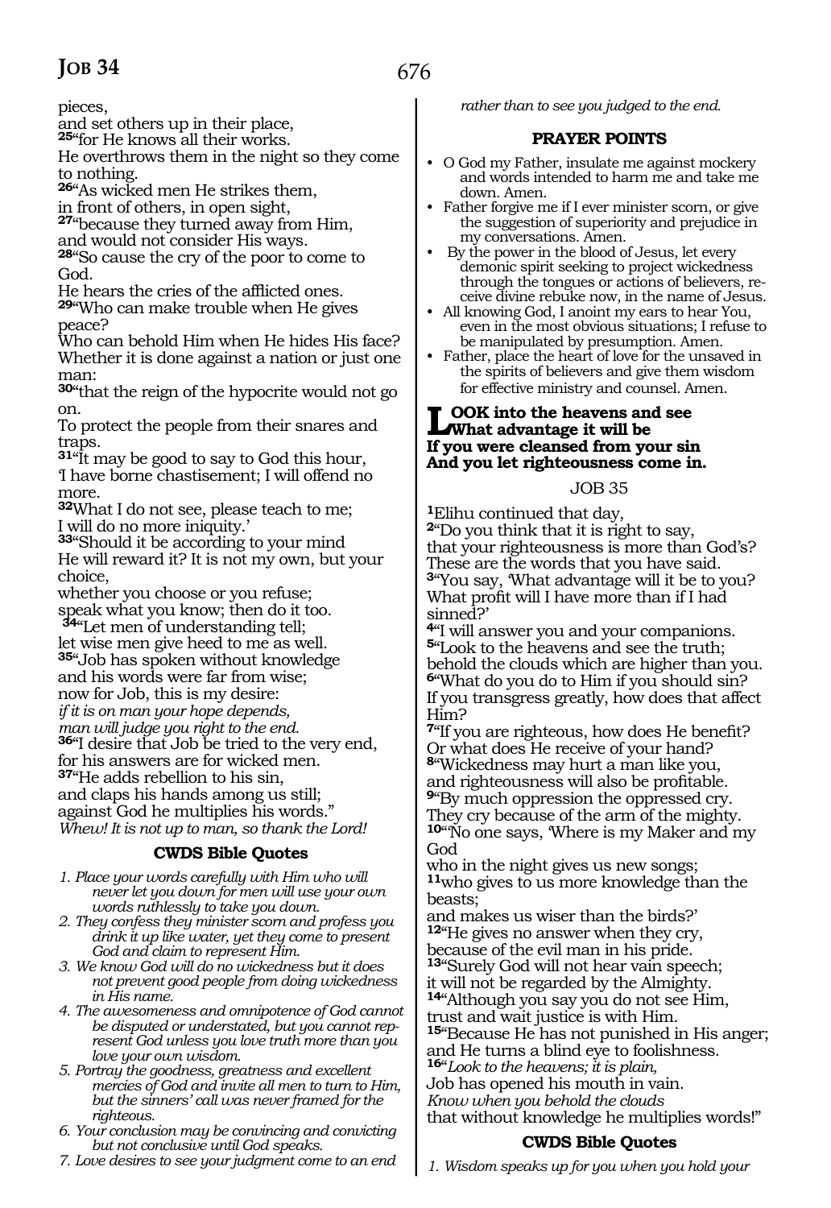pieces,
and set others up in their place,
**25**"for He knows all their works.
He overthrows them in the night so they come to nothing.
**26**"As wicked men He strikes them,
in front of others, in open sight,
**27**"because they turned away from Him,
and would not consider His ways.
**28**"So cause the cry of the poor to come to God.
He hears the cries of the afflicted ones.
**29**"Who can make trouble when He gives peace?
Who can behold Him when He hides His face?
Whether it is done against a nation or just one man:
**30**"that the reign of the hypocrite would not go on.
To protect the people from their snares and traps.
**31**"It may be good to say to God this hour,
'I have borne chastisement; I will offend no more.
**32**What I do not see, please teach to me;
I will do no more iniquity.'
**33**"Should it be according to your mind
He will reward it? It is not my own, but your choice,
whether you choose or you refuse;
speak what you know; then do it too.
**34**"Let men of understanding tell;
let wise men give heed to me as well.
**35**"Job has spoken without knowledge
and his words were far from wise;
now for Job, this is my desire:
*if it is on man your hope depends,*
*man will judge you right to the end.*
**36**"I desire that Job be tried to the very end,
for his answers are for wicked men.
**37**"He adds rebellion to his sin,
and claps his hands among us still;
against God he multiplies his words."
*Whew! It is not up to man, so thank the Lord!*

### CWDS Bible Quotes

1. *Place your words carefully with Him who will never let you down for men will use your own words ruthlessly to take you down.*
2. *They confess they minister scorn and profess you drink it up like water, yet they come to present God and claim to represent Him.*
3. *We know God will do no wickedness but it does not prevent good people from doing wickedness in His name.*
4. *The awesomeness and omnipotence of God cannot be disputed or understated, but you cannot represent God unless you love truth more than you love your own wisdom.*
5. *Portray the goodness, greatness and excellent mercies of God and invite all men to turn to Him, but the sinners' call was never framed for the righteous.*
6. *Your conclusion may be convincing and convicting but not conclusive until God speaks.*
7. *Love desires to see your judgment come to an end rather than to see you judged to the end.*

### PRAYER POINTS

- O God my Father, insulate me against mockery and words intended to harm me and take me down. Amen.
- Father forgive me if I ever minister scorn, or give the suggestion of superiority and prejudice in my conversations. Amen.
- By the power in the blood of Jesus, let every demonic spirit seeking to project wickedness through the tongues or actions of believers, receive divine rebuke now, in the name of Jesus.
- All knowing God, I anoint my ears to hear You, even in the most obvious situations; I refuse to be manipulated by presumption. Amen.
- Father, place the heart of love for the unsaved in the spirits of believers and give them wisdom for effective ministry and counsel. Amen.

**LOOK into the heavens and see**
**What advantage it will be**
**If you were cleansed from your sin**
**And you let righteousness come in.**

## JOB 35

**1**Elihu continued that day,
**2**"Do you think that it is right to say,
that your righteousness is more than God's?
These are the words that you have said.
**3**"You say, 'What advantage will it be to you?
What profit will I have more than if I had sinned?'
**4**"I will answer you and your companions.
**5**"Look to the heavens and see the truth;
behold the clouds which are higher than you.
**6**"What do you do to Him if you should sin?
If you transgress greatly, how does that affect Him?
**7**"If you are righteous, how does He benefit?
Or what does He receive of your hand?
**8**"Wickedness may hurt a man like you,
and righteousness will also be profitable.
**9**"By much oppression the oppressed cry.
They cry because of the arm of the mighty.
**10**"No one says, 'Where is my Maker and my God
who in the night gives us new songs;
**11**who gives to us more knowledge than the beasts;
and makes us wiser than the birds?'
**12**"He gives no answer when they cry,
because of the evil man in his pride.
**13**"Surely God will not hear vain speech;
it will not be regarded by the Almighty.
**14**"Although you say you do not see Him,
trust and wait justice is with Him.
**15**"Because He has not punished in His anger;
and He turns a blind eye to foolishness.
**16**"*Look to the heavens; it is plain,*
Job has opened his mouth in vain.
*Know when you behold the clouds*
that without knowledge he multiplies words!"

### CWDS Bible Quotes

1. *Wisdom speaks up for you when you hold your*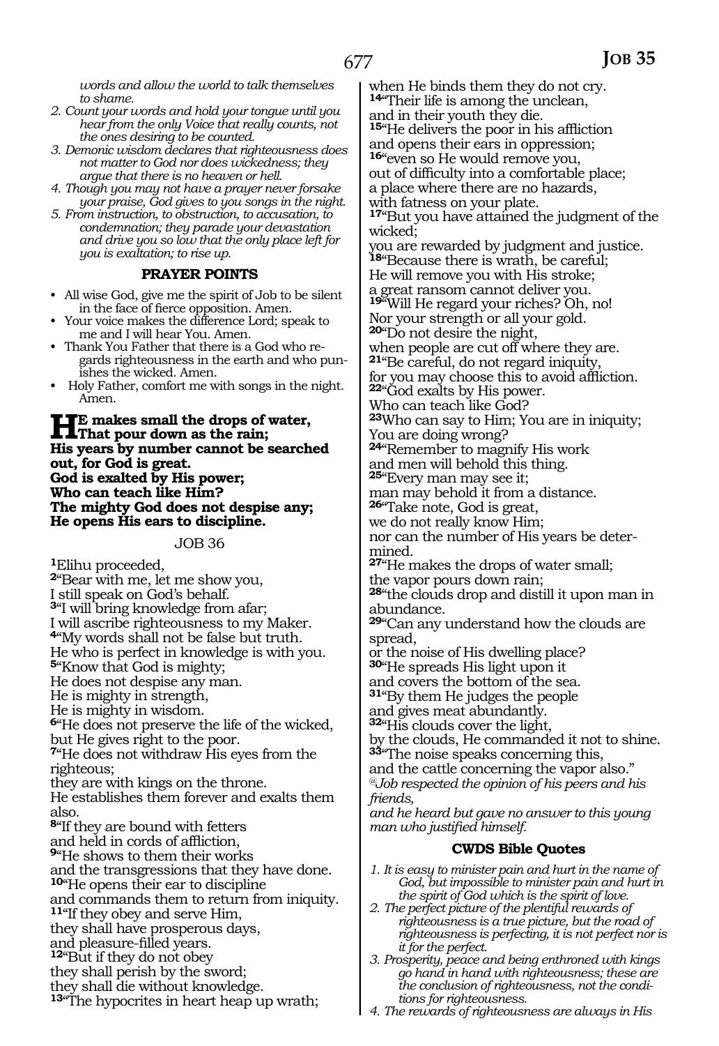*words and allow the world to talk themselves to shame.*

2. *Count your words and hold your tongue until you hear from the only Voice that really counts, not the ones desiring to be counted.*
3. *Demonic wisdom declares that righteousness does not matter to God nor does wickedness; they argue that there is no heaven or hell.*
4. *Though you may not have a prayer never forsake your praise, God gives to you songs in the night.*
5. *From instruction, to obstruction, to accusation, to condemnation; they parade your devastation and drive you so low that the only place left for you is exaltation; to rise up.*

### PRAYER POINTS

- All wise God, give me the spirit of Job to be silent in the face of fierce opposition. Amen.
- Your voice makes the difference Lord; speak to me and I will hear You. Amen.
- Thank You Father that there is a God who regards righteousness in the earth and who punishes the wicked. Amen.
- Holy Father, comfort me with songs in the night. Amen.

**HE makes small the drops of water, That pour down as the rain; His years by number cannot be searched out, for God is great. God is exalted by His power; Who can teach like Him? The mighty God does not despise any; He opens His ears to discipline.**

JOB 36

**1**Elihu proceeded,
**2**"Bear with me, let me show you,
I still speak on God's behalf.
**3**"I will bring knowledge from afar;
I will ascribe righteousness to my Maker.
**4**"My words shall not be false but truth.
He who is perfect in knowledge is with you.
**5**"Know that God is mighty;
He does not despise any man.
He is mighty in strength,
He is mighty in wisdom.
**6**"He does not preserve the life of the wicked,
but He gives right to the poor.
**7**"He does not withdraw His eyes from the righteous;
they are with kings on the throne.
He establishes them forever and exalts them also.
**8**"If they are bound with fetters
and held in cords of affliction,
**9**"He shows to them their works
and the transgressions that they have done.
**10**"He opens their ear to discipline
and commands them to return from iniquity.
**11**"If they obey and serve Him,
they shall have prosperous days,
and pleasure-filled years.
**12**"But if they do not obey
they shall perish by the sword;
they shall die without knowledge.
**13**"The hypocrites in heart heap up wrath;
when He binds them they do not cry.
**14**"Their life is among the unclean,
and in their youth they die.
**15**"He delivers the poor in his affliction
and opens their ears in oppression;
**16**"even so He would remove you,
out of difficulty into a comfortable place;
a place where there are no hazards,
with fatness on your plate.
**17**"But you have attained the judgment of the wicked;
you are rewarded by judgment and justice.
**18**"Because there is wrath, be careful;
He will remove you with His stroke;
a great ransom cannot deliver you.
**19**"Will He regard your riches? Oh, no!
Nor your strength or all your gold.
**20**"Do not desire the night,
when people are cut off where they are.
**21**"Be careful, do not regard iniquity,
for you may choose this to avoid affliction.
**22**"God exalts by His power.
Who can teach like God?
**23**Who can say to Him; You are in iniquity;
You are doing wrong?
**24**"Remember to magnify His work
and men will behold this thing.
**25**"Every man may see it;
man may behold it from a distance.
**26**"Take note, God is great,
we do not really know Him;
nor can the number of His years be determined.
**27**"He makes the drops of water small;
the vapor pours down rain;
**28**"the clouds drop and distill it upon man in abundance.
**29**"Can any understand how the clouds are spread,
or the noise of His dwelling place?
**30**"He spreads His light upon it
and covers the bottom of the sea.
**31**"By them He judges the people
and gives meat abundantly.
**32**"His clouds cover the light,
by the clouds, He commanded it not to shine.
**33**"The noise speaks concerning this,
and the cattle concerning the vapor also."
*@Job respected the opinion of his peers and his friends,
and he heard but gave no answer to this young man who justified himself.*

### CWDS Bible Quotes

1. *It is easy to minister pain and hurt in the name of God, but impossible to minister pain and hurt in the spirit of God which is the spirit of love.*
2. *The perfect picture of the plentiful rewards of righteousness is a true picture, but the road of righteousness is perfecting, it is not perfect nor is it for the perfect.*
3. *Prosperity, peace and being enthroned with kings go hand in hand with righteousness; these are the conclusion of righteousness, not the conditions for righteousness.*
4. *The rewards of righteousness are always in His*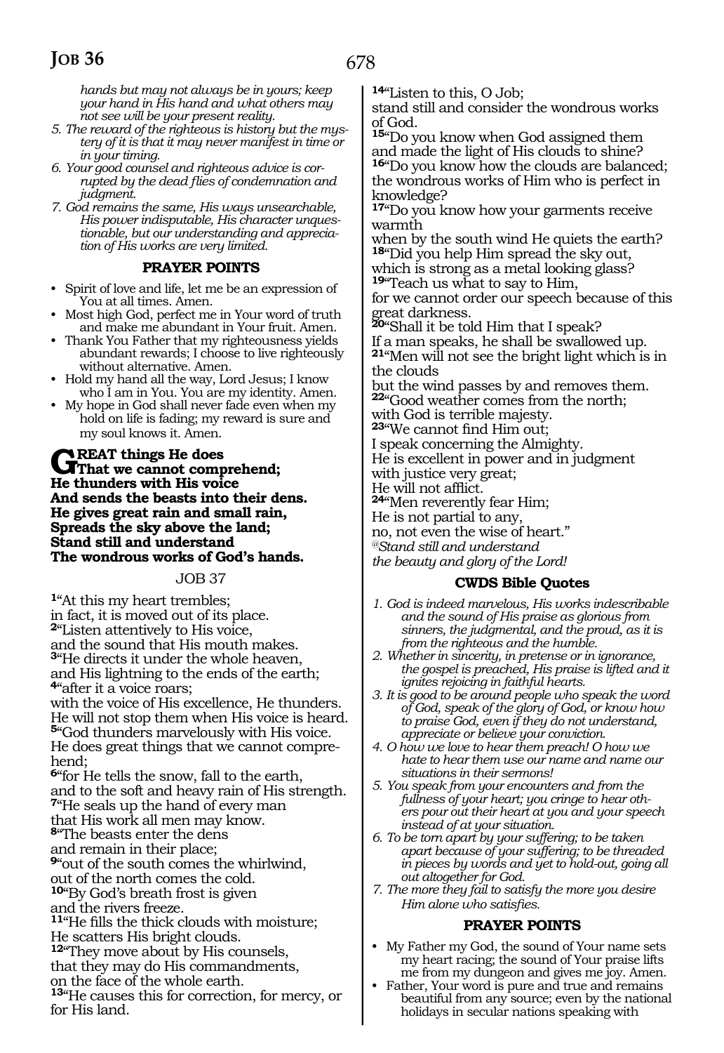*hands but may not always be in yours; keep your hand in His hand and what others may not see will be your present reality.*

5. *The reward of the righteous is history but the mystery of it is that it may never manifest in time or in your timing.*
6. *Your good counsel and righteous advice is corrupted by the dead flies of condemnation and judgment.*
7. *God remains the same, His ways unsearchable, His power indisputable, His character unquestionable, but our understanding and appreciation of His works are very limited.*

### PRAYER POINTS

- Spirit of love and life, let me be an expression of You at all times. Amen.
- Most high God, perfect me in Your word of truth and make me abundant in Your fruit. Amen.
- Thank You Father that my righteousness yields abundant rewards; I choose to live righteously without alternative. Amen.
- Hold my hand all the way, Lord Jesus; I know who I am in You. You are my identity. Amen.
- My hope in God shall never fade even when my hold on life is fading; my reward is sure and my soul knows it. Amen.

**GREAT things He does**
**That we cannot comprehend;**
**He thunders with His voice**
**And sends the beasts into their dens.**
**He gives great rain and small rain,**
**Spreads the sky above the land;**
**Stand still and understand**
**The wondrous works of God's hands.**

## JOB 37

[1]"At this my heart trembles;
in fact, it is moved out of its place.
[2]"Listen attentively to His voice,
and the sound that His mouth makes.
[3]"He directs it under the whole heaven,
and His lightning to the ends of the earth;
[4]"after it a voice roars;
with the voice of His excellence, He thunders.
He will not stop them when His voice is heard.
[5]"God thunders marvelously with His voice.
He does great things that we cannot comprehend;
[6]"for He tells the snow, fall to the earth,
and to the soft and heavy rain of His strength.
[7]"He seals up the hand of every man
that His work all men may know.
[8]"The beasts enter the dens
and remain in their place;
[9]"out of the south comes the whirlwind,
out of the north comes the cold.
[10]"By God's breath frost is given
and the rivers freeze.
[11]"He fills the thick clouds with moisture;
He scatters His bright clouds.
[12]"They move about by His counsels,
that they may do His commandments,
on the face of the whole earth.
[13]"He causes this for correction, for mercy, or for His land.
[14]"Listen to this, O Job;
stand still and consider the wondrous works of God.
[15]"Do you know when God assigned them
and made the light of His clouds to shine?
[16]"Do you know how the clouds are balanced;
the wondrous works of Him who is perfect in knowledge?
[17]"Do you know how your garments receive warmth
when by the south wind He quiets the earth?
[18]"Did you help Him spread the sky out,
which is strong as a metal looking glass?
[19]"Teach us what to say to Him,
for we cannot order our speech because of this great darkness.
[20]"Shall it be told Him that I speak?
If a man speaks, he shall be swallowed up.
[21]"Men will not see the bright light which is in the clouds
but the wind passes by and removes them.
[22]"Good weather comes from the north;
with God is terrible majesty.
[23]"We cannot find Him out;
I speak concerning the Almighty.
He is excellent in power and in judgment
with justice very great;
He will not afflict.
[24]"Men reverently fear Him;
He is not partial to any,
no, not even the wise of heart."
*@Stand still and understand*
*the beauty and glory of the Lord!*

### CWDS Bible Quotes

1. *God is indeed marvelous, His works indescribable and the sound of His praise as glorious from sinners, the judgmental, and the proud, as it is from the righteous and the humble.*
2. *Whether in sincerity, in pretense or in ignorance, the gospel is preached, His praise is lifted and it ignites rejoicing in faithful hearts.*
3. *It is good to be around people who speak the word of God, speak of the glory of God, or know how to praise God, even if they do not understand, appreciate or believe your conviction.*
4. *O how we love to hear them preach! O how we hate to hear them use our name and name our situations in their sermons!*
5. *You speak from your encounters and from the fullness of your heart; you cringe to hear others pour out their heart at you and your speech instead of at your situation.*
6. *To be torn apart by your suffering; to be taken apart because of your suffering; to be threaded in pieces by words and yet to hold-out, going all out altogether for God.*
7. *The more they fail to satisfy the more you desire Him alone who satisfies.*

### PRAYER POINTS

- My Father my God, the sound of Your name sets my heart racing; the sound of Your praise lifts me from my dungeon and gives me joy. Amen.
- Father, Your word is pure and true and remains beautiful from any source; even by the national holidays in secular nations speaking with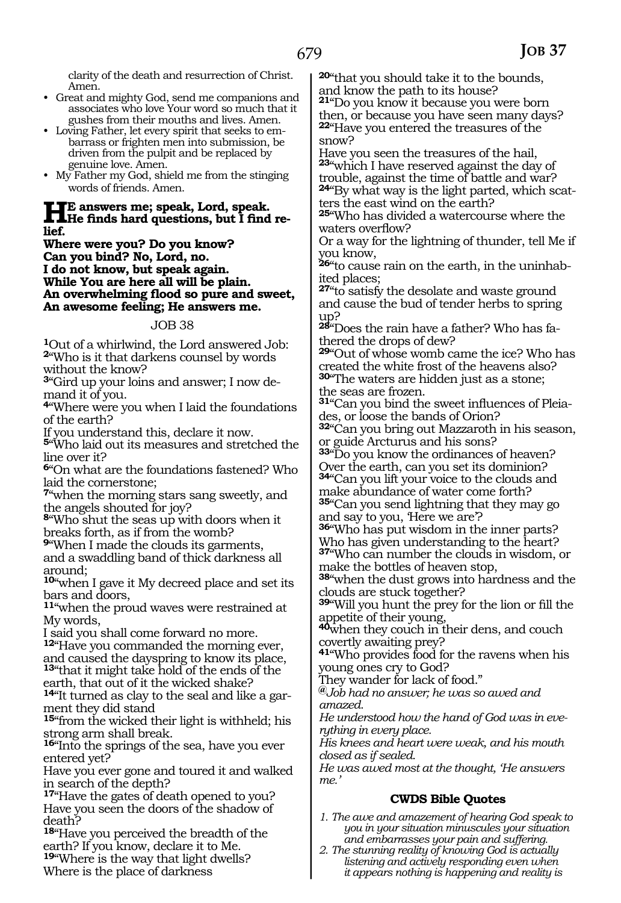clarity of the death and resurrection of Christ. Amen.

- Great and mighty God, send me companions and associates who love Your word so much that it gushes from their mouths and lives. Amen.
- Loving Father, let every spirit that seeks to embarrass or frighten men into submission, be driven from the pulpit and be replaced by genuine love. Amen.
- My Father my God, shield me from the stinging words of friends. Amen.

**He answers me; speak, Lord, speak.**
**He finds hard questions, but I find relief.**
**Where were you? Do you know?**
**Can you bind? No, Lord, no.**
**I do not know, but speak again.**
**While You are here all will be plain.**
**An overwhelming flood so pure and sweet,**
**An awesome feeling; He answers me.**

JOB 38

1Out of a whirlwind, the Lord answered Job:
2"Who is it that darkens counsel by words without the know?
3"Gird up your loins and answer; I now demand it of you.
4"Where were you when I laid the foundations of the earth?
If you understand this, declare it now.
5"Who laid out its measures and stretched the line over it?
6"On what are the foundations fastened? Who laid the cornerstone;
7"when the morning stars sang sweetly, and the angels shouted for joy?
8"Who shut the seas up with doors when it breaks forth, as if from the womb?
9"When I made the clouds its garments, and a swaddling band of thick darkness all around;
10"when I gave it My decreed place and set its bars and doors,
11"when the proud waves were restrained at My words,
I said you shall come forward no more.
12"Have you commanded the morning ever, and caused the dayspring to know its place,
13"that it might take hold of the ends of the earth, that out of it the wicked shake?
14"It turned as clay to the seal and like a garment they did stand
15"from the wicked their light is withheld; his strong arm shall break.
16"Into the springs of the sea, have you ever entered yet?
Have you ever gone and toured it and walked in search of the depth?
17"Have the gates of death opened to you?
Have you seen the doors of the shadow of death?
18"Have you perceived the breadth of the earth? If you know, declare it to Me.
19"Where is the way that light dwells?
Where is the place of darkness
20"that you should take it to the bounds, and know the path to its house?
21"Do you know it because you were born then, or because you have seen many days?
22"Have you entered the treasures of the snow?
Have you seen the treasures of the hail,
23"which I have reserved against the day of trouble, against the time of battle and war?
24"By what way is the light parted, which scatters the east wind on the earth?
25"Who has divided a watercourse where the waters overflow?
Or a way for the lightning of thunder, tell Me if you know,
26"to cause rain on the earth, in the uninhabited places;
27"to satisfy the desolate and waste ground and cause the bud of tender herbs to spring up?
28"Does the rain have a father? Who has fathered the drops of dew?
29"Out of whose womb came the ice? Who has created the white frost of the heavens also?
30"The waters are hidden just as a stone; the seas are frozen.
31"Can you bind the sweet influences of Pleiades, or loose the bands of Orion?
32"Can you bring out Mazzaroth in his season, or guide Arcturus and his sons?
33"Do you know the ordinances of heaven?
Over the earth, can you set its dominion?
34"Can you lift your voice to the clouds and make abundance of water come forth?
35"Can you send lightning that they may go and say to you, 'Here we are'?
36"Who has put wisdom in the inner parts?
Who has given understanding to the heart?
37"Who can number the clouds in wisdom, or make the bottles of heaven stop,
38"when the dust grows into hardness and the clouds are stuck together?
39"Will you hunt the prey for the lion or fill the appetite of their young,
40when they couch in their dens, and couch covertly awaiting prey?
41"Who provides food for the ravens when his young ones cry to God?
They wander for lack of food."

*@Job had no answer; he was so awed and amazed.*
*He understood how the hand of God was in everything in every place.*
*His knees and heart were weak, and his mouth closed as if sealed.*
*He was awed most at the thought, 'He answers me.'*

**CWDS Bible Quotes**

1. *The awe and amazement of hearing God speak to you in your situation minuscules your situation and embarrasses your pain and suffering.*
2. *The stunning reality of knowing God is actually listening and actively responding even when it appears nothing is happening and reality is*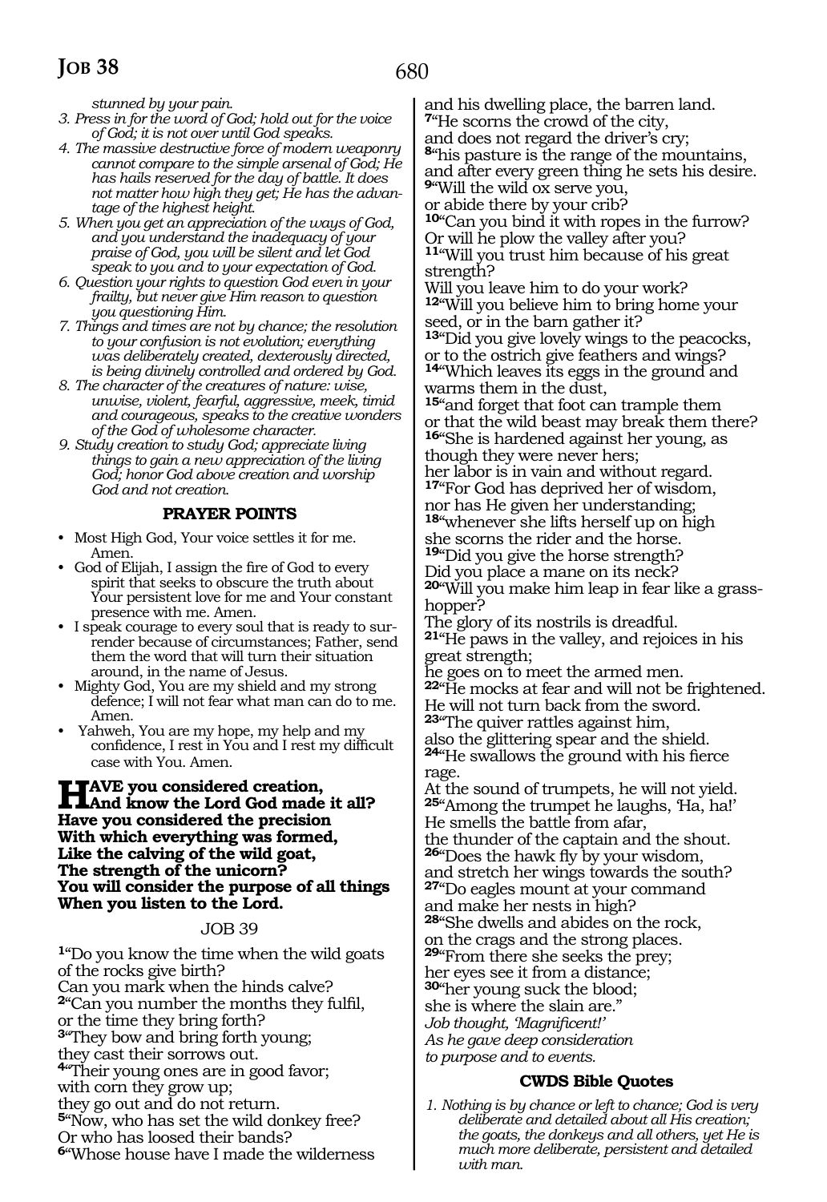*stunned by your pain.*

3. *Press in for the word of God; hold out for the voice of God; it is not over until God speaks.*
4. *The massive destructive force of modern weaponry cannot compare to the simple arsenal of God; He has hails reserved for the day of battle. It does not matter how high they get; He has the advantage of the highest height.*
5. *When you get an appreciation of the ways of God, and you understand the inadequacy of your praise of God, you will be silent and let God speak to you and to your expectation of God.*
6. *Question your rights to question God even in your frailty, but never give Him reason to question you questioning Him.*
7. *Things and times are not by chance; the resolution to your confusion is not evolution; everything was deliberately created, dexterously directed, is being divinely controlled and ordered by God.*
8. *The character of the creatures of nature: wise, unwise, violent, fearful, aggressive, meek, timid and courageous, speaks to the creative wonders of the God of wholesome character.*
9. *Study creation to study God; appreciate living things to gain a new appreciation of the living God; honor God above creation and worship God and not creation.*

## PRAYER POINTS

- Most High God, Your voice settles it for me. Amen.
- God of Elijah, I assign the fire of God to every spirit that seeks to obscure the truth about Your persistent love for me and Your constant presence with me. Amen.
- I speak courage to every soul that is ready to surrender because of circumstances; Father, send them the word that will turn their situation around, in the name of Jesus.
- Mighty God, You are my shield and my strong defence; I will not fear what man can do to me. Amen.
- Yahweh, You are my hope, my help and my confidence, I rest in You and I rest my difficult case with You. Amen.

**HAVE you considered creation,**
**And know the Lord God made it all?**
**Have you considered the precision**
**With which everything was formed,**
**Like the calving of the wild goat,**
**The strength of the unicorn?**
**You will consider the purpose of all things**
**When you listen to the Lord.**

## JOB 39

**1**"Do you know the time when the wild goats of the rocks give birth?
Can you mark when the hinds calve?
**2**"Can you number the months they fulfil, or the time they bring forth?
**3**"They bow and bring forth young; they cast their sorrows out.
**4**"Their young ones are in good favor; with corn they grow up; they go out and do not return.
**5**"Now, who has set the wild donkey free? Or who has loosed their bands?
**6**"Whose house I have made the wilderness and his dwelling place, the barren land.
**7**"He scorns the crowd of the city, and does not regard the driver's cry;
**8**"his pasture is the range of the mountains, and after every green thing he sets his desire.
**9**"Will the wild ox serve you, or abide there by your crib?
**10**"Can you bind it with ropes in the furrow? Or will he plow the valley after you?
**11**"Will you trust him because of his great strength?
Will you leave him to do your work?
**12**"Will you believe him to bring home your seed, or in the barn gather it?
**13**"Did you give lovely wings to the peacocks, or to the ostrich give feathers and wings?
**14**"Which leaves its eggs in the ground and warms them in the dust,
**15**"and forget that foot can trample them or that the wild beast may break them there?
**16**"She is hardened against her young, as though they were never hers;
her labor is in vain and without regard.
**17**"For God has deprived her of wisdom, nor has He given her understanding;
**18**"whenever she lifts herself up on high she scorns the rider and the horse.
**19**"Did you give the horse strength? Did you place a mane on its neck?
**20**"Will you make him leap in fear like a grasshopper?
The glory of its nostrils is dreadful.
**21**"He paws in the valley, and rejoices in his great strength;
he goes on to meet the armed men.
**22**"He mocks at fear and will not be frightened.
He will not turn back from the sword.
**23**"The quiver rattles against him, also the glittering spear and the shield.
**24**"He swallows the ground with his fierce rage.
At the sound of trumpets, he will not yield.
**25**"Among the trumpet he laughs, 'Ha, ha!'
He smells the battle from afar, the thunder of the captain and the shout.
**26**"Does the hawk fly by your wisdom, and stretch her wings towards the south?
**27**"Do eagles mount at your command and make her nests in high?
**28**"She dwells and abides on the rock, on the crags and the strong places.
**29**"From there she seeks the prey; her eyes see it from a distance;
**30**"her young suck the blood; she is where the slain are."
*Job thought, 'Magnificent!'*
*As he gave deep consideration*
*to purpose and to events.*

## CWDS Bible Quotes

1. *Nothing is by chance or left to chance; God is very deliberate and detailed about all His creation; the goats, the donkeys and all others, yet He is much more deliberate, persistent and detailed with man.*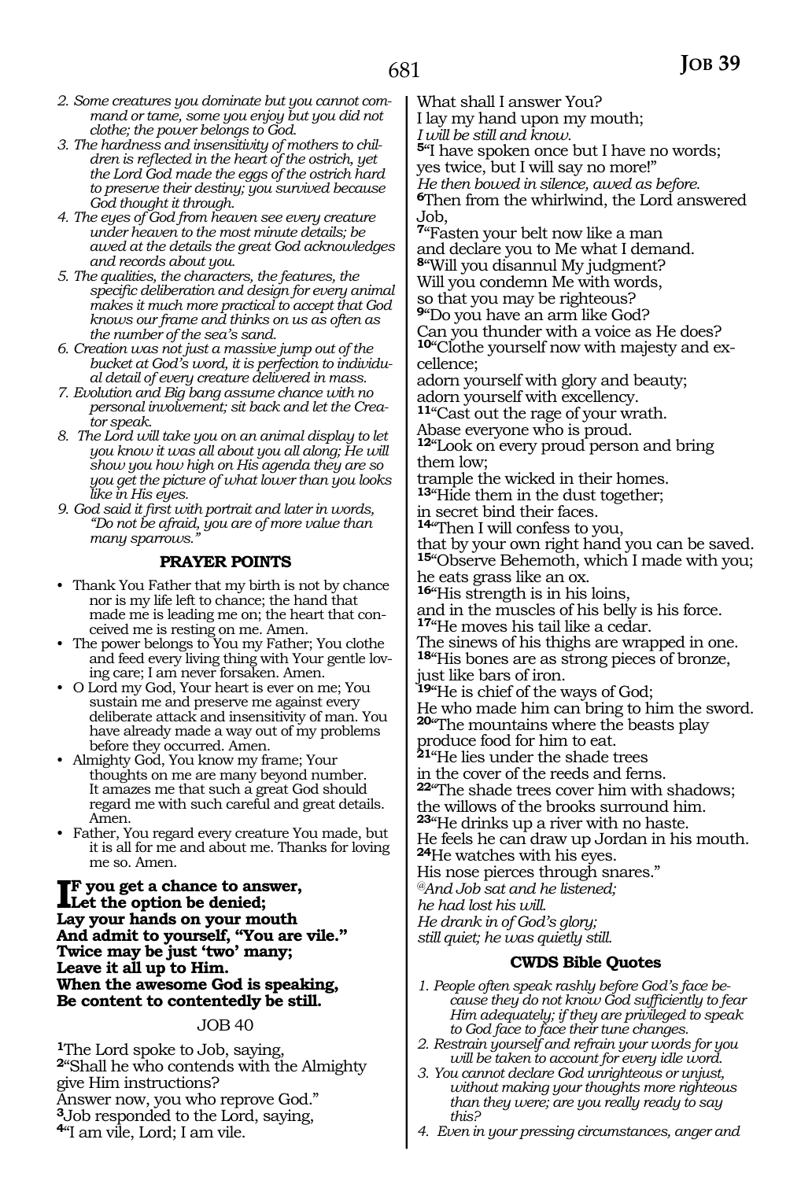2. *Some creatures you dominate but you cannot command or tame, some you enjoy but you did not clothe; the power belongs to God.*
3. *The hardness and insensitivity of mothers to children is reflected in the heart of the ostrich, yet the Lord God made the eggs of the ostrich hard to preserve their destiny; you survived because God thought it through.*
4. *The eyes of God from heaven see every creature under heaven to the most minute details; be awed at the details the great God acknowledges and records about you.*
5. *The qualities, the characters, the features, the specific deliberation and design for every animal makes it much more practical to accept that God knows our frame and thinks on us as often as the number of the sea's sand.*
6. *Creation was not just a massive jump out of the bucket at God's word, it is perfection to individual detail of every creature delivered in mass.*
7. *Evolution and Big bang assume chance with no personal involvement; sit back and let the Creator speak.*
8. *The Lord will take you on an animal display to let you know it was all about you all along; He will show you how high on His agenda they are so you get the picture of what lower than you looks like in His eyes.*
9. *God said it first with portrait and later in words, "Do not be afraid, you are of more value than many sparrows."*

### PRAYER POINTS

- Thank You Father that my birth is not by chance nor is my life left to chance; the hand that made me is leading me on; the heart that conceived me is resting on me. Amen.
- The power belongs to You my Father; You clothe and feed every living thing with Your gentle loving care; I am never forsaken. Amen.
- O Lord my God, Your heart is ever on me; You sustain me and preserve me against every deliberate attack and insensitivity of man. You have already made a way out of my problems before they occurred. Amen.
- Almighty God, You know my frame; Your thoughts on me are many beyond number. It amazes me that such a great God should regard me with such careful and great details. Amen.
- Father, You regard every creature You made, but it is all for me and about me. Thanks for loving me so. Amen.

**If you get a chance to answer,**
**Let the option be denied;**
**Lay your hands on your mouth**
**And admit to yourself, "You are vile."**
**Twice may be just 'two' many;**
**Leave it all up to Him.**
**When the awesome God is speaking,**
**Be content to contentedly be still.**

## JOB 40

**1**The Lord spoke to Job, saying,
**2**"Shall he who contends with the Almighty give Him instructions?
Answer now, you who reprove God."
**3**Job responded to the Lord, saying,
**4**"I am vile, Lord; I am vile.
What shall I answer You?
I lay my hand upon my mouth;
*I will be still and know.*
**5**"I have spoken once but I have no words;
yes twice, but I will say no more!"
*He then bowed in silence, awed as before.*
**6**Then from the whirlwind, the Lord answered Job,
**7**"Fasten your belt now like a man
and declare you to Me what I demand.
**8**"Will you disannul My judgment?
Will you condemn Me with words,
so that you may be righteous?
**9**"Do you have an arm like God?
Can you thunder with a voice as He does?
**10**"Clothe yourself now with majesty and excellence;
adorn yourself with glory and beauty;
adorn yourself with excellency.
**11**"Cast out the rage of your wrath.
Abase everyone who is proud.
**12**"Look on every proud person and bring them low;
trample the wicked in their homes.
**13**"Hide them in the dust together;
in secret bind their faces.
**14**"Then I will confess to you,
that by your own right hand you can be saved.
**15**"Observe Behemoth, which I made with you;
he eats grass like an ox.
**16**"His strength is in his loins,
and in the muscles of his belly is his force.
**17**"He moves his tail like a cedar.
The sinews of his thighs are wrapped in one.
**18**"His bones are as strong pieces of bronze,
just like bars of iron.
**19**"He is chief of the ways of God;
He who made him can bring to him the sword.
**20**"The mountains where the beasts play
produce food for him to eat.
**21**"He lies under the shade trees
in the cover of the reeds and ferns.
**22**"The shade trees cover him with shadows;
the willows of the brooks surround him.
**23**"He drinks up a river with no haste.
He feels he can draw up Jordan in his mouth.
**24**He watches with his eyes.
His nose pierces through snares."
*@And Job sat and he listened;*
*he had lost his will.*
*He drank in of God's glory;*
*still quiet; he was quietly still.*

### CWDS Bible Quotes

1. *People often speak rashly before God's face because they do not know God sufficiently to fear Him adequately; if they are privileged to speak to God face to face their tune changes.*
2. *Restrain yourself and refrain your words for you will be taken to account for every idle word.*
3. *You cannot declare God unrighteous or unjust, without making your thoughts more righteous than they were; are you really ready to say this?*
4. *Even in your pressing circumstances, anger and*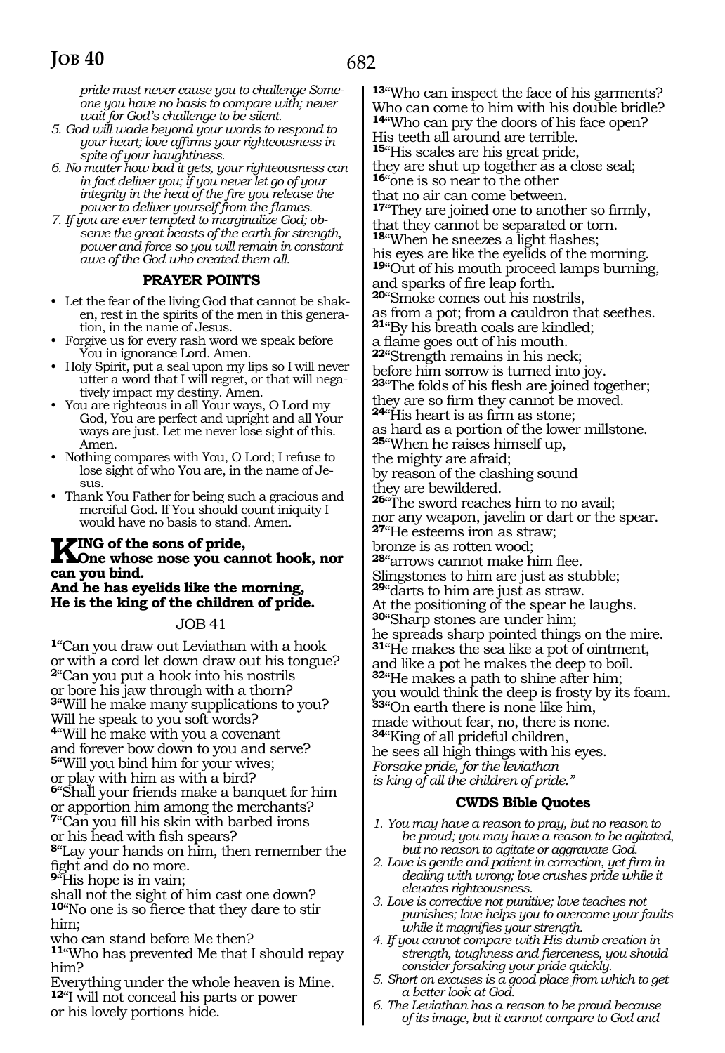*pride must never cause you to challenge Someone you have no basis to compare with; never wait for God's challenge to be silent.*

5. *God will wade beyond your words to respond to your heart; love affirms your righteousness in spite of your haughtiness.*
6. *No matter how bad it gets, your righteousness can in fact deliver you; if you never let go of your integrity in the heat of the fire you release the power to deliver yourself from the flames.*
7. *If you are ever tempted to marginalize God; observe the great beasts of the earth for strength, power and force so you will remain in constant awe of the God who created them all.*

### PRAYER POINTS

- Let the fear of the living God that cannot be shaken, rest in the spirits of the men in this generation, in the name of Jesus.
- Forgive us for every rash word we speak before You in ignorance Lord. Amen.
- Holy Spirit, put a seal upon my lips so I will never utter a word that I will regret, or that will negatively impact my destiny. Amen.
- You are righteous in all Your ways, O Lord my God, You are perfect and upright and all Your ways are just. Let me never lose sight of this. Amen.
- Nothing compares with You, O Lord; I refuse to lose sight of who You are, in the name of Jesus.
- Thank You Father for being such a gracious and merciful God. If You should count iniquity I would have no basis to stand. Amen.

**KING of the sons of pride,**
**One whose nose you cannot hook, nor can you bind.**
**And he has eyelids like the morning,**
**He is the king of the children of pride.**

## JOB 41

[1]"Can you draw out Leviathan with a hook
or with a cord let down draw out his tongue?
[2]"Can you put a hook into his nostrils
or bore his jaw through with a thorn?
[3]"Will he make many supplications to you?
Will he speak to you soft words?
[4]"Will he make with you a covenant
and forever bow down to you and serve?
[5]"Will you bind him for your wives;
or play with him as with a bird?
[6]"Shall your friends make a banquet for him
or apportion him among the merchants?
[7]"Can you fill his skin with barbed irons
or his head with fish spears?
[8]"Lay your hands on him, then remember the fight and do no more.
[9]"His hope is in vain;
shall not the sight of him cast one down?
[10]"No one is so fierce that they dare to stir him;
who can stand before Me then?
[11]"Who has prevented Me that I should repay him?
Everything under the whole heaven is Mine.
[12]"I will not conceal his parts or power
or his lovely portions hide.
[13]"Who can inspect the face of his garments?
Who can come to him with his double bridle?
[14]"Who can pry the doors of his face open?
His teeth all around are terrible.
[15]"His scales are his great pride,
they are shut up together as a close seal;
[16]"one is so near to the other
that no air can come between.
[17]"They are joined one to another so firmly,
that they cannot be separated or torn.
[18]"When he sneezes a light flashes;
his eyes are like the eyelids of the morning.
[19]"Out of his mouth proceed lamps burning,
and sparks of fire leap forth.
[20]"Smoke comes out his nostrils,
as from a pot; from a cauldron that seethes.
[21]"By his breath coals are kindled;
a flame goes out of his mouth.
[22]"Strength remains in his neck;
before him sorrow is turned into joy.
[23]"The folds of his flesh are joined together;
they are so firm they cannot be moved.
[24]"His heart is as firm as stone;
as hard as a portion of the lower millstone.
[25]"When he raises himself up,
the mighty are afraid;
by reason of the clashing sound
they are bewildered.
[26]"The sword reaches him to no avail;
nor any weapon, javelin or dart or the spear.
[27]"He esteems iron as straw;
bronze is as rotten wood;
[28]"arrows cannot make him flee.
Slingstones to him are just as stubble;
[29]"darts to him are just as straw.
At the positioning of the spear he laughs.
[30]"Sharp stones are under him;
he spreads sharp pointed things on the mire.
[31]"He makes the sea like a pot of ointment,
and like a pot he makes the deep to boil.
[32]"He makes a path to shine after him;
you would think the deep is frosty by its foam.
[33]"On earth there is none like him,
made without fear, no, there is none.
[34]"King of all prideful children,
he sees all high things with his eyes.
*Forsake pride, for the leviathan*
*is king of all the children of pride."*

### CWDS Bible Quotes

1. *You may have a reason to pray, but no reason to be proud; you may have a reason to be agitated, but no reason to agitate or aggravate God.*
2. *Love is gentle and patient in correction, yet firm in dealing with wrong; love crushes pride while it elevates righteousness.*
3. *Love is corrective not punitive; love teaches not punishes; love helps you to overcome your faults while it magnifies your strength.*
4. *If you cannot compare with His dumb creation in strength, toughness and fierceness, you should consider forsaking your pride quickly.*
5. *Short on excuses is a good place from which to get a better look at God.*
6. *The Leviathan has a reason to be proud because of its image, but it cannot compare to God and*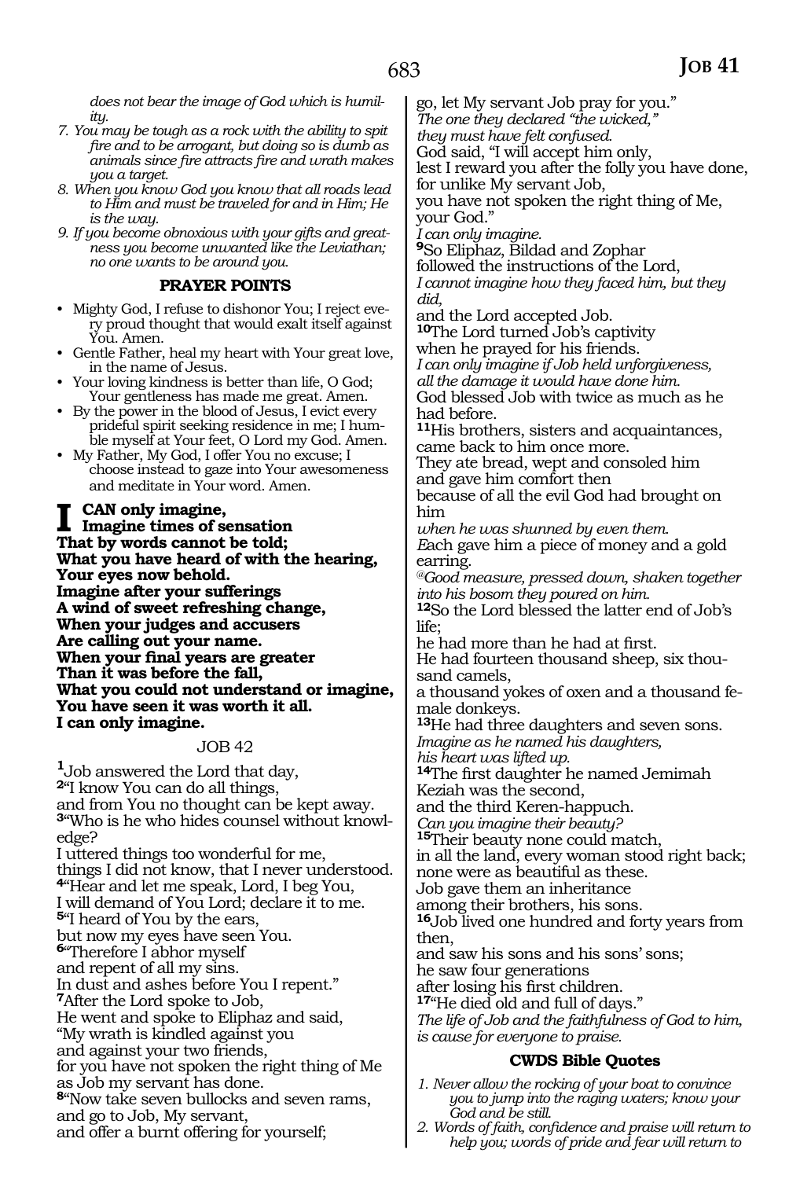*does not bear the image of God which is humility.*

7. *You may be tough as a rock with the ability to spit fire and to be arrogant, but doing so is dumb as animals since fire attracts fire and wrath makes you a target.*
8. *When you know God you know that all roads lead to Him and must be traveled for and in Him; He is the way.*
9. *If you become obnoxious with your gifts and greatness you become unwanted like the Leviathan; no one wants to be around you.*

### PRAYER POINTS

- Mighty God, I refuse to dishonor You; I reject every proud thought that would exalt itself against You. Amen.
- Gentle Father, heal my heart with Your great love, in the name of Jesus.
- Your loving kindness is better than life, O God; Your gentleness has made me great. Amen.
- By the power in the blood of Jesus, I evict every prideful spirit seeking residence in me; I humble myself at Your feet, O Lord my God. Amen.
- My Father, My God, I offer You no excuse; I choose instead to gaze into Your awesomeness and meditate in Your word. Amen.

**I CAN only imagine,**
**Imagine times of sensation**
**That by words cannot be told;**
**What you have heard of with the hearing,**
**Your eyes now behold.**
**Imagine after your sufferings**
**A wind of sweet refreshing change,**
**When your judges and accusers**
**Are calling out your name.**
**When your final years are greater**
**Than it was before the fall,**
**What you could not understand or imagine,**
**You have seen it was worth it all.**
**I can only imagine.**

## JOB 42

**1**Job answered the Lord that day,
**2**"I know You can do all things,
and from You no thought can be kept away.
**3**"Who is he who hides counsel without knowledge?
I uttered things too wonderful for me,
things I did not know, that I never understood.
**4**"Hear and let me speak, Lord, I beg You,
I will demand of You Lord; declare it to me.
**5**"I heard of You by the ears,
but now my eyes have seen You.
**6**"Therefore I abhor myself
and repent of all my sins.
In dust and ashes before You I repent."
**7**After the Lord spoke to Job,
He went and spoke to Eliphaz and said,
"My wrath is kindled against you
and against your two friends,
for you have not spoken the right thing of Me
as Job my servant has done.
**8**"Now take seven bullocks and seven rams,
and go to Job, My servant,
and offer a burnt offering for yourself;
go, let My servant Job pray for you."
*The one they declared "the wicked,"*
*they must have felt confused.*
God said, "I will accept him only,
lest I reward you after the folly you have done,
for unlike My servant Job,
you have not spoken the right thing of Me,
your God."
*I can only imagine.*
**9**So Eliphaz, Bildad and Zophar
followed the instructions of the Lord,
*I cannot imagine how they faced him, but they did,*
and the Lord accepted Job.
**10**The Lord turned Job's captivity
when he prayed for his friends.
*I can only imagine if Job held unforgiveness,*
*all the damage it would have done him.*
God blessed Job with twice as much as he had before.
**11**His brothers, sisters and acquaintances,
came back to him once more.
They ate bread, wept and consoled him
and gave him comfort then
because of all the evil God had brought on him
*when he was shunned by even them.*
Each gave him a piece of money and a gold earring.
*@Good measure, pressed down, shaken together into his bosom they poured on him.*
**12**So the Lord blessed the latter end of Job's life;
he had more than he had at first.
He had fourteen thousand sheep, six thousand camels,
a thousand yokes of oxen and a thousand female donkeys.
**13**He had three daughters and seven sons.
*Imagine as he named his daughters,*
*his heart was lifted up.*
**14**The first daughter he named Jemimah
Keziah was the second,
and the third Keren-happuch.
*Can you imagine their beauty?*
**15**Their beauty none could match,
in all the land, every woman stood right back;
none were as beautiful as these.
Job gave them an inheritance
among their brothers, his sons.
**16**Job lived one hundred and forty years from then,
and saw his sons and his sons' sons;
he saw four generations
after losing his first children.
**17**"He died old and full of days."
*The life of Job and the faithfulness of God to him, is cause for everyone to praise.*

### CWDS Bible Quotes

1. *Never allow the rocking of your boat to convince you to jump into the raging waters; know your God and be still.*
2. *Words of faith, confidence and praise will return to help you; words of pride and fear will return to*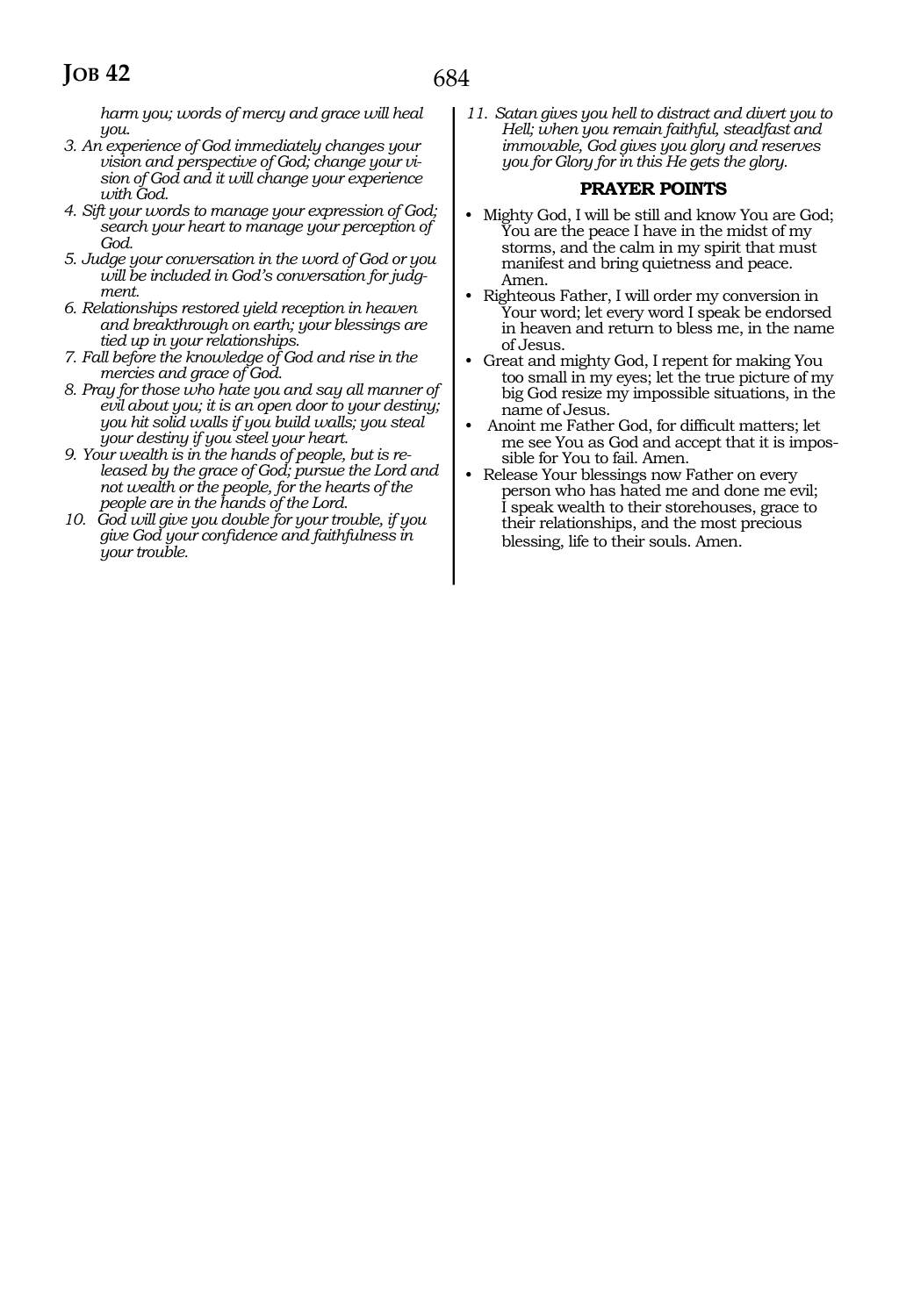*harm you; words of mercy and grace will heal you.*

3. *An experience of God immediately changes your vision and perspective of God; change your vision of God and it will change your experience with God.*
4. *Sift your words to manage your expression of God; search your heart to manage your perception of God.*
5. *Judge your conversation in the word of God or you will be included in God's conversation for judgment.*
6. *Relationships restored yield reception in heaven and breakthrough on earth; your blessings are tied up in your relationships.*
7. *Fall before the knowledge of God and rise in the mercies and grace of God.*
8. *Pray for those who hate you and say all manner of evil about you; it is an open door to your destiny; you hit solid walls if you build walls; you steal your destiny if you steel your heart.*
9. *Your wealth is in the hands of people, but is released by the grace of God; pursue the Lord and not wealth or the people, for the hearts of the people are in the hands of the Lord.*
10. *God will give you double for your trouble, if you give God your confidence and faithfulness in your trouble.*
11. *Satan gives you hell to distract and divert you to Hell; when you remain faithful, steadfast and immovable, God gives you glory and reserves you for Glory for in this He gets the glory.*

### PRAYER POINTS

- Mighty God, I will be still and know You are God; You are the peace I have in the midst of my storms, and the calm in my spirit that must manifest and bring quietness and peace. Amen.
- Righteous Father, I will order my conversion in Your word; let every word I speak be endorsed in heaven and return to bless me, in the name of Jesus.
- Great and mighty God, I repent for making You too small in my eyes; let the true picture of my big God resize my impossible situations, in the name of Jesus.
- Anoint me Father God, for difficult matters; let me see You as God and accept that it is impossible for You to fail. Amen.
- Release Your blessings now Father on every person who has hated me and done me evil; I speak wealth to their storehouses, grace to their relationships, and the most precious blessing, life to their souls. Amen.